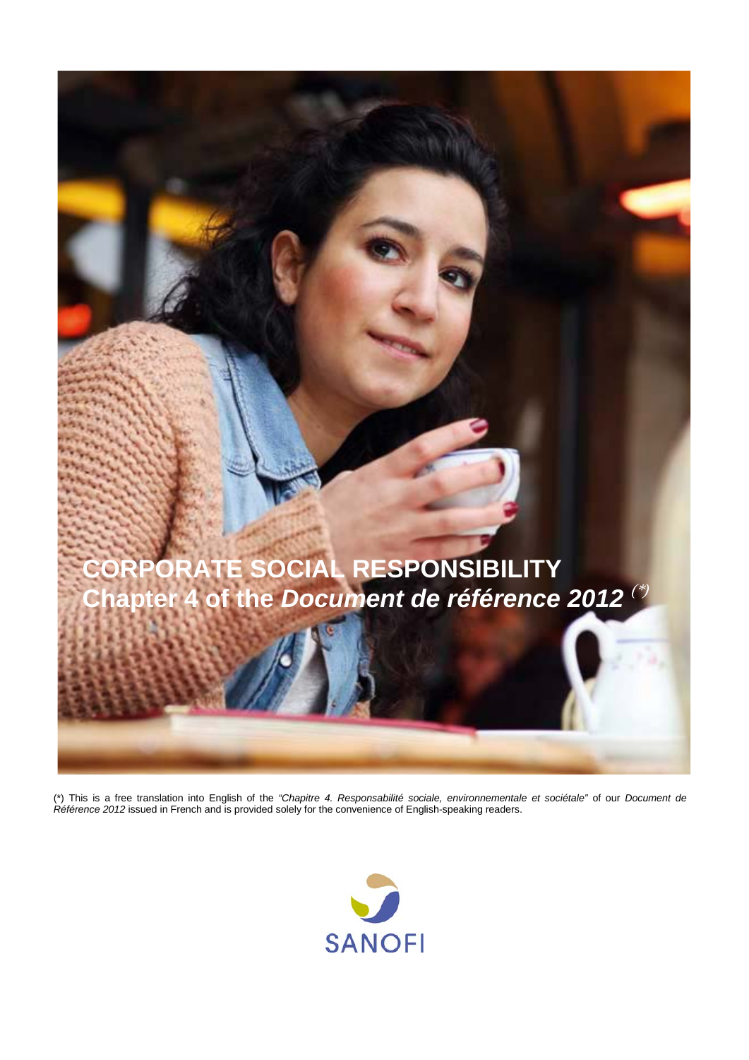# CORPORATE SOCIAL RESPONSIBILITY

## Chapter 4 of the *Document de référence 2012* (*)

(*) This is a free translation into English of the *"Chapitre 4. Responsabilité sociale, environnementale et sociétale"* of our *Document de Référence 2012* issued in French and is provided solely for the convenience of English-speaking readers.

SANOFI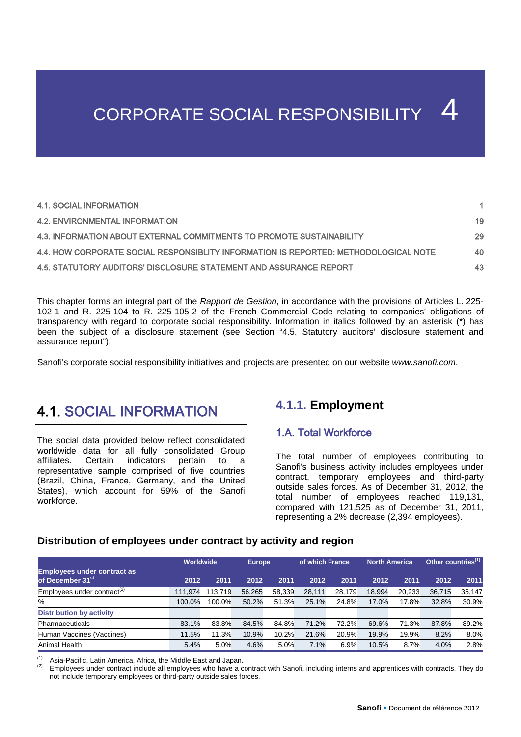# CORPORATE SOCIAL RESPONSIBILITY 4

| | |
|---|---|
| 4.1. SOCIAL INFORMATION | 1 |
| 4.2. ENVIRONMENTAL INFORMATION | 19 |
| 4.3. INFORMATION ABOUT EXTERNAL COMMITMENTS TO PROMOTE SUSTAINABILITY | 29 |
| 4.4. HOW CORPORATE SOCIAL RESPONSIBLITY INFORMATION IS REPORTED: METHODOLOGICAL NOTE | 40 |
| 4.5. STATUTORY AUDITORS' DISCLOSURE STATEMENT AND ASSURANCE REPORT | 43 |

This chapter forms an integral part of the *Rapport de Gestion*, in accordance with the provisions of Articles L. 225-102-1 and R. 225-104 to R. 225-105-2 of the French Commercial Code relating to companies' obligations of transparency with regard to corporate social responsibility. Information in italics followed by an asterisk (*) has been the subject of a disclosure statement (see Section "4.5. Statutory auditors' disclosure statement and assurance report").

Sanofi's corporate social responsibility initiatives and projects are presented on our website *www.sanofi.com*.

## 4.1. SOCIAL INFORMATION

The social data provided below reflect consolidated worldwide data for all fully consolidated Group affiliates. Certain indicators pertain to a representative sample comprised of five countries (Brazil, China, France, Germany, and the United States), which account for 59% of the Sanofi workforce.

### 4.1.1. Employment

#### 1.A. Total Workforce

The total number of employees contributing to Sanofi's business activity includes employees under contract, temporary employees and third-party outside sales forces. As of December 31, 2012, the total number of employees reached 119,131, compared with 121,525 as of December 31, 2011, representing a 2% decrease (2,394 employees).

**Distribution of employees under contract by activity and region**

| Employees under contract as of December 31st | Worldwide | | Europe | | of which France | | North America | | Other countries(1) | |
|---|---|---|---|---|---|---|---|---|---|---|
| | 2012 | 2011 | 2012 | 2011 | 2012 | 2011 | 2012 | 2011 | 2012 | 2011 |
| Employees under contract(2) | 111,974 | 113,719 | 56,265 | 58,339 | 28,111 | 28,179 | 18,994 | 20,233 | 36,715 | 35,147 |
| % | 100.0% | 100.0% | 50.2% | 51.3% | 25.1% | 24.8% | 17.0% | 17.8% | 32.8% | 30.9% |
| **Distribution by activity** | | | | | | | | | | |
| Pharmaceuticals | 83.1% | 83.8% | 84.5% | 84.8% | 71.2% | 72.2% | 69.6% | 71.3% | 87.8% | 89.2% |
| Human Vaccines (Vaccines) | 11.5% | 11.3% | 10.9% | 10.2% | 21.6% | 20.9% | 19.9% | 19.9% | 8.2% | 8.0% |
| Animal Health | 5.4% | 5.0% | 4.6% | 5.0% | 7.1% | 6.9% | 10.5% | 8.7% | 4.0% | 2.8% |

(1) Asia-Pacific, Latin America, Africa, the Middle East and Japan.
(2) Employees under contract include all employees who have a contract with Sanofi, including interns and apprentices with contracts. They do not include temporary employees or third-party outside sales forces.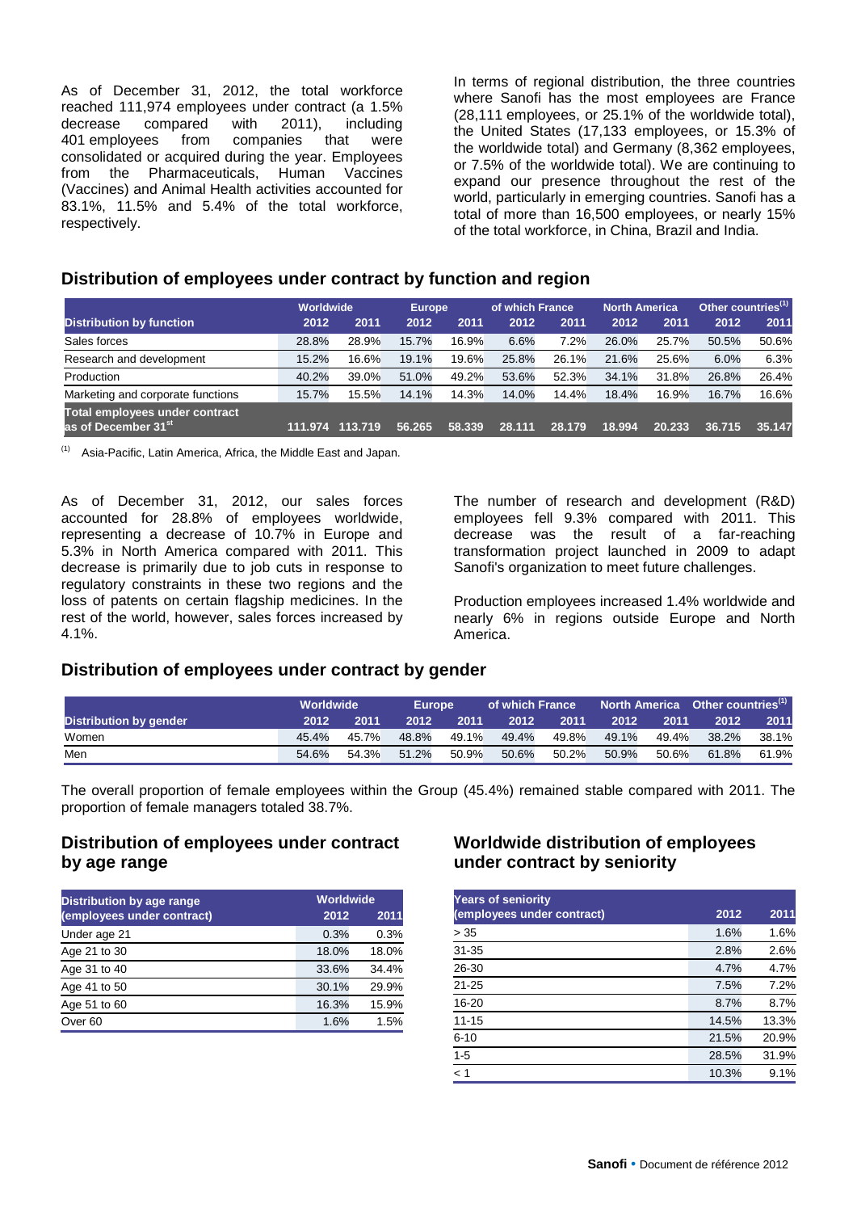As of December 31, 2012, the total workforce reached 111,974 employees under contract (a 1.5% decrease compared with 2011), including 401 employees from companies that were consolidated or acquired during the year. Employees from the Pharmaceuticals, Human Vaccines (Vaccines) and Animal Health activities accounted for 83.1%, 11.5% and 5.4% of the total workforce, respectively.

In terms of regional distribution, the three countries where Sanofi has the most employees are France (28,111 employees, or 25.1% of the worldwide total), the United States (17,133 employees, or 15.3% of the worldwide total) and Germany (8,362 employees, or 7.5% of the worldwide total). We are continuing to expand our presence throughout the rest of the world, particularly in emerging countries. Sanofi has a total of more than 16,500 employees, or nearly 15% of the total workforce, in China, Brazil and India.

## Distribution of employees under contract by function and region

| | Worldwide | | Europe | | of which France | | North America | | Other countries[1] | |
|---|---|---|---|---|---|---|---|---|---|---|
| **Distribution by function** | 2012 | 2011 | 2012 | 2011 | 2012 | 2011 | 2012 | 2011 | 2012 | 2011 |
| Sales forces | 28.8% | 28.9% | 15.7% | 16.9% | 6.6% | 7.2% | 26.0% | 25.7% | 50.5% | 50.6% |
| Research and development | 15.2% | 16.6% | 19.1% | 19.6% | 25.8% | 26.1% | 21.6% | 25.6% | 6.0% | 6.3% |
| Production | 40.2% | 39.0% | 51.0% | 49.2% | 53.6% | 52.3% | 34.1% | 31.8% | 26.8% | 26.4% |
| Marketing and corporate functions | 15.7% | 15.5% | 14.1% | 14.3% | 14.0% | 14.4% | 18.4% | 16.9% | 16.7% | 16.6% |
| **Total employees under contract as of December 31st** | 111.974 | 113.719 | 56.265 | 58.339 | 28.111 | 28.179 | 18.994 | 20.233 | 36.715 | 35.147 |

[1] Asia-Pacific, Latin America, Africa, the Middle East and Japan.

As of December 31, 2012, our sales forces accounted for 28.8% of employees worldwide, representing a decrease of 10.7% in Europe and 5.3% in North America compared with 2011. This decrease is primarily due to job cuts in response to regulatory constraints in these two regions and the loss of patents on certain flagship medicines. In the rest of the world, however, sales forces increased by 4.1%.

The number of research and development (R&D) employees fell 9.3% compared with 2011. This decrease was the result of a far-reaching transformation project launched in 2009 to adapt Sanofi's organization to meet future challenges.

Production employees increased 1.4% worldwide and nearly 6% in regions outside Europe and North America.

## Distribution of employees under contract by gender

| | Worldwide | | Europe | | of which France | | North America | | Other countries[1] | |
|---|---|---|---|---|---|---|---|---|---|---|
| **Distribution by gender** | 2012 | 2011 | 2012 | 2011 | 2012 | 2011 | 2012 | 2011 | 2012 | 2011 |
| Women | 45.4% | 45.7% | 48.8% | 49.1% | 49.4% | 49.8% | 49.1% | 49.4% | 38.2% | 38.1% |
| Men | 54.6% | 54.3% | 51.2% | 50.9% | 50.6% | 50.2% | 50.9% | 50.6% | 61.8% | 61.9% |

The overall proportion of female employees within the Group (45.4%) remained stable compared with 2011. The proportion of female managers totaled 38.7%.

## Distribution of employees under contract by age range

| Distribution by age range (employees under contract) | Worldwide | |
|---|---|---|
| | 2012 | 2011 |
| Under age 21 | 0.3% | 0.3% |
| Age 21 to 30 | 18.0% | 18.0% |
| Age 31 to 40 | 33.6% | 34.4% |
| Age 41 to 50 | 30.1% | 29.9% |
| Age 51 to 60 | 16.3% | 15.9% |
| Over 60 | 1.6% | 1.5% |

## Worldwide distribution of employees under contract by seniority

| Years of seniority (employees under contract) | 2012 | 2011 |
|---|---|---|
| > 35 | 1.6% | 1.6% |
| 31-35 | 2.8% | 2.6% |
| 26-30 | 4.7% | 4.7% |
| 21-25 | 7.5% | 7.2% |
| 16-20 | 8.7% | 8.7% |
| 11-15 | 14.5% | 13.3% |
| 6-10 | 21.5% | 20.9% |
| 1-5 | 28.5% | 31.9% |
| < 1 | 10.3% | 9.1% |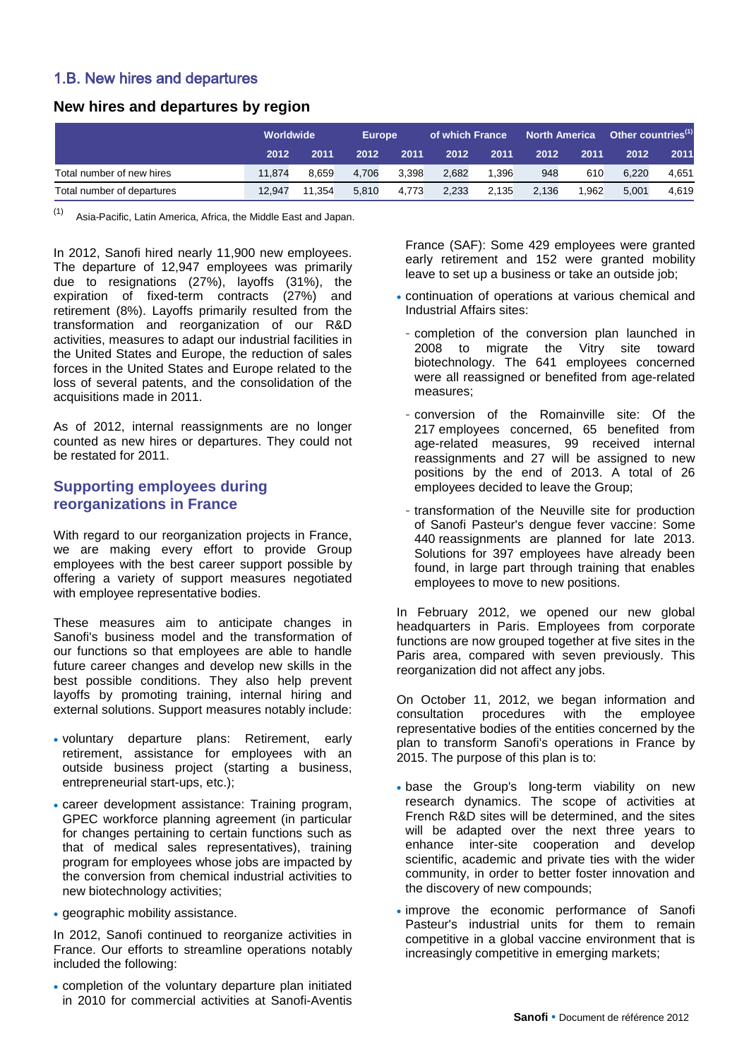## 1.B. New hires and departures

### New hires and departures by region

| | Worldwide | | Europe | | of which France | | North America | | Other countries[(1)] | |
|---|---|---|---|---|---|---|---|---|---|---|
| | 2012 | 2011 | 2012 | 2011 | 2012 | 2011 | 2012 | 2011 | 2012 | 2011 |
| Total number of new hires | 11,874 | 8,659 | 4,706 | 3,398 | 2,682 | 1,396 | 948 | 610 | 6,220 | 4,651 |
| Total number of departures | 12,947 | 11,354 | 5,810 | 4,773 | 2,233 | 2,135 | 2,136 | 1,962 | 5,001 | 4,619 |

(1) Asia-Pacific, Latin America, Africa, the Middle East and Japan.

In 2012, Sanofi hired nearly 11,900 new employees. The departure of 12,947 employees was primarily due to resignations (27%), layoffs (31%), the expiration of fixed-term contracts (27%) and retirement (8%). Layoffs primarily resulted from the transformation and reorganization of our R&D activities, measures to adapt our industrial facilities in the United States and Europe, the reduction of sales forces in the United States and Europe related to the loss of several patents, and the consolidation of the acquisitions made in 2011.

As of 2012, internal reassignments are no longer counted as new hires or departures. They could not be restated for 2011.

### Supporting employees during reorganizations in France

With regard to our reorganization projects in France, we are making every effort to provide Group employees with the best career support possible by offering a variety of support measures negotiated with employee representative bodies.

These measures aim to anticipate changes in Sanofi's business model and the transformation of our functions so that employees are able to handle future career changes and develop new skills in the best possible conditions. They also help prevent layoffs by promoting training, internal hiring and external solutions. Support measures notably include:

- voluntary departure plans: Retirement, early retirement, assistance for employees with an outside business project (starting a business, entrepreneurial start-ups, etc.);
- career development assistance: Training program, GPEC workforce planning agreement (in particular for changes pertaining to certain functions such as that of medical sales representatives), training program for employees whose jobs are impacted by the conversion from chemical industrial activities to new biotechnology activities;
- geographic mobility assistance.

In 2012, Sanofi continued to reorganize activities in France. Our efforts to streamline operations notably included the following:

- completion of the voluntary departure plan initiated in 2010 for commercial activities at Sanofi-Aventis France (SAF): Some 429 employees were granted early retirement and 152 were granted mobility leave to set up a business or take an outside job;
- continuation of operations at various chemical and Industrial Affairs sites:
  - completion of the conversion plan launched in 2008 to migrate the Vitry site toward biotechnology. The 641 employees concerned were all reassigned or benefited from age-related measures;
  - conversion of the Romainville site: Of the 217 employees concerned, 65 benefited from age-related measures, 99 received internal reassignments and 27 will be assigned to new positions by the end of 2013. A total of 26 employees decided to leave the Group;
  - transformation of the Neuville site for production of Sanofi Pasteur's dengue fever vaccine: Some 440 reassignments are planned for late 2013. Solutions for 397 employees have already been found, in large part through training that enables employees to move to new positions.

In February 2012, we opened our new global headquarters in Paris. Employees from corporate functions are now grouped together at five sites in the Paris area, compared with seven previously. This reorganization did not affect any jobs.

On October 11, 2012, we began information and consultation procedures with the employee representative bodies of the entities concerned by the plan to transform Sanofi's operations in France by 2015. The purpose of this plan is to:

- base the Group's long-term viability on new research dynamics. The scope of activities at French R&D sites will be determined, and the sites will be adapted over the next three years to enhance inter-site cooperation and develop scientific, academic and private ties with the wider community, in order to better foster innovation and the discovery of new compounds;
- improve the economic performance of Sanofi Pasteur's industrial units for them to remain competitive in a global vaccine environment that is increasingly competitive in emerging markets;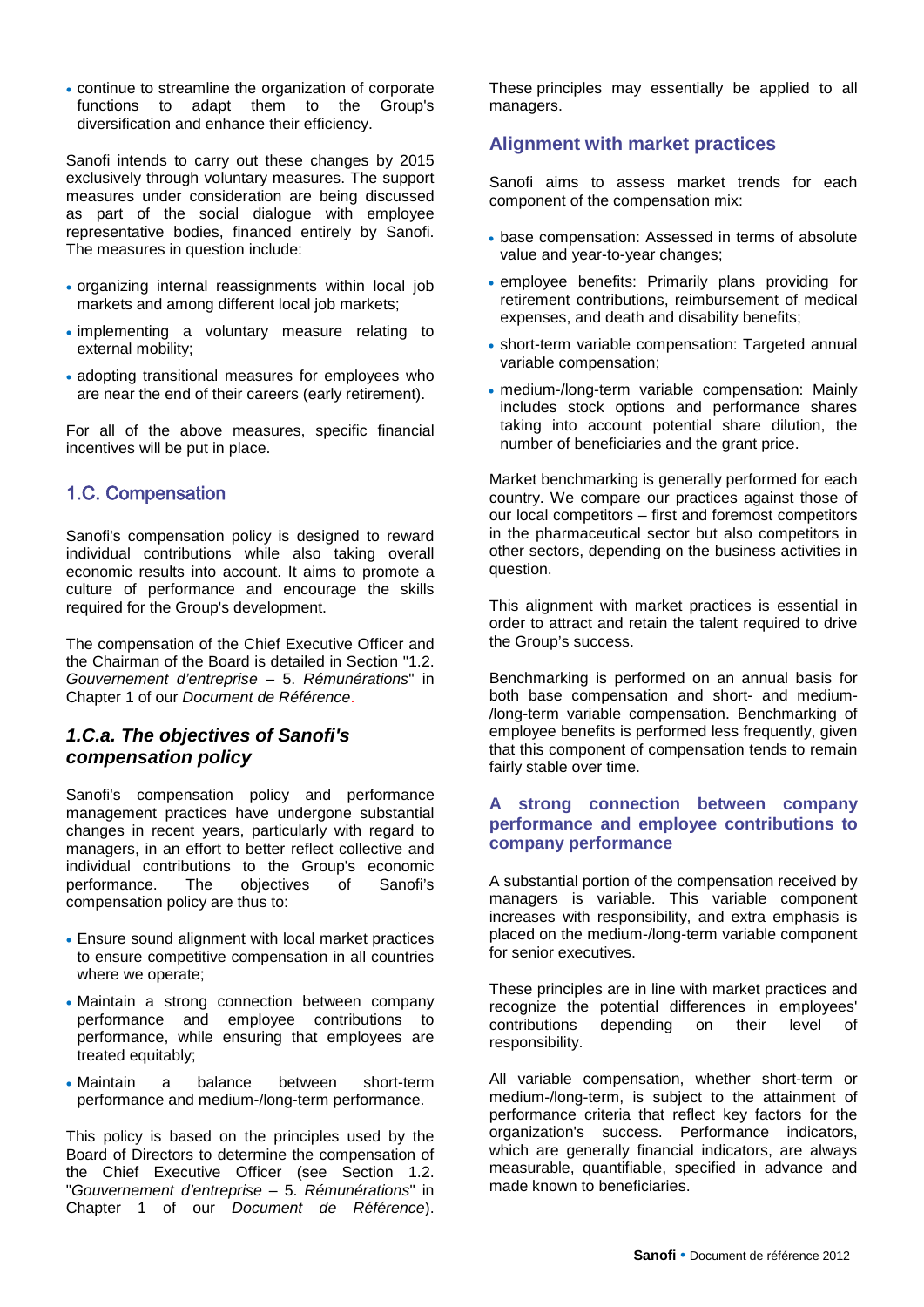- continue to streamline the organization of corporate functions to adapt them to the Group's diversification and enhance their efficiency.

Sanofi intends to carry out these changes by 2015 exclusively through voluntary measures. The support measures under consideration are being discussed as part of the social dialogue with employee representative bodies, financed entirely by Sanofi. The measures in question include:

- organizing internal reassignments within local job markets and among different local job markets;
- implementing a voluntary measure relating to external mobility;
- adopting transitional measures for employees who are near the end of their careers (early retirement).

For all of the above measures, specific financial incentives will be put in place.

## 1.C. Compensation

Sanofi's compensation policy is designed to reward individual contributions while also taking overall economic results into account. It aims to promote a culture of performance and encourage the skills required for the Group's development.

The compensation of the Chief Executive Officer and the Chairman of the Board is detailed in Section "1.2. *Gouvernement d'entreprise* – 5. *Rémunérations*" in Chapter 1 of our *Document de Référence*.

### *1.C.a. The objectives of Sanofi's compensation policy*

Sanofi's compensation policy and performance management practices have undergone substantial changes in recent years, particularly with regard to managers, in an effort to better reflect collective and individual contributions to the Group's economic performance. The objectives of Sanofi's compensation policy are thus to:

- Ensure sound alignment with local market practices to ensure competitive compensation in all countries where we operate;
- Maintain a strong connection between company performance and employee contributions to performance, while ensuring that employees are treated equitably;
- Maintain a balance between short-term performance and medium-/long-term performance.

This policy is based on the principles used by the Board of Directors to determine the compensation of the Chief Executive Officer (see Section 1.2. "*Gouvernement d'entreprise* – 5. *Rémunérations*" in Chapter 1 of our *Document de Référence*). These principles may essentially be applied to all managers.

#### Alignment with market practices

Sanofi aims to assess market trends for each component of the compensation mix:

- base compensation: Assessed in terms of absolute value and year-to-year changes;
- employee benefits: Primarily plans providing for retirement contributions, reimbursement of medical expenses, and death and disability benefits;
- short-term variable compensation: Targeted annual variable compensation;
- medium-/long-term variable compensation: Mainly includes stock options and performance shares taking into account potential share dilution, the number of beneficiaries and the grant price.

Market benchmarking is generally performed for each country. We compare our practices against those of our local competitors – first and foremost competitors in the pharmaceutical sector but also competitors in other sectors, depending on the business activities in question.

This alignment with market practices is essential in order to attract and retain the talent required to drive the Group's success.

Benchmarking is performed on an annual basis for both base compensation and short- and medium-/long-term variable compensation. Benchmarking of employee benefits is performed less frequently, given that this component of compensation tends to remain fairly stable over time.

#### A strong connection between company performance and employee contributions to company performance

A substantial portion of the compensation received by managers is variable. This variable component increases with responsibility, and extra emphasis is placed on the medium-/long-term variable component for senior executives.

These principles are in line with market practices and recognize the potential differences in employees' contributions depending on their level of responsibility.

All variable compensation, whether short-term or medium-/long-term, is subject to the attainment of performance criteria that reflect key factors for the organization's success. Performance indicators, which are generally financial indicators, are always measurable, quantifiable, specified in advance and made known to beneficiaries.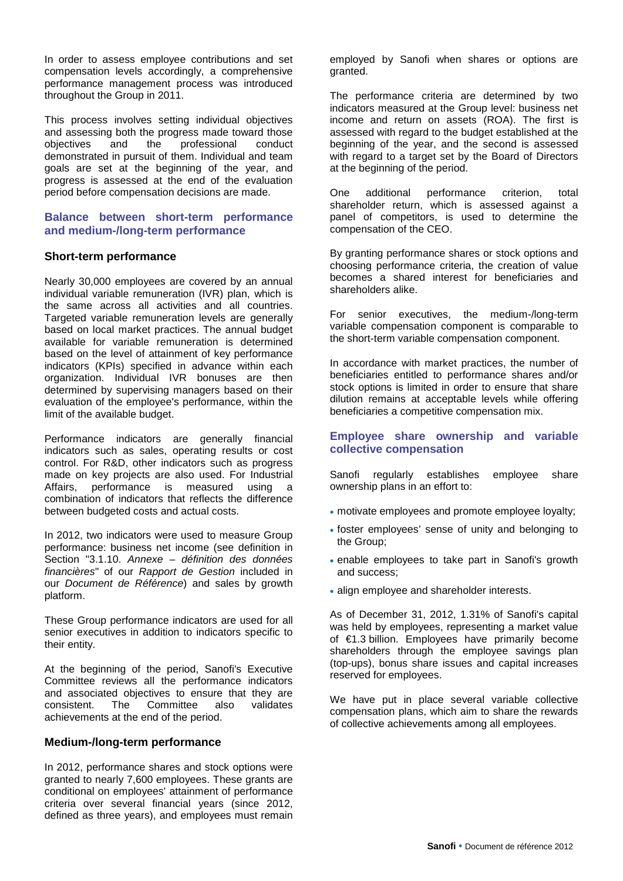In order to assess employee contributions and set compensation levels accordingly, a comprehensive performance management process was introduced throughout the Group in 2011.

This process involves setting individual objectives and assessing both the progress made toward those objectives and the professional conduct demonstrated in pursuit of them. Individual and team goals are set at the beginning of the year, and progress is assessed at the end of the evaluation period before compensation decisions are made.

## Balance between short-term performance and medium-/long-term performance

### Short-term performance

Nearly 30,000 employees are covered by an annual individual variable remuneration (IVR) plan, which is the same across all activities and all countries. Targeted variable remuneration levels are generally based on local market practices. The annual budget available for variable remuneration is determined based on the level of attainment of key performance indicators (KPIs) specified in advance within each organization. Individual IVR bonuses are then determined by supervising managers based on their evaluation of the employee's performance, within the limit of the available budget.

Performance indicators are generally financial indicators such as sales, operating results or cost control. For R&D, other indicators such as progress made on key projects are also used. For Industrial Affairs, performance is measured using a combination of indicators that reflects the difference between budgeted costs and actual costs.

In 2012, two indicators were used to measure Group performance: business net income (see definition in Section "3.1.10. *Annexe – définition des données financières*" of our *Rapport de Gestion* included in our *Document de Référence*) and sales by growth platform.

These Group performance indicators are used for all senior executives in addition to indicators specific to their entity.

At the beginning of the period, Sanofi's Executive Committee reviews all the performance indicators and associated objectives to ensure that they are consistent. The Committee also validates achievements at the end of the period.

### Medium-/long-term performance

In 2012, performance shares and stock options were granted to nearly 7,600 employees. These grants are conditional on employees' attainment of performance criteria over several financial years (since 2012, defined as three years), and employees must remain employed by Sanofi when shares or options are granted.

The performance criteria are determined by two indicators measured at the Group level: business net income and return on assets (ROA). The first is assessed with regard to the budget established at the beginning of the year, and the second is assessed with regard to a target set by the Board of Directors at the beginning of the period.

One additional performance criterion, total shareholder return, which is assessed against a panel of competitors, is used to determine the compensation of the CEO.

By granting performance shares or stock options and choosing performance criteria, the creation of value becomes a shared interest for beneficiaries and shareholders alike.

For senior executives, the medium-/long-term variable compensation component is comparable to the short-term variable compensation component.

In accordance with market practices, the number of beneficiaries entitled to performance shares and/or stock options is limited in order to ensure that share dilution remains at acceptable levels while offering beneficiaries a competitive compensation mix.

## Employee share ownership and variable collective compensation

Sanofi regularly establishes employee share ownership plans in an effort to:

- motivate employees and promote employee loyalty;
- foster employees' sense of unity and belonging to the Group;
- enable employees to take part in Sanofi's growth and success;
- align employee and shareholder interests.

As of December 31, 2012, 1.31% of Sanofi's capital was held by employees, representing a market value of €1.3 billion. Employees have primarily become shareholders through the employee savings plan (top-ups), bonus share issues and capital increases reserved for employees.

We have put in place several variable collective compensation plans, which aim to share the rewards of collective achievements among all employees.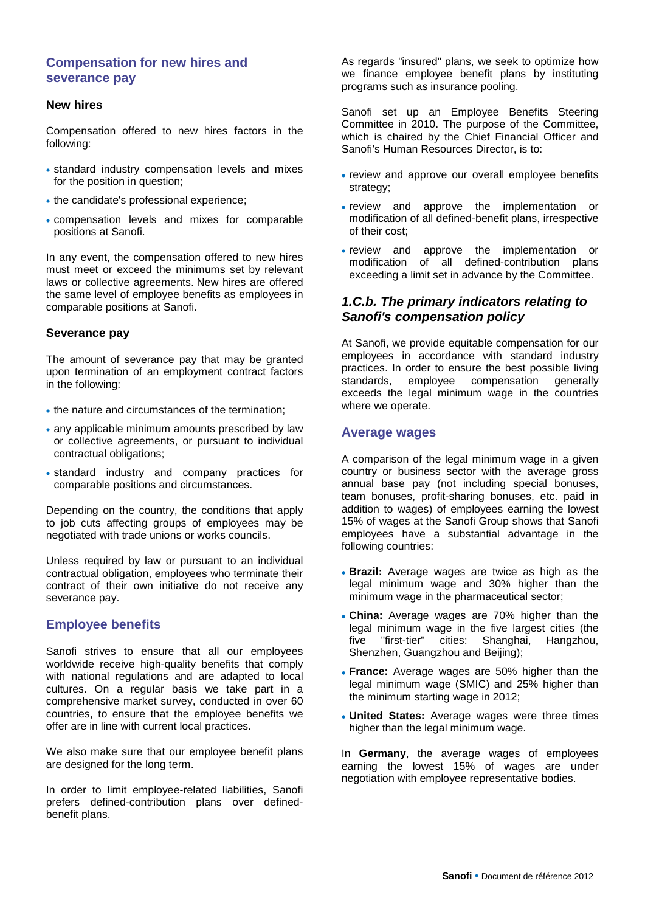## Compensation for new hires and severance pay

### New hires

Compensation offered to new hires factors in the following:

- standard industry compensation levels and mixes for the position in question;
- the candidate's professional experience;
- compensation levels and mixes for comparable positions at Sanofi.

In any event, the compensation offered to new hires must meet or exceed the minimums set by relevant laws or collective agreements. New hires are offered the same level of employee benefits as employees in comparable positions at Sanofi.

### Severance pay

The amount of severance pay that may be granted upon termination of an employment contract factors in the following:

- the nature and circumstances of the termination;
- any applicable minimum amounts prescribed by law or collective agreements, or pursuant to individual contractual obligations;
- standard industry and company practices for comparable positions and circumstances.

Depending on the country, the conditions that apply to job cuts affecting groups of employees may be negotiated with trade unions or works councils.

Unless required by law or pursuant to an individual contractual obligation, employees who terminate their contract of their own initiative do not receive any severance pay.

## Employee benefits

Sanofi strives to ensure that all our employees worldwide receive high-quality benefits that comply with national regulations and are adapted to local cultures. On a regular basis we take part in a comprehensive market survey, conducted in over 60 countries, to ensure that the employee benefits we offer are in line with current local practices.

We also make sure that our employee benefit plans are designed for the long term.

In order to limit employee-related liabilities, Sanofi prefers defined-contribution plans over defined-benefit plans.

As regards "insured" plans, we seek to optimize how we finance employee benefit plans by instituting programs such as insurance pooling.

Sanofi set up an Employee Benefits Steering Committee in 2010. The purpose of the Committee, which is chaired by the Chief Financial Officer and Sanofi's Human Resources Director, is to:

- review and approve our overall employee benefits strategy;
- review and approve the implementation or modification of all defined-benefit plans, irrespective of their cost;
- review and approve the implementation or modification of all defined-contribution plans exceeding a limit set in advance by the Committee.

### *1.C.b. The primary indicators relating to Sanofi's compensation policy*

At Sanofi, we provide equitable compensation for our employees in accordance with standard industry practices. In order to ensure the best possible living standards, employee compensation generally exceeds the legal minimum wage in the countries where we operate.

## Average wages

A comparison of the legal minimum wage in a given country or business sector with the average gross annual base pay (not including special bonuses, team bonuses, profit-sharing bonuses, etc. paid in addition to wages) of employees earning the lowest 15% of wages at the Sanofi Group shows that Sanofi employees have a substantial advantage in the following countries:

- **Brazil:** Average wages are twice as high as the legal minimum wage and 30% higher than the minimum wage in the pharmaceutical sector;
- **China:** Average wages are 70% higher than the legal minimum wage in the five largest cities (the five "first-tier" cities: Shanghai, Hangzhou, Shenzhen, Guangzhou and Beijing);
- **France:** Average wages are 50% higher than the legal minimum wage (SMIC) and 25% higher than the minimum starting wage in 2012;
- **United States:** Average wages were three times higher than the legal minimum wage.

In **Germany**, the average wages of employees earning the lowest 15% of wages are under negotiation with employee representative bodies.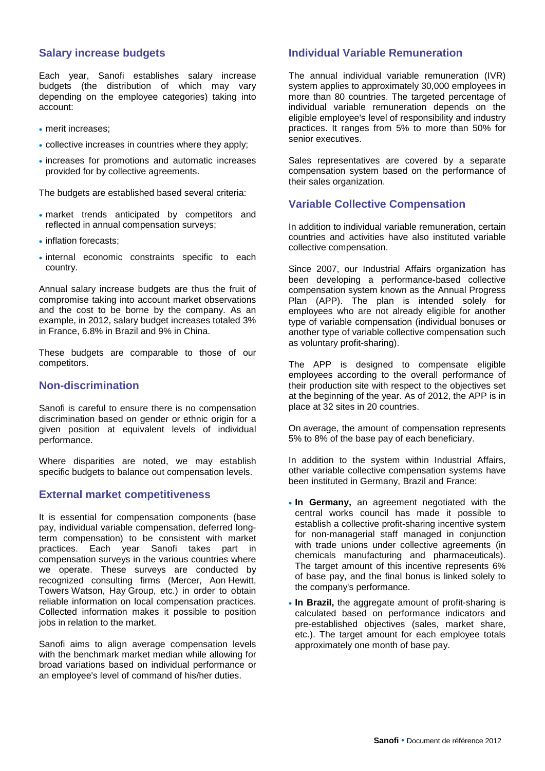## Salary increase budgets

Each year, Sanofi establishes salary increase budgets (the distribution of which may vary depending on the employee categories) taking into account:

- merit increases;
- collective increases in countries where they apply;
- increases for promotions and automatic increases provided for by collective agreements.

The budgets are established based several criteria:

- market trends anticipated by competitors and reflected in annual compensation surveys;
- inflation forecasts;
- internal economic constraints specific to each country.

Annual salary increase budgets are thus the fruit of compromise taking into account market observations and the cost to be borne by the company. As an example, in 2012, salary budget increases totaled 3% in France, 6.8% in Brazil and 9% in China.

These budgets are comparable to those of our competitors.

## Non-discrimination

Sanofi is careful to ensure there is no compensation discrimination based on gender or ethnic origin for a given position at equivalent levels of individual performance.

Where disparities are noted, we may establish specific budgets to balance out compensation levels.

## External market competitiveness

It is essential for compensation components (base pay, individual variable compensation, deferred long-term compensation) to be consistent with market practices. Each year Sanofi takes part in compensation surveys in the various countries where we operate. These surveys are conducted by recognized consulting firms (Mercer, Aon Hewitt, Towers Watson, Hay Group, etc.) in order to obtain reliable information on local compensation practices. Collected information makes it possible to position jobs in relation to the market.

Sanofi aims to align average compensation levels with the benchmark market median while allowing for broad variations based on individual performance or an employee's level of command of his/her duties.

## Individual Variable Remuneration

The annual individual variable remuneration (IVR) system applies to approximately 30,000 employees in more than 80 countries. The targeted percentage of individual variable remuneration depends on the eligible employee's level of responsibility and industry practices. It ranges from 5% to more than 50% for senior executives.

Sales representatives are covered by a separate compensation system based on the performance of their sales organization.

## Variable Collective Compensation

In addition to individual variable remuneration, certain countries and activities have also instituted variable collective compensation.

Since 2007, our Industrial Affairs organization has been developing a performance-based collective compensation system known as the Annual Progress Plan (APP). The plan is intended solely for employees who are not already eligible for another type of variable compensation (individual bonuses or another type of variable collective compensation such as voluntary profit-sharing).

The APP is designed to compensate eligible employees according to the overall performance of their production site with respect to the objectives set at the beginning of the year. As of 2012, the APP is in place at 32 sites in 20 countries.

On average, the amount of compensation represents 5% to 8% of the base pay of each beneficiary.

In addition to the system within Industrial Affairs, other variable collective compensation systems have been instituted in Germany, Brazil and France:

- **In Germany,** an agreement negotiated with the central works council has made it possible to establish a collective profit-sharing incentive system for non-managerial staff managed in conjunction with trade unions under collective agreements (in chemicals manufacturing and pharmaceuticals). The target amount of this incentive represents 6% of base pay, and the final bonus is linked solely to the company's performance.
- **In Brazil,** the aggregate amount of profit-sharing is calculated based on performance indicators and pre-established objectives (sales, market share, etc.). The target amount for each employee totals approximately one month of base pay.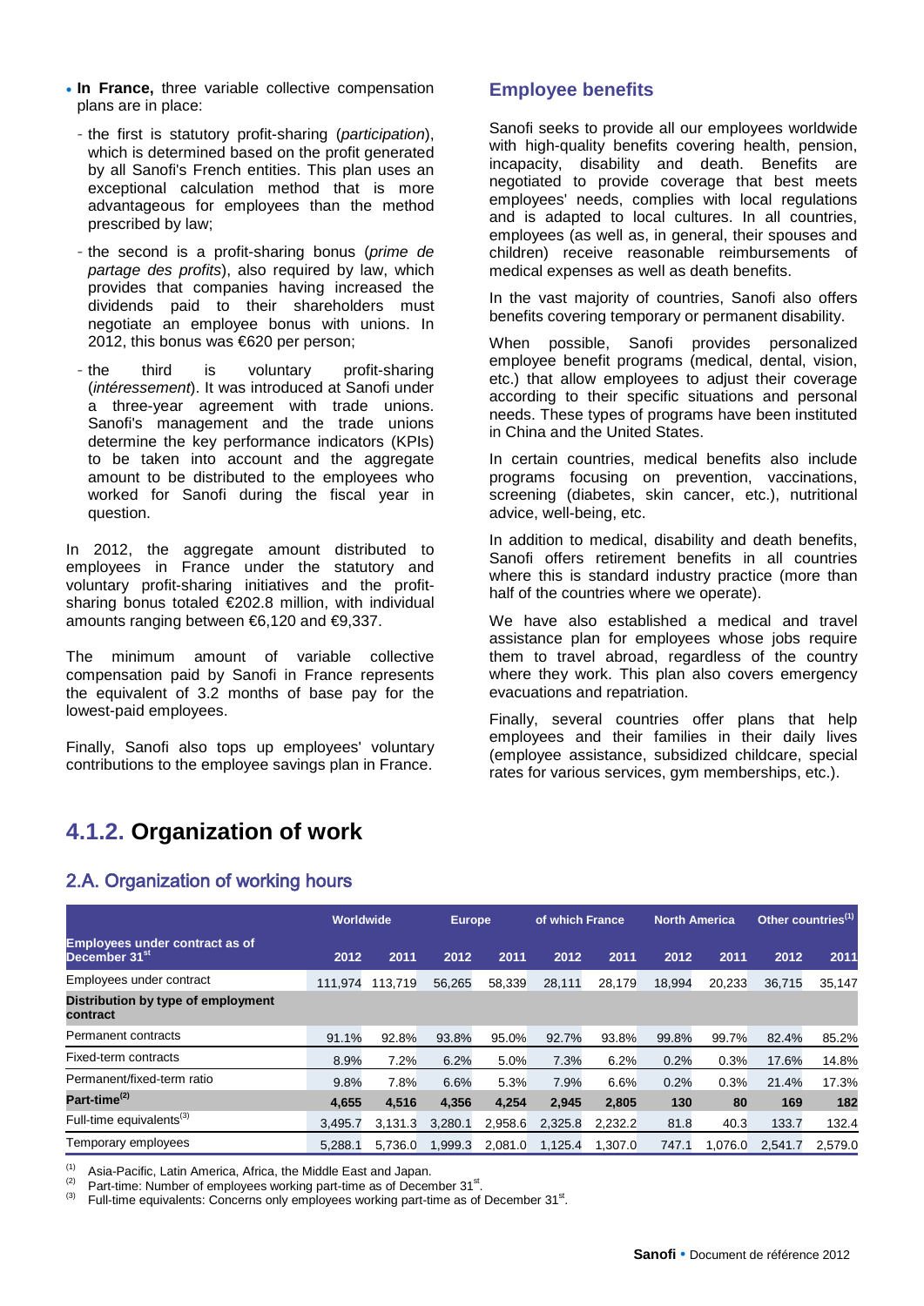- **In France,** three variable collective compensation plans are in place:
  - the first is statutory profit-sharing (*participation*), which is determined based on the profit generated by all Sanofi's French entities. This plan uses an exceptional calculation method that is more advantageous for employees than the method prescribed by law;
  - the second is a profit-sharing bonus (*prime de partage des profits*), also required by law, which provides that companies having increased the dividends paid to their shareholders must negotiate an employee bonus with unions. In 2012, this bonus was €620 per person;
  - the third is voluntary profit-sharing (*intéressement*). It was introduced at Sanofi under a three-year agreement with trade unions. Sanofi's management and the trade unions determine the key performance indicators (KPIs) to be taken into account and the aggregate amount to be distributed to the employees who worked for Sanofi during the fiscal year in question.

In 2012, the aggregate amount distributed to employees in France under the statutory and voluntary profit-sharing initiatives and the profit-sharing bonus totaled €202.8 million, with individual amounts ranging between €6,120 and €9,337.

The minimum amount of variable collective compensation paid by Sanofi in France represents the equivalent of 3.2 months of base pay for the lowest-paid employees.

Finally, Sanofi also tops up employees' voluntary contributions to the employee savings plan in France.

### Employee benefits

Sanofi seeks to provide all our employees worldwide with high-quality benefits covering health, pension, incapacity, disability and death. Benefits are negotiated to provide coverage that best meets employees' needs, complies with local regulations and is adapted to local cultures. In all countries, employees (as well as, in general, their spouses and children) receive reasonable reimbursements of medical expenses as well as death benefits.

In the vast majority of countries, Sanofi also offers benefits covering temporary or permanent disability.

When possible, Sanofi provides personalized employee benefit programs (medical, dental, vision, etc.) that allow employees to adjust their coverage according to their specific situations and personal needs. These types of programs have been instituted in China and the United States.

In certain countries, medical benefits also include programs focusing on prevention, vaccinations, screening (diabetes, skin cancer, etc.), nutritional advice, well-being, etc.

In addition to medical, disability and death benefits, Sanofi offers retirement benefits in all countries where this is standard industry practice (more than half of the countries where we operate).

We have also established a medical and travel assistance plan for employees whose jobs require them to travel abroad, regardless of the country where they work. This plan also covers emergency evacuations and repatriation.

Finally, several countries offer plans that help employees and their families in their daily lives (employee assistance, subsidized childcare, special rates for various services, gym memberships, etc.).

## 4.1.2. Organization of work

### 2.A. Organization of working hours

| | Worldwide | | Europe | | of which France | | North America | | Other countries[1] | |
|---|---|---|---|---|---|---|---|---|---|---|
| **Employees under contract as of December 31st** | 2012 | 2011 | 2012 | 2011 | 2012 | 2011 | 2012 | 2011 | 2012 | 2011 |
| Employees under contract | 111,974 | 113,719 | 56,265 | 58,339 | 28,111 | 28,179 | 18,994 | 20,233 | 36,715 | 35,147 |
| **Distribution by type of employment contract** | | | | | | | | | | |
| Permanent contracts | 91.1% | 92.8% | 93.8% | 95.0% | 92.7% | 93.8% | 99.8% | 99.7% | 82.4% | 85.2% |
| Fixed-term contracts | 8.9% | 7.2% | 6.2% | 5.0% | 7.3% | 6.2% | 0.2% | 0.3% | 17.6% | 14.8% |
| Permanent/fixed-term ratio | 9.8% | 7.8% | 6.6% | 5.3% | 7.9% | 6.6% | 0.2% | 0.3% | 21.4% | 17.3% |
| **Part-time[2]** | **4,655** | **4,516** | **4,356** | **4,254** | **2,945** | **2,805** | **130** | **80** | **169** | **182** |
| Full-time equivalents[3] | 3,495.7 | 3,131.3 | 3,280.1 | 2,958.6 | 2,325.8 | 2,232.2 | 81.8 | 40.3 | 133.7 | 132.4 |
| Temporary employees | 5,288.1 | 5,736.0 | 1,999.3 | 2,081.0 | 1,125.4 | 1,307.0 | 747.1 | 1,076.0 | 2,541.7 | 2,579.0 |

(1) Asia-Pacific, Latin America, Africa, the Middle East and Japan.
(2) Part-time: Number of employees working part-time as of December 31st.
(3) Full-time equivalents: Concerns only employees working part-time as of December 31st.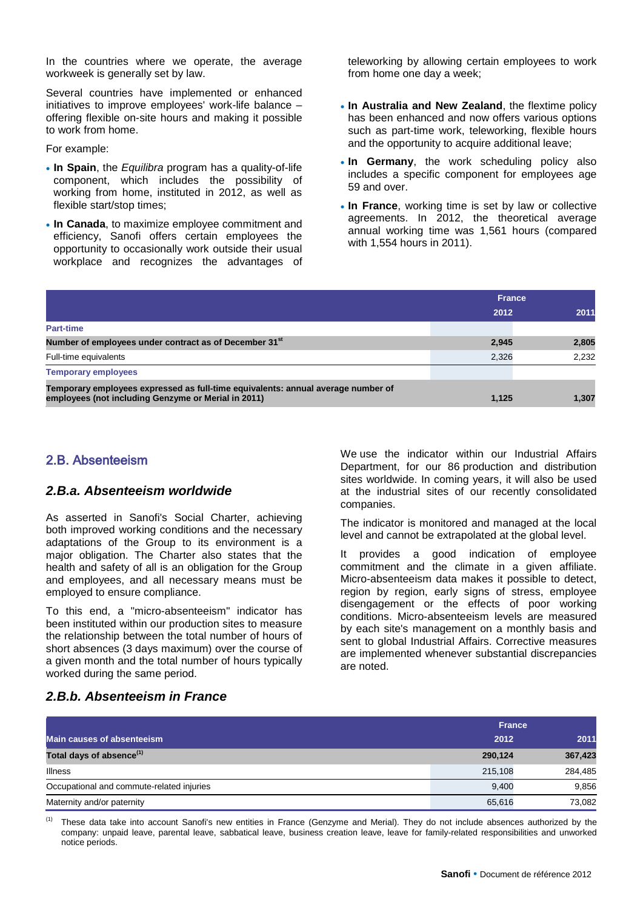In the countries where we operate, the average workweek is generally set by law.

Several countries have implemented or enhanced initiatives to improve employees' work-life balance – offering flexible on-site hours and making it possible to work from home.

For example:

- **In Spain**, the *Equilibra* program has a quality-of-life component, which includes the possibility of working from home, instituted in 2012, as well as flexible start/stop times;
- **In Canada**, to maximize employee commitment and efficiency, Sanofi offers certain employees the opportunity to occasionally work outside their usual workplace and recognizes the advantages of teleworking by allowing certain employees to work from home one day a week;
- **In Australia and New Zealand**, the flextime policy has been enhanced and now offers various options such as part-time work, teleworking, flexible hours and the opportunity to acquire additional leave;
- **In Germany**, the work scheduling policy also includes a specific component for employees age 59 and over.
- **In France**, working time is set by law or collective agreements. In 2012, the theoretical average annual working time was 1,561 hours (compared with 1,554 hours in 2011).

| | France | |
|---|---|---|
| | 2012 | 2011 |
| **Part-time** | | |
| **Number of employees under contract as of December 31st** | **2,945** | **2,805** |
| Full-time equivalents | 2,326 | 2,232 |
| **Temporary employees** | | |
| **Temporary employees expressed as full-time equivalents: annual average number of employees (not including Genzyme or Merial in 2011)** | **1,125** | **1,307** |

## 2.B. Absenteeism

### 2.B.a. Absenteeism worldwide

As asserted in Sanofi's Social Charter, achieving both improved working conditions and the necessary adaptations of the Group to its environment is a major obligation. The Charter also states that the health and safety of all is an obligation for the Group and employees, and all necessary means must be employed to ensure compliance.

To this end, a "micro-absenteeism" indicator has been instituted within our production sites to measure the relationship between the total number of hours of short absences (3 days maximum) over the course of a given month and the total number of hours typically worked during the same period.

We use the indicator within our Industrial Affairs Department, for our 86 production and distribution sites worldwide. In coming years, it will also be used at the industrial sites of our recently consolidated companies.

The indicator is monitored and managed at the local level and cannot be extrapolated at the global level.

It provides a good indication of employee commitment and the climate in a given affiliate. Micro-absenteeism data makes it possible to detect, region by region, early signs of stress, employee disengagement or the effects of poor working conditions. Micro-absenteeism levels are measured by each site's management on a monthly basis and sent to global Industrial Affairs. Corrective measures are implemented whenever substantial discrepancies are noted.

### 2.B.b. Absenteeism in France

| | France | |
|---|---|---|
| **Main causes of absenteeism** | 2012 | 2011 |
| **Total days of absence[(1)]** | **290,124** | **367,423** |
| Illness | 215,108 | 284,485 |
| Occupational and commute-related injuries | 9,400 | 9,856 |
| Maternity and/or paternity | 65,616 | 73,082 |

(1) These data take into account Sanofi's new entities in France (Genzyme and Merial). They do not include absences authorized by the company: unpaid leave, parental leave, sabbatical leave, business creation leave, leave for family-related responsibilities and unworked notice periods.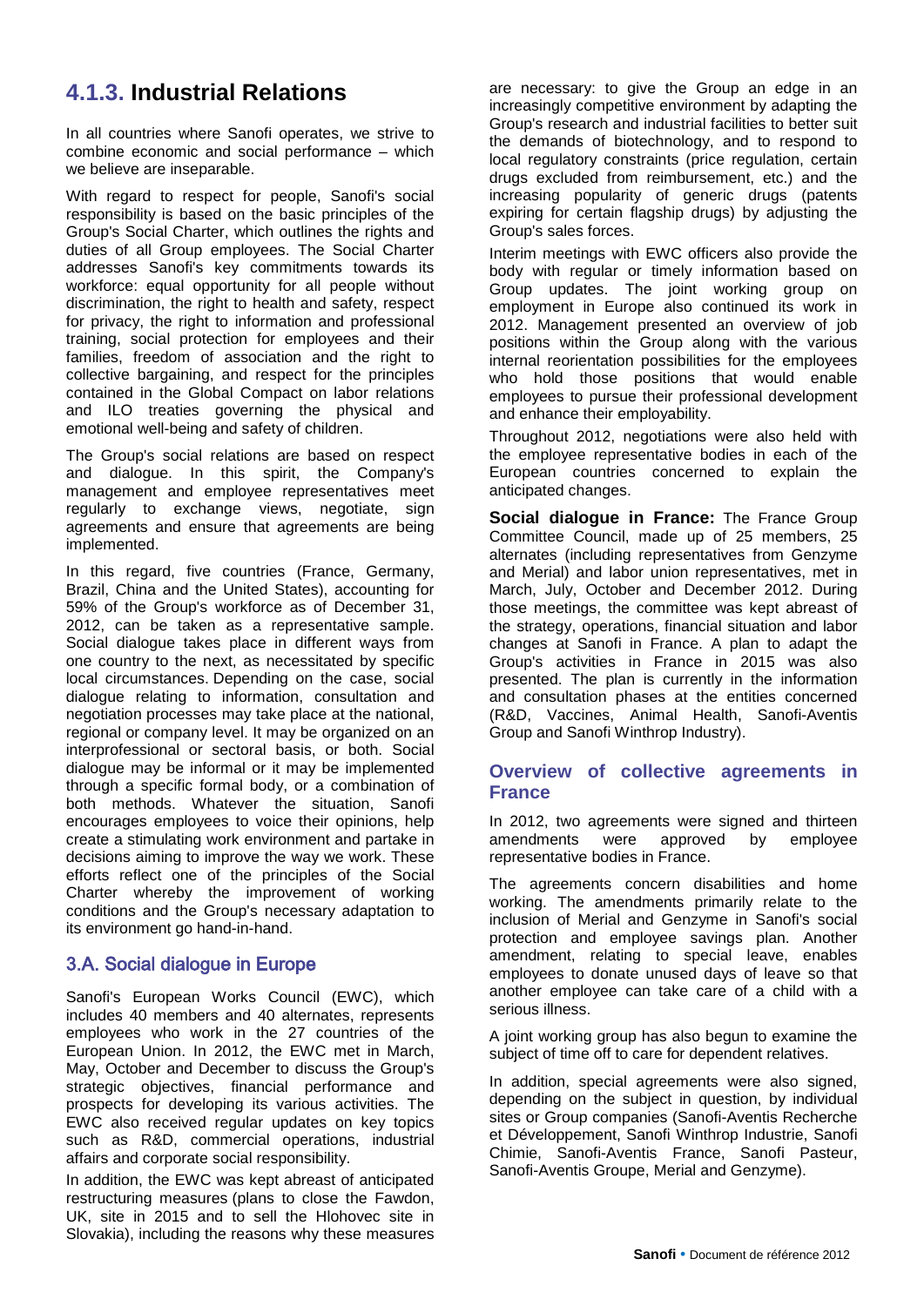## 4.1.3. Industrial Relations

In all countries where Sanofi operates, we strive to combine economic and social performance – which we believe are inseparable.

With regard to respect for people, Sanofi's social responsibility is based on the basic principles of the Group's Social Charter, which outlines the rights and duties of all Group employees. The Social Charter addresses Sanofi's key commitments towards its workforce: equal opportunity for all people without discrimination, the right to health and safety, respect for privacy, the right to information and professional training, social protection for employees and their families, freedom of association and the right to collective bargaining, and respect for the principles contained in the Global Compact on labor relations and ILO treaties governing the physical and emotional well-being and safety of children.

The Group's social relations are based on respect and dialogue. In this spirit, the Company's management and employee representatives meet regularly to exchange views, negotiate, sign agreements and ensure that agreements are being implemented.

In this regard, five countries (France, Germany, Brazil, China and the United States), accounting for 59% of the Group's workforce as of December 31, 2012, can be taken as a representative sample. Social dialogue takes place in different ways from one country to the next, as necessitated by specific local circumstances. Depending on the case, social dialogue relating to information, consultation and negotiation processes may take place at the national, regional or company level. It may be organized on an interprofessional or sectoral basis, or both. Social dialogue may be informal or it may be implemented through a specific formal body, or a combination of both methods. Whatever the situation, Sanofi encourages employees to voice their opinions, help create a stimulating work environment and partake in decisions aiming to improve the way we work. These efforts reflect one of the principles of the Social Charter whereby the improvement of working conditions and the Group's necessary adaptation to its environment go hand-in-hand.

### 3.A. Social dialogue in Europe

Sanofi's European Works Council (EWC), which includes 40 members and 40 alternates, represents employees who work in the 27 countries of the European Union. In 2012, the EWC met in March, May, October and December to discuss the Group's strategic objectives, financial performance and prospects for developing its various activities. The EWC also received regular updates on key topics such as R&D, commercial operations, industrial affairs and corporate social responsibility.

In addition, the EWC was kept abreast of anticipated restructuring measures (plans to close the Fawdon, UK, site in 2015 and to sell the Hlohovec site in Slovakia), including the reasons why these measures are necessary: to give the Group an edge in an increasingly competitive environment by adapting the Group's research and industrial facilities to better suit the demands of biotechnology, and to respond to local regulatory constraints (price regulation, certain drugs excluded from reimbursement, etc.) and the increasing popularity of generic drugs (patents expiring for certain flagship drugs) by adjusting the Group's sales forces.

Interim meetings with EWC officers also provide the body with regular or timely information based on Group updates. The joint working group on employment in Europe also continued its work in 2012. Management presented an overview of job positions within the Group along with the various internal reorientation possibilities for the employees who hold those positions that would enable employees to pursue their professional development and enhance their employability.

Throughout 2012, negotiations were also held with the employee representative bodies in each of the European countries concerned to explain the anticipated changes.

**Social dialogue in France:** The France Group Committee Council, made up of 25 members, 25 alternates (including representatives from Genzyme and Merial) and labor union representatives, met in March, July, October and December 2012. During those meetings, the committee was kept abreast of the strategy, operations, financial situation and labor changes at Sanofi in France. A plan to adapt the Group's activities in France in 2015 was also presented. The plan is currently in the information and consultation phases at the entities concerned (R&D, Vaccines, Animal Health, Sanofi-Aventis Group and Sanofi Winthrop Industry).

### Overview of collective agreements in France

In 2012, two agreements were signed and thirteen amendments were approved by employee representative bodies in France.

The agreements concern disabilities and home working. The amendments primarily relate to the inclusion of Merial and Genzyme in Sanofi's social protection and employee savings plan. Another amendment, relating to special leave, enables employees to donate unused days of leave so that another employee can take care of a child with a serious illness.

A joint working group has also begun to examine the subject of time off to care for dependent relatives.

In addition, special agreements were also signed, depending on the subject in question, by individual sites or Group companies (Sanofi-Aventis Recherche et Développement, Sanofi Winthrop Industrie, Sanofi Chimie, Sanofi-Aventis France, Sanofi Pasteur, Sanofi-Aventis Groupe, Merial and Genzyme).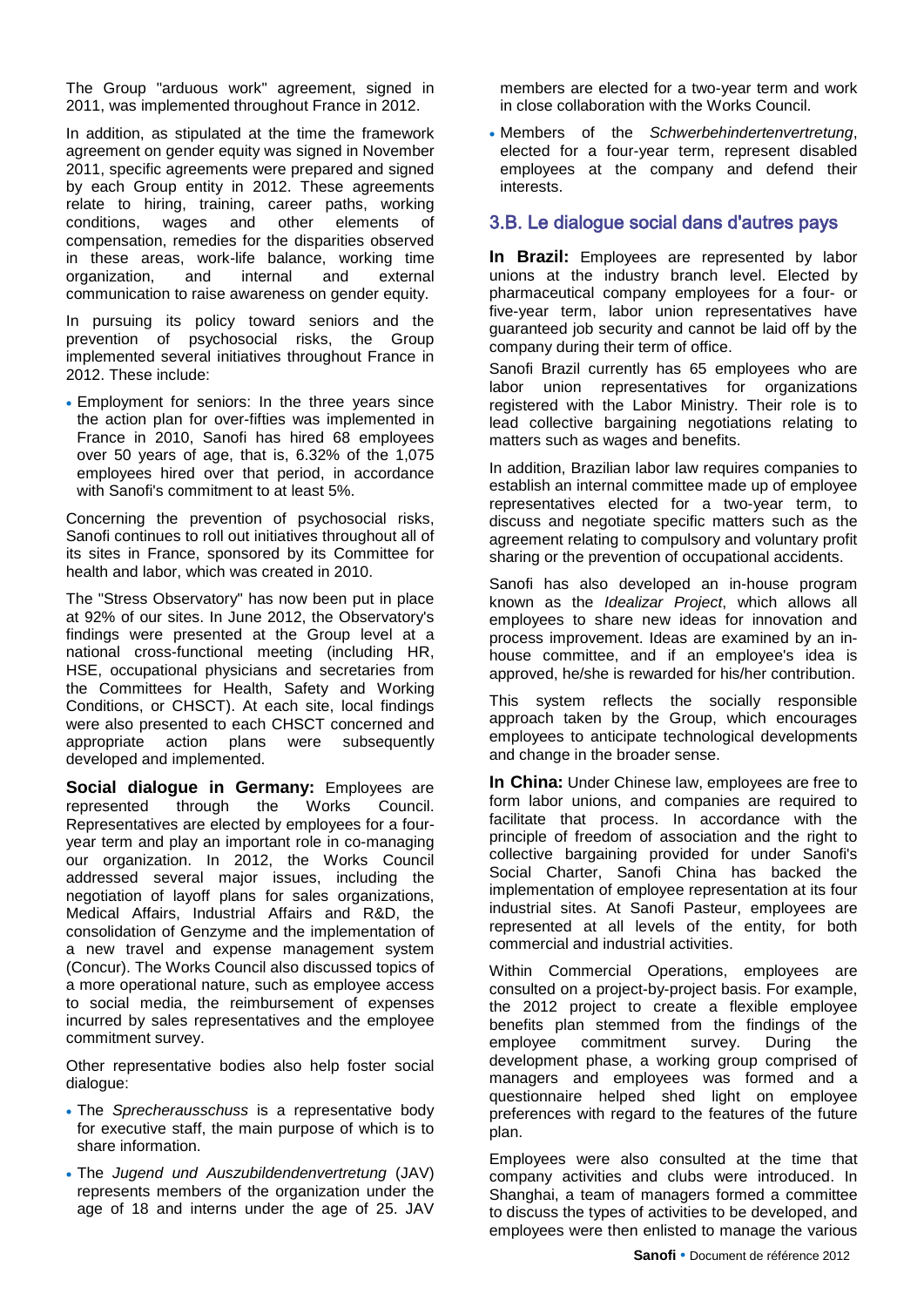The Group "arduous work" agreement, signed in 2011, was implemented throughout France in 2012.

In addition, as stipulated at the time the framework agreement on gender equity was signed in November 2011, specific agreements were prepared and signed by each Group entity in 2012. These agreements relate to hiring, training, career paths, working conditions, wages and other elements of compensation, remedies for the disparities observed in these areas, work-life balance, working time organization, and internal and external communication to raise awareness on gender equity.

In pursuing its policy toward seniors and the prevention of psychosocial risks, the Group implemented several initiatives throughout France in 2012. These include:

- Employment for seniors: In the three years since the action plan for over-fifties was implemented in France in 2010, Sanofi has hired 68 employees over 50 years of age, that is, 6.32% of the 1,075 employees hired over that period, in accordance with Sanofi's commitment to at least 5%.

Concerning the prevention of psychosocial risks, Sanofi continues to roll out initiatives throughout all of its sites in France, sponsored by its Committee for health and labor, which was created in 2010.

The "Stress Observatory" has now been put in place at 92% of our sites. In June 2012, the Observatory's findings were presented at the Group level at a national cross-functional meeting (including HR, HSE, occupational physicians and secretaries from the Committees for Health, Safety and Working Conditions, or CHSCT). At each site, local findings were also presented to each CHSCT concerned and appropriate action plans were subsequently developed and implemented.

**Social dialogue in Germany:** Employees are represented through the Works Council. Representatives are elected by employees for a four-year term and play an important role in co-managing our organization. In 2012, the Works Council addressed several major issues, including the negotiation of layoff plans for sales organizations, Medical Affairs, Industrial Affairs and R&D, the consolidation of Genzyme and the implementation of a new travel and expense management system (Concur). The Works Council also discussed topics of a more operational nature, such as employee access to social media, the reimbursement of expenses incurred by sales representatives and the employee commitment survey.

Other representative bodies also help foster social dialogue:

- The *Sprecherausschuss* is a representative body for executive staff, the main purpose of which is to share information.
- The *Jugend und Auszubildendenvertretung* (JAV) represents members of the organization under the age of 18 and interns under the age of 25. JAV members are elected for a two-year term and work in close collaboration with the Works Council.
- Members of the *Schwerbehindertenvertretung*, elected for a four-year term, represent disabled employees at the company and defend their interests.

## 3.B. Le dialogue social dans d'autres pays

**In Brazil:** Employees are represented by labor unions at the industry branch level. Elected by pharmaceutical company employees for a four- or five-year term, labor union representatives have guaranteed job security and cannot be laid off by the company during their term of office.

Sanofi Brazil currently has 65 employees who are labor union representatives for organizations registered with the Labor Ministry. Their role is to lead collective bargaining negotiations relating to matters such as wages and benefits.

In addition, Brazilian labor law requires companies to establish an internal committee made up of employee representatives elected for a two-year term, to discuss and negotiate specific matters such as the agreement relating to compulsory and voluntary profit sharing or the prevention of occupational accidents.

Sanofi has also developed an in-house program known as the *Idealizar Project*, which allows all employees to share new ideas for innovation and process improvement. Ideas are examined by an in-house committee, and if an employee's idea is approved, he/she is rewarded for his/her contribution.

This system reflects the socially responsible approach taken by the Group, which encourages employees to anticipate technological developments and change in the broader sense.

**In China:** Under Chinese law, employees are free to form labor unions, and companies are required to facilitate that process. In accordance with the principle of freedom of association and the right to collective bargaining provided for under Sanofi's Social Charter, Sanofi China has backed the implementation of employee representation at its four industrial sites. At Sanofi Pasteur, employees are represented at all levels of the entity, for both commercial and industrial activities.

Within Commercial Operations, employees are consulted on a project-by-project basis. For example, the 2012 project to create a flexible employee benefits plan stemmed from the findings of the employee commitment survey. During the development phase, a working group comprised of managers and employees was formed and a questionnaire helped shed light on employee preferences with regard to the features of the future plan.

Employees were also consulted at the time that company activities and clubs were introduced. In Shanghai, a team of managers formed a committee to discuss the types of activities to be developed, and employees were then enlisted to manage the various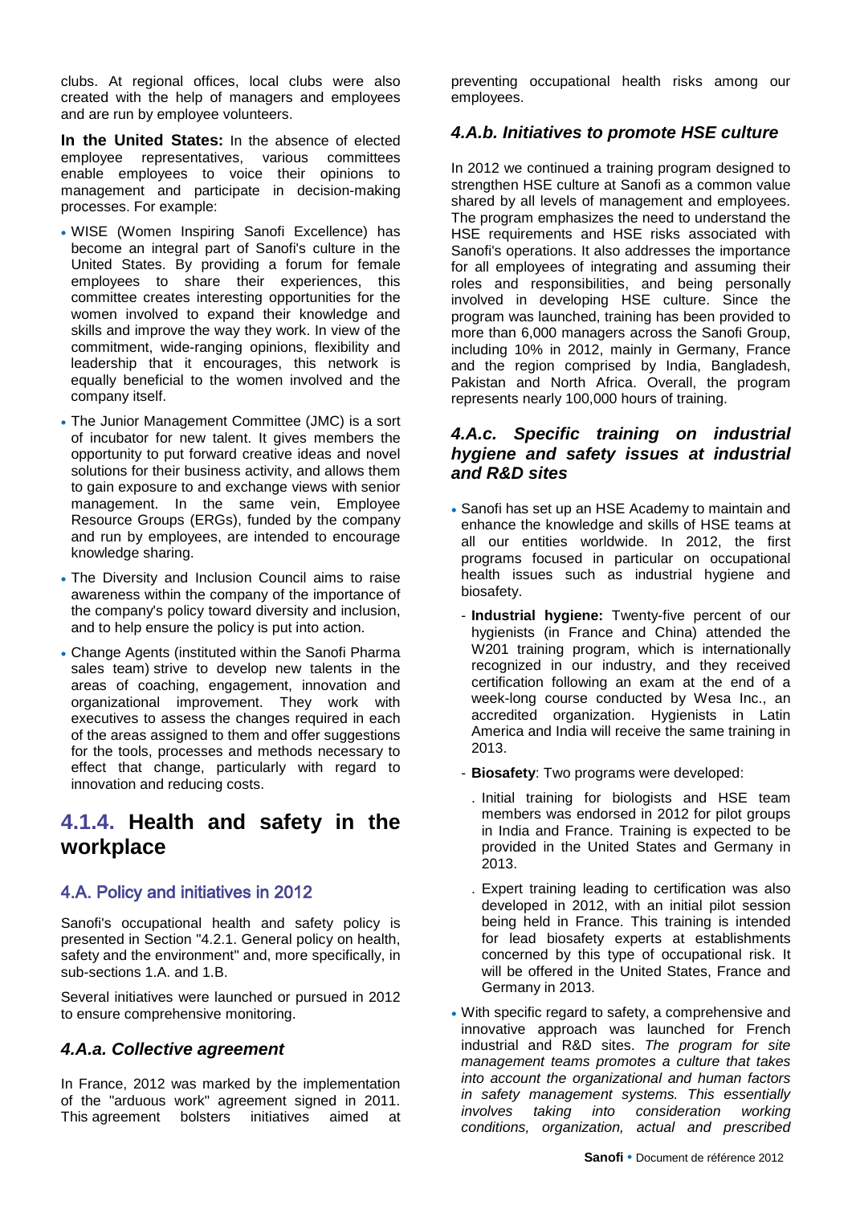clubs. At regional offices, local clubs were also created with the help of managers and employees and are run by employee volunteers.

**In the United States:** In the absence of elected employee representatives, various committees enable employees to voice their opinions to management and participate in decision-making processes. For example:

- WISE (Women Inspiring Sanofi Excellence) has become an integral part of Sanofi's culture in the United States. By providing a forum for female employees to share their experiences, this committee creates interesting opportunities for the women involved to expand their knowledge and skills and improve the way they work. In view of the commitment, wide-ranging opinions, flexibility and leadership that it encourages, this network is equally beneficial to the women involved and the company itself.
- The Junior Management Committee (JMC) is a sort of incubator for new talent. It gives members the opportunity to put forward creative ideas and novel solutions for their business activity, and allows them to gain exposure to and exchange views with senior management. In the same vein, Employee Resource Groups (ERGs), funded by the company and run by employees, are intended to encourage knowledge sharing.
- The Diversity and Inclusion Council aims to raise awareness within the company of the importance of the company's policy toward diversity and inclusion, and to help ensure the policy is put into action.
- Change Agents (instituted within the Sanofi Pharma sales team) strive to develop new talents in the areas of coaching, engagement, innovation and organizational improvement. They work with executives to assess the changes required in each of the areas assigned to them and offer suggestions for the tools, processes and methods necessary to effect that change, particularly with regard to innovation and reducing costs.

## 4.1.4. Health and safety in the workplace

### 4.A. Policy and initiatives in 2012

Sanofi's occupational health and safety policy is presented in Section "4.2.1. General policy on health, safety and the environment" and, more specifically, in sub-sections 1.A. and 1.B.

Several initiatives were launched or pursued in 2012 to ensure comprehensive monitoring.

#### *4.A.a. Collective agreement*

In France, 2012 was marked by the implementation of the "arduous work" agreement signed in 2011. This agreement bolsters initiatives aimed at preventing occupational health risks among our employees.

#### *4.A.b. Initiatives to promote HSE culture*

In 2012 we continued a training program designed to strengthen HSE culture at Sanofi as a common value shared by all levels of management and employees. The program emphasizes the need to understand the HSE requirements and HSE risks associated with Sanofi's operations. It also addresses the importance for all employees of integrating and assuming their roles and responsibilities, and being personally involved in developing HSE culture. Since the program was launched, training has been provided to more than 6,000 managers across the Sanofi Group, including 10% in 2012, mainly in Germany, France and the region comprised by India, Bangladesh, Pakistan and North Africa. Overall, the program represents nearly 100,000 hours of training.

#### *4.A.c. Specific training on industrial hygiene and safety issues at industrial and R&D sites*

- Sanofi has set up an HSE Academy to maintain and enhance the knowledge and skills of HSE teams at all our entities worldwide. In 2012, the first programs focused in particular on occupational health issues such as industrial hygiene and biosafety.
  - **Industrial hygiene:** Twenty-five percent of our hygienists (in France and China) attended the W201 training program, which is internationally recognized in our industry, and they received certification following an exam at the end of a week-long course conducted by Wesa Inc., an accredited organization. Hygienists in Latin America and India will receive the same training in 2013.
  - **Biosafety**: Two programs were developed:
    - . Initial training for biologists and HSE team members was endorsed in 2012 for pilot groups in India and France. Training is expected to be provided in the United States and Germany in 2013.
    - . Expert training leading to certification was also developed in 2012, with an initial pilot session being held in France. This training is intended for lead biosafety experts at establishments concerned by this type of occupational risk. It will be offered in the United States, France and Germany in 2013.
- With specific regard to safety, a comprehensive and innovative approach was launched for French industrial and R&D sites. *The program for site management teams promotes a culture that takes into account the organizational and human factors in safety management systems. This essentially involves taking into consideration working conditions, organization, actual and prescribed*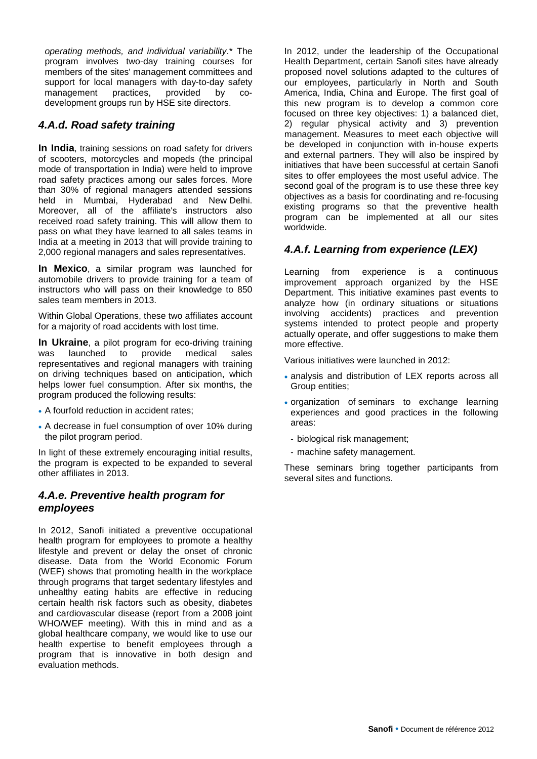*operating methods, and individual variability*.* The program involves two-day training courses for members of the sites' management committees and support for local managers with day-to-day safety management practices, provided by co-development groups run by HSE site directors.

### *4.A.d. Road safety training*

**In India**, training sessions on road safety for drivers of scooters, motorcycles and mopeds (the principal mode of transportation in India) were held to improve road safety practices among our sales forces. More than 30% of regional managers attended sessions held in Mumbai, Hyderabad and New Delhi. Moreover, all of the affiliate's instructors also received road safety training. This will allow them to pass on what they have learned to all sales teams in India at a meeting in 2013 that will provide training to 2,000 regional managers and sales representatives.

**In Mexico**, a similar program was launched for automobile drivers to provide training for a team of instructors who will pass on their knowledge to 850 sales team members in 2013.

Within Global Operations, these two affiliates account for a majority of road accidents with lost time.

**In Ukraine**, a pilot program for eco-driving training was launched to provide medical sales representatives and regional managers with training on driving techniques based on anticipation, which helps lower fuel consumption. After six months, the program produced the following results:

- A fourfold reduction in accident rates;
- A decrease in fuel consumption of over 10% during the pilot program period.

In light of these extremely encouraging initial results, the program is expected to be expanded to several other affiliates in 2013.

### *4.A.e. Preventive health program for employees*

In 2012, Sanofi initiated a preventive occupational health program for employees to promote a healthy lifestyle and prevent or delay the onset of chronic disease. Data from the World Economic Forum (WEF) shows that promoting health in the workplace through programs that target sedentary lifestyles and unhealthy eating habits are effective in reducing certain health risk factors such as obesity, diabetes and cardiovascular disease (report from a 2008 joint WHO/WEF meeting). With this in mind and as a global healthcare company, we would like to use our health expertise to benefit employees through a program that is innovative in both design and evaluation methods.

In 2012, under the leadership of the Occupational Health Department, certain Sanofi sites have already proposed novel solutions adapted to the cultures of our employees, particularly in North and South America, India, China and Europe. The first goal of this new program is to develop a common core focused on three key objectives: 1) a balanced diet, 2) regular physical activity and 3) prevention management. Measures to meet each objective will be developed in conjunction with in-house experts and external partners. They will also be inspired by initiatives that have been successful at certain Sanofi sites to offer employees the most useful advice. The second goal of the program is to use these three key objectives as a basis for coordinating and re-focusing existing programs so that the preventive health program can be implemented at all our sites worldwide.

### *4.A.f. Learning from experience (LEX)*

Learning from experience is a continuous improvement approach organized by the HSE Department. This initiative examines past events to analyze how (in ordinary situations or situations involving accidents) practices and prevention systems intended to protect people and property actually operate, and offer suggestions to make them more effective.

Various initiatives were launched in 2012:

- analysis and distribution of LEX reports across all Group entities;
- organization of seminars to exchange learning experiences and good practices in the following areas:
  - biological risk management;
  - machine safety management.

These seminars bring together participants from several sites and functions.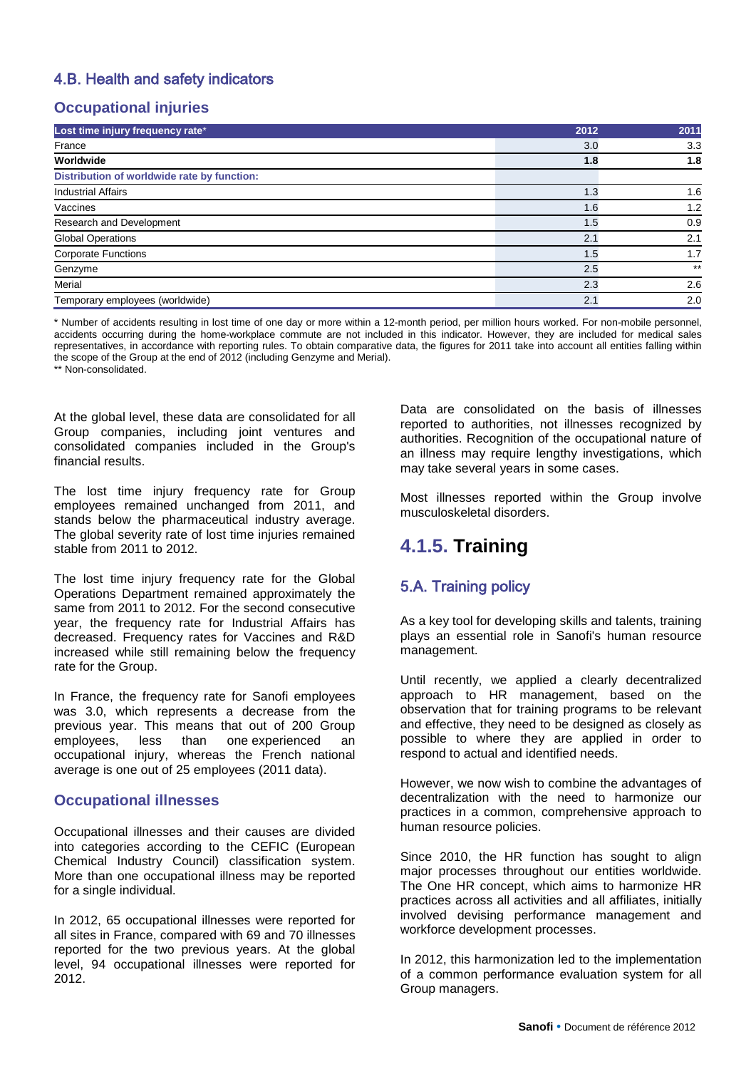## 4.B. Health and safety indicators

### Occupational injuries

| Lost time injury frequency rate* | 2012 | 2011 |
|---|---|---|
| France | 3.0 | 3.3 |
| **Worldwide** | **1.8** | **1.8** |
| **Distribution of worldwide rate by function:** | | |
| Industrial Affairs | 1.3 | 1.6 |
| Vaccines | 1.6 | 1.2 |
| Research and Development | 1.5 | 0.9 |
| Global Operations | 2.1 | 2.1 |
| Corporate Functions | 1.5 | 1.7 |
| Genzyme | 2.5 | ** |
| Merial | 2.3 | 2.6 |
| Temporary employees (worldwide) | 2.1 | 2.0 |

\* Number of accidents resulting in lost time of one day or more within a 12-month period, per million hours worked. For non-mobile personnel, accidents occurring during the home-workplace commute are not included in this indicator. However, they are included for medical sales representatives, in accordance with reporting rules. To obtain comparative data, the figures for 2011 take into account all entities falling within the scope of the Group at the end of 2012 (including Genzyme and Merial).

** Non-consolidated.

At the global level, these data are consolidated for all Group companies, including joint ventures and consolidated companies included in the Group's financial results.

The lost time injury frequency rate for Group employees remained unchanged from 2011, and stands below the pharmaceutical industry average. The global severity rate of lost time injuries remained stable from 2011 to 2012.

The lost time injury frequency rate for the Global Operations Department remained approximately the same from 2011 to 2012. For the second consecutive year, the frequency rate for Industrial Affairs has decreased. Frequency rates for Vaccines and R&D increased while still remaining below the frequency rate for the Group.

In France, the frequency rate for Sanofi employees was 3.0, which represents a decrease from the previous year. This means that out of 200 Group employees, less than one experienced an occupational injury, whereas the French national average is one out of 25 employees (2011 data).

### Occupational illnesses

Occupational illnesses and their causes are divided into categories according to the CEFIC (European Chemical Industry Council) classification system. More than one occupational illness may be reported for a single individual.

In 2012, 65 occupational illnesses were reported for all sites in France, compared with 69 and 70 illnesses reported for the two previous years. At the global level, 94 occupational illnesses were reported for 2012.

Data are consolidated on the basis of illnesses reported to authorities, not illnesses recognized by authorities. Recognition of the occupational nature of an illness may require lengthy investigations, which may take several years in some cases.

Most illnesses reported within the Group involve musculoskeletal disorders.

# 4.1.5. Training

## 5.A. Training policy

As a key tool for developing skills and talents, training plays an essential role in Sanofi's human resource management.

Until recently, we applied a clearly decentralized approach to HR management, based on the observation that for training programs to be relevant and effective, they need to be designed as closely as possible to where they are applied in order to respond to actual and identified needs.

However, we now wish to combine the advantages of decentralization with the need to harmonize our practices in a common, comprehensive approach to human resource policies.

Since 2010, the HR function has sought to align major processes throughout our entities worldwide. The One HR concept, which aims to harmonize HR practices across all activities and all affiliates, initially involved devising performance management and workforce development processes.

In 2012, this harmonization led to the implementation of a common performance evaluation system for all Group managers.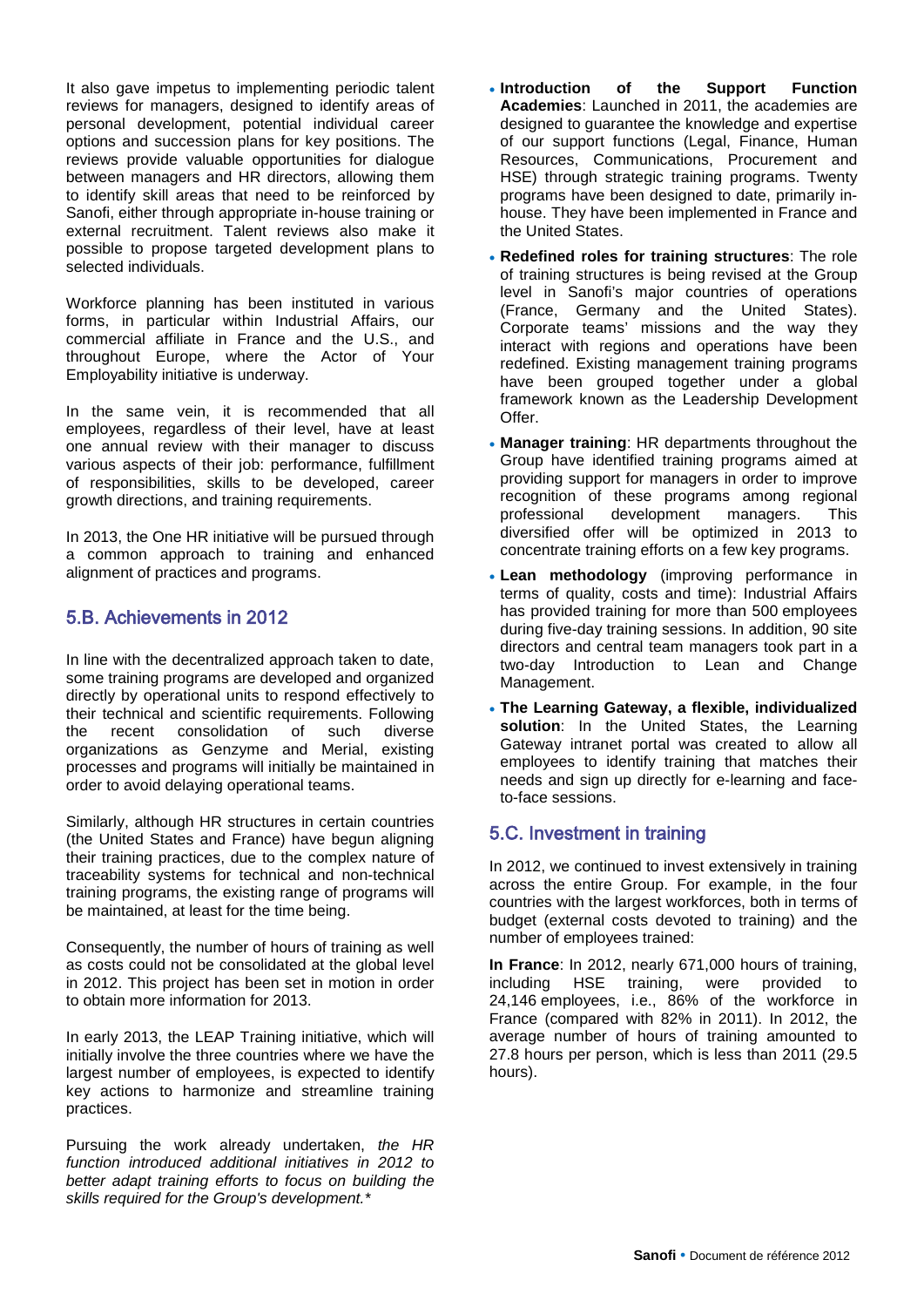It also gave impetus to implementing periodic talent reviews for managers, designed to identify areas of personal development, potential individual career options and succession plans for key positions. The reviews provide valuable opportunities for dialogue between managers and HR directors, allowing them to identify skill areas that need to be reinforced by Sanofi, either through appropriate in-house training or external recruitment. Talent reviews also make it possible to propose targeted development plans to selected individuals.

Workforce planning has been instituted in various forms, in particular within Industrial Affairs, our commercial affiliate in France and the U.S., and throughout Europe, where the Actor of Your Employability initiative is underway.

In the same vein, it is recommended that all employees, regardless of their level, have at least one annual review with their manager to discuss various aspects of their job: performance, fulfillment of responsibilities, skills to be developed, career growth directions, and training requirements.

In 2013, the One HR initiative will be pursued through a common approach to training and enhanced alignment of practices and programs.

## 5.B. Achievements in 2012

In line with the decentralized approach taken to date, some training programs are developed and organized directly by operational units to respond effectively to their technical and scientific requirements. Following the recent consolidation of such diverse organizations as Genzyme and Merial, existing processes and programs will initially be maintained in order to avoid delaying operational teams.

Similarly, although HR structures in certain countries (the United States and France) have begun aligning their training practices, due to the complex nature of traceability systems for technical and non-technical training programs, the existing range of programs will be maintained, at least for the time being.

Consequently, the number of hours of training as well as costs could not be consolidated at the global level in 2012. This project has been set in motion in order to obtain more information for 2013.

In early 2013, the LEAP Training initiative, which will initially involve the three countries where we have the largest number of employees, is expected to identify key actions to harmonize and streamline training practices.

Pursuing the work already undertaken, *the HR function introduced additional initiatives in 2012 to better adapt training efforts to focus on building the skills required for the Group's development.**

- **Introduction of the Support Function Academies**: Launched in 2011, the academies are designed to guarantee the knowledge and expertise of our support functions (Legal, Finance, Human Resources, Communications, Procurement and HSE) through strategic training programs. Twenty programs have been designed to date, primarily in-house. They have been implemented in France and the United States.
- **Redefined roles for training structures**: The role of training structures is being revised at the Group level in Sanofi's major countries of operations (France, Germany and the United States). Corporate teams' missions and the way they interact with regions and operations have been redefined. Existing management training programs have been grouped together under a global framework known as the Leadership Development Offer.
- **Manager training**: HR departments throughout the Group have identified training programs aimed at providing support for managers in order to improve recognition of these programs among regional professional development managers. This diversified offer will be optimized in 2013 to concentrate training efforts on a few key programs.
- **Lean methodology** (improving performance in terms of quality, costs and time): Industrial Affairs has provided training for more than 500 employees during five-day training sessions. In addition, 90 site directors and central team managers took part in a two-day Introduction to Lean and Change Management.
- **The Learning Gateway, a flexible, individualized solution**: In the United States, the Learning Gateway intranet portal was created to allow all employees to identify training that matches their needs and sign up directly for e-learning and face-to-face sessions.

## 5.C. Investment in training

In 2012, we continued to invest extensively in training across the entire Group. For example, in the four countries with the largest workforces, both in terms of budget (external costs devoted to training) and the number of employees trained:

**In France**: In 2012, nearly 671,000 hours of training, including HSE training, were provided to 24,146 employees, i.e., 86% of the workforce in France (compared with 82% in 2011). In 2012, the average number of hours of training amounted to 27.8 hours per person, which is less than 2011 (29.5 hours).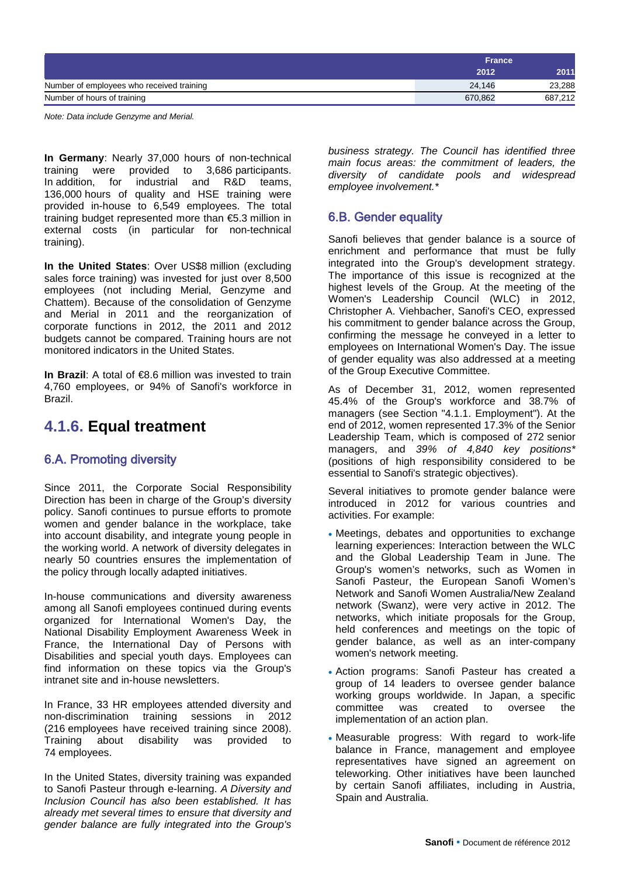| | France | |
|---|---|---|
| | 2012 | 2011 |
| Number of employees who received training | 24,146 | 23,288 |
| Number of hours of training | 670,862 | 687,212 |

*Note: Data include Genzyme and Merial.*

**In Germany**: Nearly 37,000 hours of non-technical training were provided to 3,686 participants. In addition, for industrial and R&D teams, 136,000 hours of quality and HSE training were provided in-house to 6,549 employees. The total training budget represented more than €5.3 million in external costs (in particular for non-technical training).

**In the United States**: Over US$8 million (excluding sales force training) was invested for just over 8,500 employees (not including Merial, Genzyme and Chattem). Because of the consolidation of Genzyme and Merial in 2011 and the reorganization of corporate functions in 2012, the 2011 and 2012 budgets cannot be compared. Training hours are not monitored indicators in the United States.

**In Brazil**: A total of €8.6 million was invested to train 4,760 employees, or 94% of Sanofi's workforce in Brazil.

# 4.1.6. Equal treatment

## 6.A. Promoting diversity

Since 2011, the Corporate Social Responsibility Direction has been in charge of the Group's diversity policy. Sanofi continues to pursue efforts to promote women and gender balance in the workplace, take into account disability, and integrate young people in the working world. A network of diversity delegates in nearly 50 countries ensures the implementation of the policy through locally adapted initiatives.

In-house communications and diversity awareness among all Sanofi employees continued during events organized for International Women's Day, the National Disability Employment Awareness Week in France, the International Day of Persons with Disabilities and special youth days. Employees can find information on these topics via the Group's intranet site and in-house newsletters.

In France, 33 HR employees attended diversity and non-discrimination training sessions in 2012 (216 employees have received training since 2008). Training about disability was provided to 74 employees.

In the United States, diversity training was expanded to Sanofi Pasteur through e-learning. *A Diversity and Inclusion Council has also been established. It has already met several times to ensure that diversity and gender balance are fully integrated into the Group's business strategy. The Council has identified three main focus areas: the commitment of leaders, the diversity of candidate pools and widespread employee involvement.**

## 6.B. Gender equality

Sanofi believes that gender balance is a source of enrichment and performance that must be fully integrated into the Group's development strategy. The importance of this issue is recognized at the highest levels of the Group. At the meeting of the Women's Leadership Council (WLC) in 2012, Christopher A. Viehbacher, Sanofi's CEO, expressed his commitment to gender balance across the Group, confirming the message he conveyed in a letter to employees on International Women's Day. The issue of gender equality was also addressed at a meeting of the Group Executive Committee.

As of December 31, 2012, women represented 45.4% of the Group's workforce and 38.7% of managers (see Section "4.1.1. Employment"). At the end of 2012, women represented 17.3% of the Senior Leadership Team, which is composed of 272 senior managers, and *39% of 4,840 key positions** (positions of high responsibility considered to be essential to Sanofi's strategic objectives).

Several initiatives to promote gender balance were introduced in 2012 for various countries and activities. For example:

- Meetings, debates and opportunities to exchange learning experiences: Interaction between the WLC and the Global Leadership Team in June. The Group's women's networks, such as Women in Sanofi Pasteur, the European Sanofi Women's Network and Sanofi Women Australia/New Zealand network (Swanz), were very active in 2012. The networks, which initiate proposals for the Group, held conferences and meetings on the topic of gender balance, as well as an inter-company women's network meeting.
- Action programs: Sanofi Pasteur has created a group of 14 leaders to oversee gender balance working groups worldwide. In Japan, a specific committee was created to oversee the implementation of an action plan.
- Measurable progress: With regard to work-life balance in France, management and employee representatives have signed an agreement on teleworking. Other initiatives have been launched by certain Sanofi affiliates, including in Austria, Spain and Australia.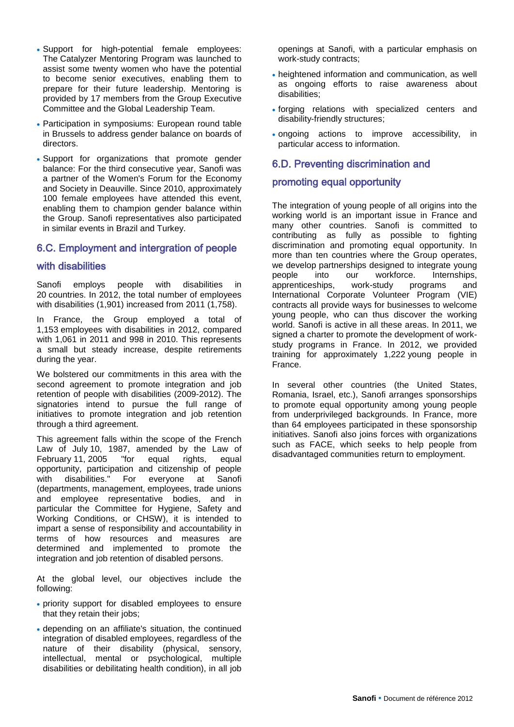- Support for high-potential female employees: The Catalyzer Mentoring Program was launched to assist some twenty women who have the potential to become senior executives, enabling them to prepare for their future leadership. Mentoring is provided by 17 members from the Group Executive Committee and the Global Leadership Team.
- Participation in symposiums: European round table in Brussels to address gender balance on boards of directors.
- Support for organizations that promote gender balance: For the third consecutive year, Sanofi was a partner of the Women's Forum for the Economy and Society in Deauville. Since 2010, approximately 100 female employees have attended this event, enabling them to champion gender balance within the Group. Sanofi representatives also participated in similar events in Brazil and Turkey.

## 6.C. Employment and intergration of people with disabilities

Sanofi employs people with disabilities in 20 countries. In 2012, the total number of employees with disabilities (1,901) increased from 2011 (1,758).

In France, the Group employed a total of 1,153 employees with disabilities in 2012, compared with 1,061 in 2011 and 998 in 2010. This represents a small but steady increase, despite retirements during the year.

We bolstered our commitments in this area with the second agreement to promote integration and job retention of people with disabilities (2009-2012). The signatories intend to pursue the full range of initiatives to promote integration and job retention through a third agreement.

This agreement falls within the scope of the French Law of July 10, 1987, amended by the Law of February 11, 2005 "for equal rights, equal opportunity, participation and citizenship of people with disabilities." For everyone at Sanofi (departments, management, employees, trade unions and employee representative bodies, and in particular the Committee for Hygiene, Safety and Working Conditions, or CHSW), it is intended to impart a sense of responsibility and accountability in terms of how resources and measures are determined and implemented to promote the integration and job retention of disabled persons.

At the global level, our objectives include the following:

- priority support for disabled employees to ensure that they retain their jobs;
- depending on an affiliate's situation, the continued integration of disabled employees, regardless of the nature of their disability (physical, sensory, intellectual, mental or psychological, multiple disabilities or debilitating health condition), in all job openings at Sanofi, with a particular emphasis on work-study contracts;
- heightened information and communication, as well as ongoing efforts to raise awareness about disabilities;
- forging relations with specialized centers and disability-friendly structures;
- ongoing actions to improve accessibility, in particular access to information.

## 6.D. Preventing discrimination and promoting equal opportunity

The integration of young people of all origins into the working world is an important issue in France and many other countries. Sanofi is committed to contributing as fully as possible to fighting discrimination and promoting equal opportunity. In more than ten countries where the Group operates, we develop partnerships designed to integrate young people into our workforce. Internships, apprenticeships, work-study programs and International Corporate Volunteer Program (VIE) contracts all provide ways for businesses to welcome young people, who can thus discover the working world. Sanofi is active in all these areas. In 2011, we signed a charter to promote the development of work-study programs in France. In 2012, we provided training for approximately 1,222 young people in France.

In several other countries (the United States, Romania, Israel, etc.), Sanofi arranges sponsorships to promote equal opportunity among young people from underprivileged backgrounds. In France, more than 64 employees participated in these sponsorship initiatives. Sanofi also joins forces with organizations such as FACE, which seeks to help people from disadvantaged communities return to employment.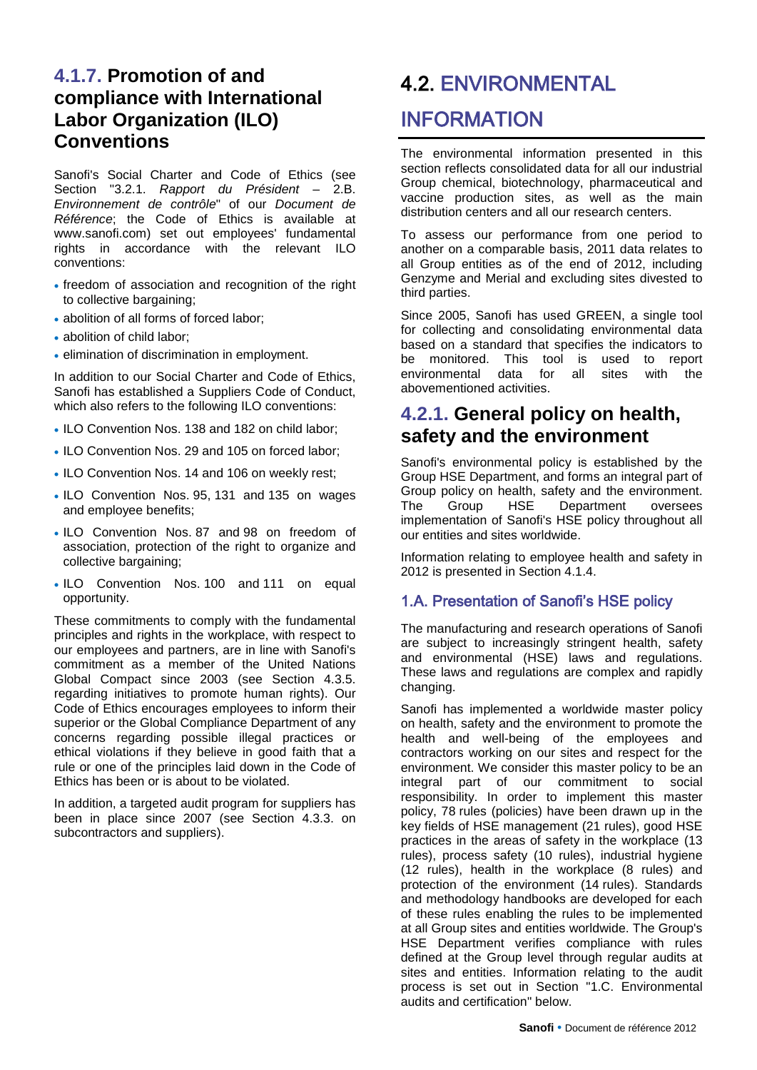### 4.1.7. Promotion of and compliance with International Labor Organization (ILO) Conventions

Sanofi's Social Charter and Code of Ethics (see Section "3.2.1. *Rapport du Président* – 2.B. *Environnement de contrôle*" of our *Document de Référence*; the Code of Ethics is available at www.sanofi.com) set out employees' fundamental rights in accordance with the relevant ILO conventions:

- freedom of association and recognition of the right to collective bargaining;
- abolition of all forms of forced labor;
- abolition of child labor;
- elimination of discrimination in employment.

In addition to our Social Charter and Code of Ethics, Sanofi has established a Suppliers Code of Conduct, which also refers to the following ILO conventions:

- ILO Convention Nos. 138 and 182 on child labor;
- ILO Convention Nos. 29 and 105 on forced labor;
- ILO Convention Nos. 14 and 106 on weekly rest;
- ILO Convention Nos. 95, 131 and 135 on wages and employee benefits;
- ILO Convention Nos. 87 and 98 on freedom of association, protection of the right to organize and collective bargaining;
- ILO Convention Nos. 100 and 111 on equal opportunity.

These commitments to comply with the fundamental principles and rights in the workplace, with respect to our employees and partners, are in line with Sanofi's commitment as a member of the United Nations Global Compact since 2003 (see Section 4.3.5. regarding initiatives to promote human rights). Our Code of Ethics encourages employees to inform their superior or the Global Compliance Department of any concerns regarding possible illegal practices or ethical violations if they believe in good faith that a rule or one of the principles laid down in the Code of Ethics has been or is about to be violated.

In addition, a targeted audit program for suppliers has been in place since 2007 (see Section 4.3.3. on subcontractors and suppliers).

# 4.2. ENVIRONMENTAL INFORMATION

The environmental information presented in this section reflects consolidated data for all our industrial Group chemical, biotechnology, pharmaceutical and vaccine production sites, as well as the main distribution centers and all our research centers.

To assess our performance from one period to another on a comparable basis, 2011 data relates to all Group entities as of the end of 2012, including Genzyme and Merial and excluding sites divested to third parties.

Since 2005, Sanofi has used GREEN, a single tool for collecting and consolidating environmental data based on a standard that specifies the indicators to be monitored. This tool is used to report environmental data for all sites with the abovementioned activities.

## 4.2.1. General policy on health, safety and the environment

Sanofi's environmental policy is established by the Group HSE Department, and forms an integral part of Group policy on health, safety and the environment. The Group HSE Department oversees implementation of Sanofi's HSE policy throughout all our entities and sites worldwide.

Information relating to employee health and safety in 2012 is presented in Section 4.1.4.

### 1.A. Presentation of Sanofi's HSE policy

The manufacturing and research operations of Sanofi are subject to increasingly stringent health, safety and environmental (HSE) laws and regulations. These laws and regulations are complex and rapidly changing.

Sanofi has implemented a worldwide master policy on health, safety and the environment to promote the health and well-being of the employees and contractors working on our sites and respect for the environment. We consider this master policy to be an integral part of our commitment to social responsibility. In order to implement this master policy, 78 rules (policies) have been drawn up in the key fields of HSE management (21 rules), good HSE practices in the areas of safety in the workplace (13 rules), process safety (10 rules), industrial hygiene (12 rules), health in the workplace (8 rules) and protection of the environment (14 rules). Standards and methodology handbooks are developed for each of these rules enabling the rules to be implemented at all Group sites and entities worldwide. The Group's HSE Department verifies compliance with rules defined at the Group level through regular audits at sites and entities. Information relating to the audit process is set out in Section "1.C. Environmental audits and certification" below.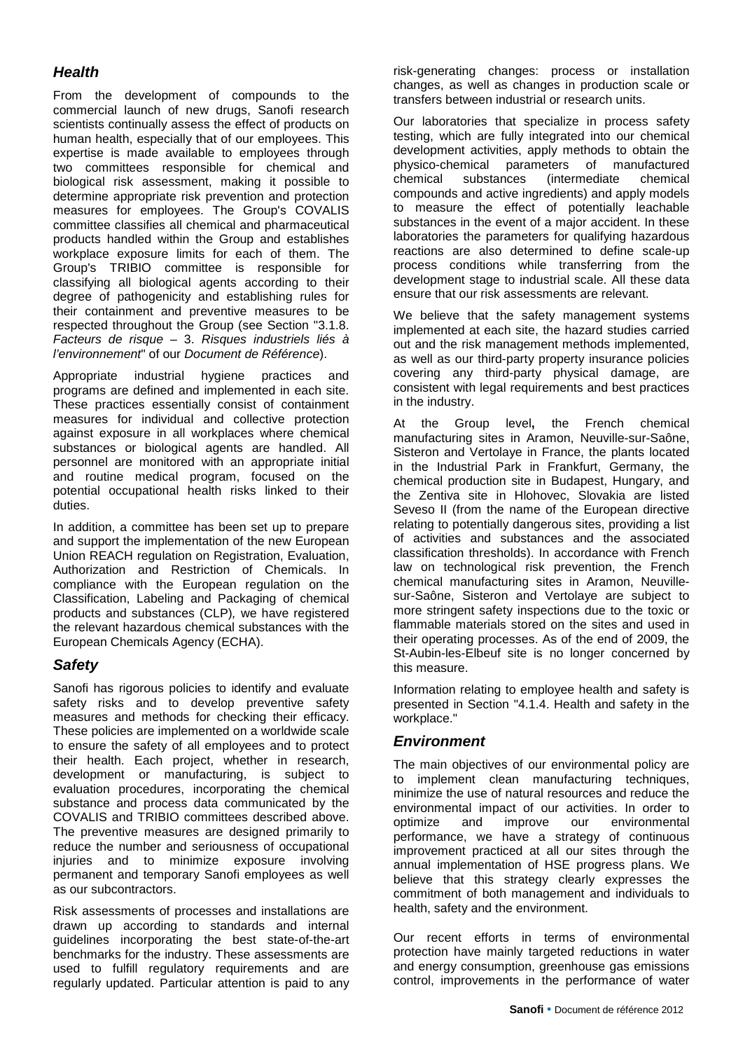## *Health*

From the development of compounds to the commercial launch of new drugs, Sanofi research scientists continually assess the effect of products on human health, especially that of our employees. This expertise is made available to employees through two committees responsible for chemical and biological risk assessment, making it possible to determine appropriate risk prevention and protection measures for employees. The Group's COVALIS committee classifies all chemical and pharmaceutical products handled within the Group and establishes workplace exposure limits for each of them. The Group's TRIBIO committee is responsible for classifying all biological agents according to their degree of pathogenicity and establishing rules for their containment and preventive measures to be respected throughout the Group (see Section "3.1.8. *Facteurs de risque* – 3. *Risques industriels liés à l'environnement*" of our *Document de Référence*).

Appropriate industrial hygiene practices and programs are defined and implemented in each site. These practices essentially consist of containment measures for individual and collective protection against exposure in all workplaces where chemical substances or biological agents are handled. All personnel are monitored with an appropriate initial and routine medical program, focused on the potential occupational health risks linked to their duties.

In addition, a committee has been set up to prepare and support the implementation of the new European Union REACH regulation on Registration, Evaluation, Authorization and Restriction of Chemicals. In compliance with the European regulation on the Classification, Labeling and Packaging of chemical products and substances (CLP), we have registered the relevant hazardous chemical substances with the European Chemicals Agency (ECHA).

## *Safety*

Sanofi has rigorous policies to identify and evaluate safety risks and to develop preventive safety measures and methods for checking their efficacy. These policies are implemented on a worldwide scale to ensure the safety of all employees and to protect their health. Each project, whether in research, development or manufacturing, is subject to evaluation procedures, incorporating the chemical substance and process data communicated by the COVALIS and TRIBIO committees described above. The preventive measures are designed primarily to reduce the number and seriousness of occupational injuries and to minimize exposure involving permanent and temporary Sanofi employees as well as our subcontractors.

Risk assessments of processes and installations are drawn up according to standards and internal guidelines incorporating the best state-of-the-art benchmarks for the industry. These assessments are used to fulfill regulatory requirements and are regularly updated. Particular attention is paid to any risk-generating changes: process or installation changes, as well as changes in production scale or transfers between industrial or research units.

Our laboratories that specialize in process safety testing, which are fully integrated into our chemical development activities, apply methods to obtain the physico-chemical parameters of manufactured chemical substances (intermediate chemical compounds and active ingredients) and apply models to measure the effect of potentially leachable substances in the event of a major accident. In these laboratories the parameters for qualifying hazardous reactions are also determined to define scale-up process conditions while transferring from the development stage to industrial scale. All these data ensure that our risk assessments are relevant.

We believe that the safety management systems implemented at each site, the hazard studies carried out and the risk management methods implemented, as well as our third-party property insurance policies covering any third-party physical damage, are consistent with legal requirements and best practices in the industry.

At the Group level**,** the French chemical manufacturing sites in Aramon, Neuville-sur-Saône, Sisteron and Vertolaye in France, the plants located in the Industrial Park in Frankfurt, Germany, the chemical production site in Budapest, Hungary, and the Zentiva site in Hlohovec, Slovakia are listed Seveso II (from the name of the European directive relating to potentially dangerous sites, providing a list of activities and substances and the associated classification thresholds). In accordance with French law on technological risk prevention, the French chemical manufacturing sites in Aramon, Neuville-sur-Saône, Sisteron and Vertolaye are subject to more stringent safety inspections due to the toxic or flammable materials stored on the sites and used in their operating processes. As of the end of 2009, the St-Aubin-les-Elbeuf site is no longer concerned by this measure.

Information relating to employee health and safety is presented in Section "4.1.4. Health and safety in the workplace."

## *Environment*

The main objectives of our environmental policy are to implement clean manufacturing techniques, minimize the use of natural resources and reduce the environmental impact of our activities. In order to optimize and improve our environmental performance, we have a strategy of continuous improvement practiced at all our sites through the annual implementation of HSE progress plans. We believe that this strategy clearly expresses the commitment of both management and individuals to health, safety and the environment.

Our recent efforts in terms of environmental protection have mainly targeted reductions in water and energy consumption, greenhouse gas emissions control, improvements in the performance of water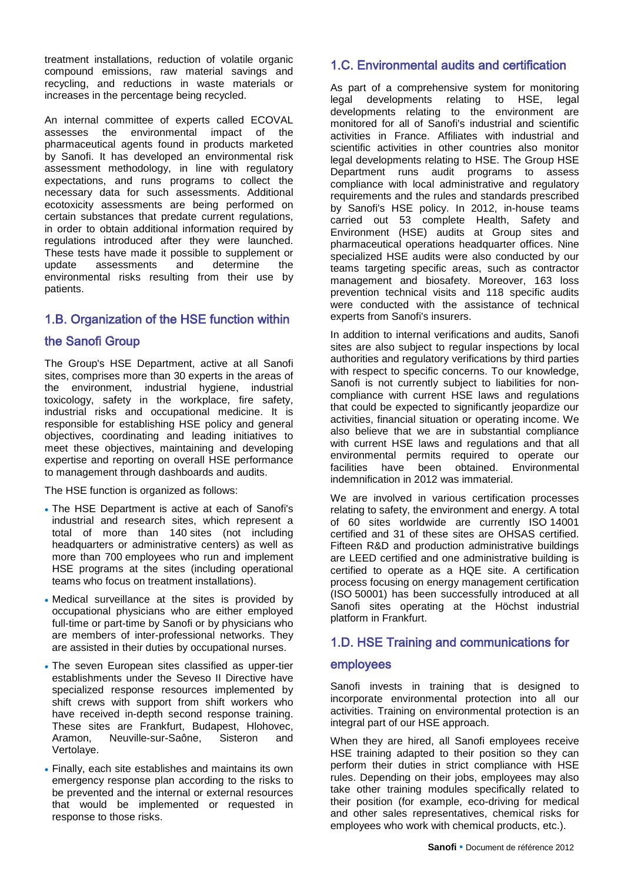treatment installations, reduction of volatile organic compound emissions, raw material savings and recycling, and reductions in waste materials or increases in the percentage being recycled.

An internal committee of experts called ECOVAL assesses the environmental impact of the pharmaceutical agents found in products marketed by Sanofi. It has developed an environmental risk assessment methodology, in line with regulatory expectations, and runs programs to collect the necessary data for such assessments. Additional ecotoxicity assessments are being performed on certain substances that predate current regulations, in order to obtain additional information required by regulations introduced after they were launched. These tests have made it possible to supplement or update assessments and determine the environmental risks resulting from their use by patients.

## 1.B. Organization of the HSE function within the Sanofi Group

The Group's HSE Department, active at all Sanofi sites, comprises more than 30 experts in the areas of the environment, industrial hygiene, industrial toxicology, safety in the workplace, fire safety, industrial risks and occupational medicine. It is responsible for establishing HSE policy and general objectives, coordinating and leading initiatives to meet these objectives, maintaining and developing expertise and reporting on overall HSE performance to management through dashboards and audits.

The HSE function is organized as follows:

- The HSE Department is active at each of Sanofi's industrial and research sites, which represent a total of more than 140 sites (not including headquarters or administrative centers) as well as more than 700 employees who run and implement HSE programs at the sites (including operational teams who focus on treatment installations).
- Medical surveillance at the sites is provided by occupational physicians who are either employed full-time or part-time by Sanofi or by physicians who are members of inter-professional networks. They are assisted in their duties by occupational nurses.
- The seven European sites classified as upper-tier establishments under the Seveso II Directive have specialized response resources implemented by shift crews with support from shift workers who have received in-depth second response training. These sites are Frankfurt, Budapest, Hlohovec, Aramon, Neuville-sur-Saône, Sisteron and Vertolaye.
- Finally, each site establishes and maintains its own emergency response plan according to the risks to be prevented and the internal or external resources that would be implemented or requested in response to those risks.

## 1.C. Environmental audits and certification

As part of a comprehensive system for monitoring legal developments relating to HSE, legal developments relating to the environment are monitored for all of Sanofi's industrial and scientific activities in France. Affiliates with industrial and scientific activities in other countries also monitor legal developments relating to HSE. The Group HSE Department runs audit programs to assess compliance with local administrative and regulatory requirements and the rules and standards prescribed by Sanofi's HSE policy. In 2012, in-house teams carried out 53 complete Health, Safety and Environment (HSE) audits at Group sites and pharmaceutical operations headquarter offices. Nine specialized HSE audits were also conducted by our teams targeting specific areas, such as contractor management and biosafety. Moreover, 163 loss prevention technical visits and 118 specific audits were conducted with the assistance of technical experts from Sanofi's insurers.

In addition to internal verifications and audits, Sanofi sites are also subject to regular inspections by local authorities and regulatory verifications by third parties with respect to specific concerns. To our knowledge, Sanofi is not currently subject to liabilities for non-compliance with current HSE laws and regulations that could be expected to significantly jeopardize our activities, financial situation or operating income. We also believe that we are in substantial compliance with current HSE laws and regulations and that all environmental permits required to operate our facilities have been obtained. Environmental indemnification in 2012 was immaterial.

We are involved in various certification processes relating to safety, the environment and energy. A total of 60 sites worldwide are currently ISO 14001 certified and 31 of these sites are OHSAS certified. Fifteen R&D and production administrative buildings are LEED certified and one administrative building is certified to operate as a HQE site. A certification process focusing on energy management certification (ISO 50001) has been successfully introduced at all Sanofi sites operating at the Höchst industrial platform in Frankfurt.

## 1.D. HSE Training and communications for employees

Sanofi invests in training that is designed to incorporate environmental protection into all our activities. Training on environmental protection is an integral part of our HSE approach.

When they are hired, all Sanofi employees receive HSE training adapted to their position so they can perform their duties in strict compliance with HSE rules. Depending on their jobs, employees may also take other training modules specifically related to their position (for example, eco-driving for medical and other sales representatives, chemical risks for employees who work with chemical products, etc.).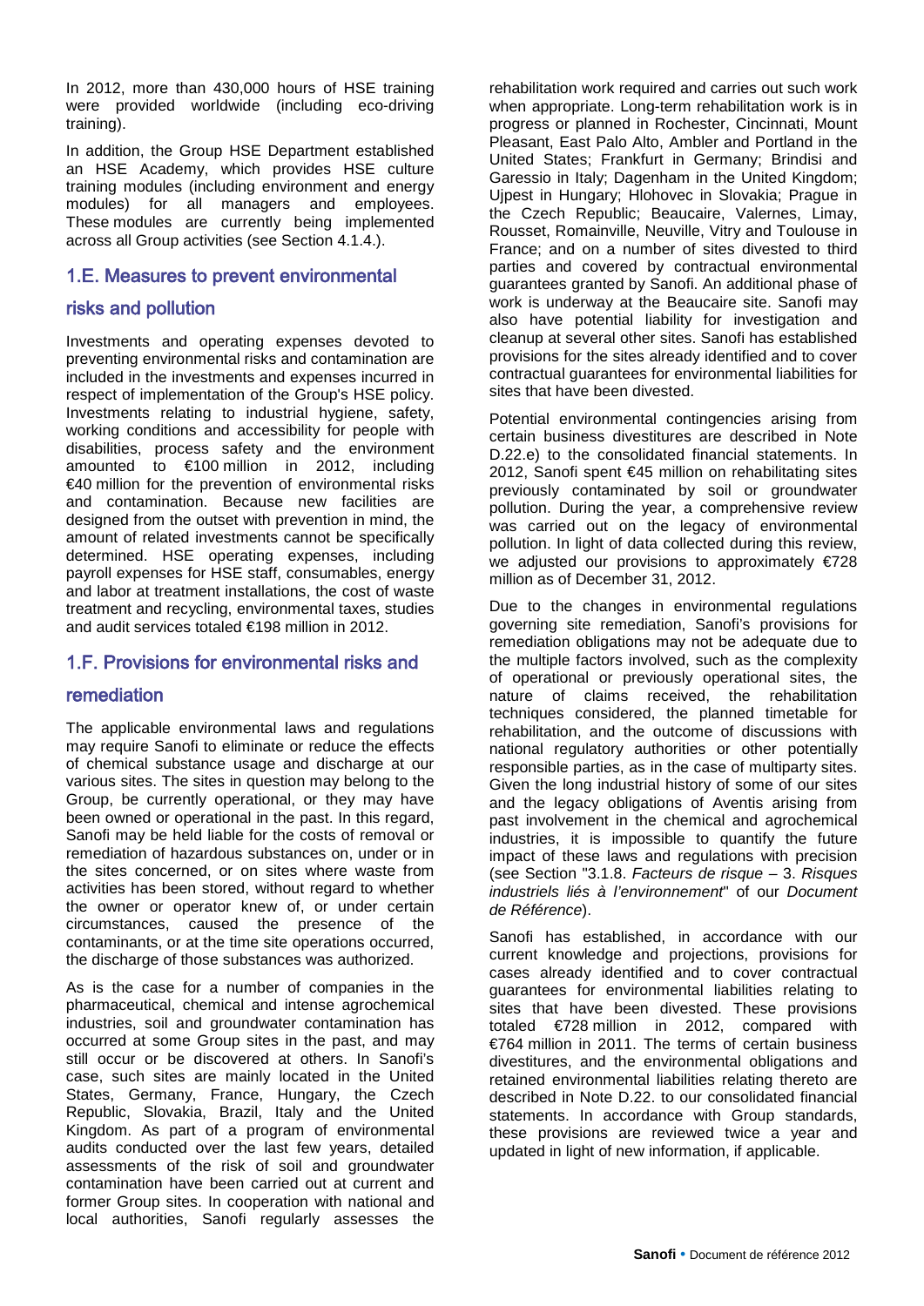In 2012, more than 430,000 hours of HSE training were provided worldwide (including eco-driving training).

In addition, the Group HSE Department established an HSE Academy, which provides HSE culture training modules (including environment and energy modules) for all managers and employees. These modules are currently being implemented across all Group activities (see Section 4.1.4.).

## 1.E. Measures to prevent environmental risks and pollution

Investments and operating expenses devoted to preventing environmental risks and contamination are included in the investments and expenses incurred in respect of implementation of the Group's HSE policy. Investments relating to industrial hygiene, safety, working conditions and accessibility for people with disabilities, process safety and the environment amounted to €100 million in 2012, including €40 million for the prevention of environmental risks and contamination. Because new facilities are designed from the outset with prevention in mind, the amount of related investments cannot be specifically determined. HSE operating expenses, including payroll expenses for HSE staff, consumables, energy and labor at treatment installations, the cost of waste treatment and recycling, environmental taxes, studies and audit services totaled €198 million in 2012.

## 1.F. Provisions for environmental risks and remediation

The applicable environmental laws and regulations may require Sanofi to eliminate or reduce the effects of chemical substance usage and discharge at our various sites. The sites in question may belong to the Group, be currently operational, or they may have been owned or operational in the past. In this regard, Sanofi may be held liable for the costs of removal or remediation of hazardous substances on, under or in the sites concerned, or on sites where waste from activities has been stored, without regard to whether the owner or operator knew of, or under certain circumstances, caused the presence of the contaminants, or at the time site operations occurred, the discharge of those substances was authorized.

As is the case for a number of companies in the pharmaceutical, chemical and intense agrochemical industries, soil and groundwater contamination has occurred at some Group sites in the past, and may still occur or be discovered at others. In Sanofi's case, such sites are mainly located in the United States, Germany, France, Hungary, the Czech Republic, Slovakia, Brazil, Italy and the United Kingdom. As part of a program of environmental audits conducted over the last few years, detailed assessments of the risk of soil and groundwater contamination have been carried out at current and former Group sites. In cooperation with national and local authorities, Sanofi regularly assesses the rehabilitation work required and carries out such work when appropriate. Long-term rehabilitation work is in progress or planned in Rochester, Cincinnati, Mount Pleasant, East Palo Alto, Ambler and Portland in the United States; Frankfurt in Germany; Brindisi and Garessio in Italy; Dagenham in the United Kingdom; Ujpest in Hungary; Hlohovec in Slovakia; Prague in the Czech Republic; Beaucaire, Valernes, Limay, Rousset, Romainville, Neuville, Vitry and Toulouse in France; and on a number of sites divested to third parties and covered by contractual environmental guarantees granted by Sanofi. An additional phase of work is underway at the Beaucaire site. Sanofi may also have potential liability for investigation and cleanup at several other sites. Sanofi has established provisions for the sites already identified and to cover contractual guarantees for environmental liabilities for sites that have been divested.

Potential environmental contingencies arising from certain business divestitures are described in Note D.22.e) to the consolidated financial statements. In 2012, Sanofi spent €45 million on rehabilitating sites previously contaminated by soil or groundwater pollution. During the year, a comprehensive review was carried out on the legacy of environmental pollution. In light of data collected during this review, we adjusted our provisions to approximately €728 million as of December 31, 2012.

Due to the changes in environmental regulations governing site remediation, Sanofi's provisions for remediation obligations may not be adequate due to the multiple factors involved, such as the complexity of operational or previously operational sites, the nature of claims received, the rehabilitation techniques considered, the planned timetable for rehabilitation, and the outcome of discussions with national regulatory authorities or other potentially responsible parties, as in the case of multiparty sites. Given the long industrial history of some of our sites and the legacy obligations of Aventis arising from past involvement in the chemical and agrochemical industries, it is impossible to quantify the future impact of these laws and regulations with precision (see Section "3.1.8. *Facteurs de risque* – 3. *Risques industriels liés à l'environnement*" of our *Document de Référence*).

Sanofi has established, in accordance with our current knowledge and projections, provisions for cases already identified and to cover contractual guarantees for environmental liabilities relating to sites that have been divested. These provisions totaled €728 million in 2012, compared with €764 million in 2011. The terms of certain business divestitures, and the environmental obligations and retained environmental liabilities relating thereto are described in Note D.22. to our consolidated financial statements. In accordance with Group standards, these provisions are reviewed twice a year and updated in light of new information, if applicable.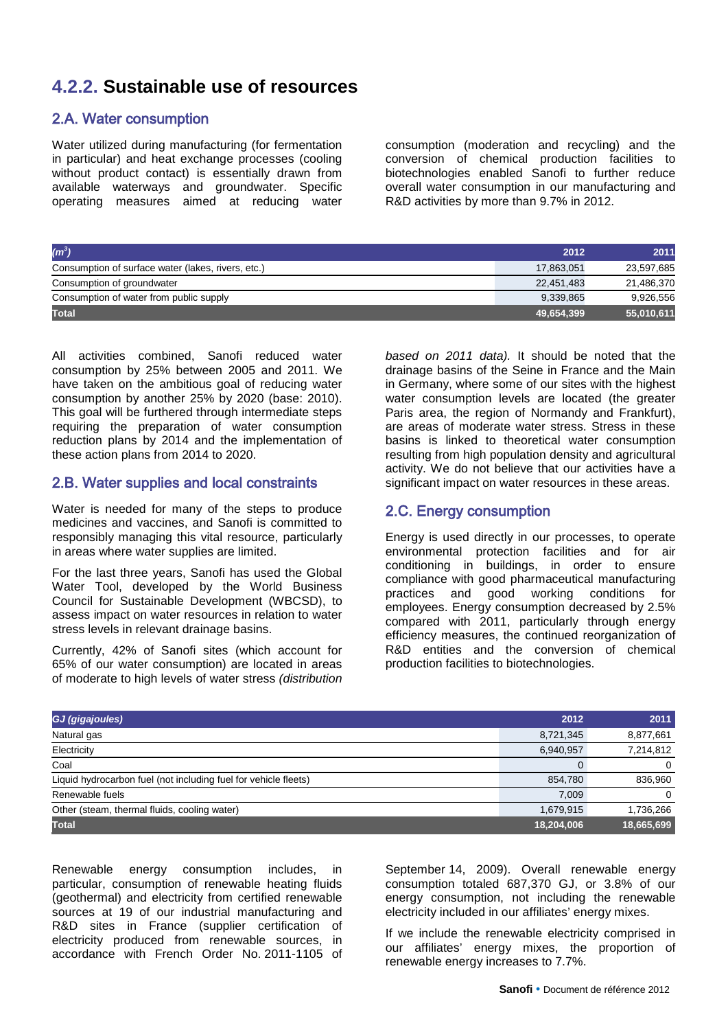## 4.2.2. Sustainable use of resources

### 2.A. Water consumption

Water utilized during manufacturing (for fermentation in particular) and heat exchange processes (cooling without product contact) is essentially drawn from available waterways and groundwater. Specific operating measures aimed at reducing water consumption (moderation and recycling) and the conversion of chemical production facilities to biotechnologies enabled Sanofi to further reduce overall water consumption in our manufacturing and R&D activities by more than 9.7% in 2012.

| *($m^3$)* | 2012 | 2011 |
|---|---|---|
| Consumption of surface water (lakes, rivers, etc.) | 17,863,051 | 23,597,685 |
| Consumption of groundwater | 22,451,483 | 21,486,370 |
| Consumption of water from public supply | 9,339,865 | 9,926,556 |
| **Total** | **49,654,399** | **55,010,611** |

All activities combined, Sanofi reduced water consumption by 25% between 2005 and 2011. We have taken on the ambitious goal of reducing water consumption by another 25% by 2020 (base: 2010). This goal will be furthered through intermediate steps requiring the preparation of water consumption reduction plans by 2014 and the implementation of these action plans from 2014 to 2020.

### 2.B. Water supplies and local constraints

Water is needed for many of the steps to produce medicines and vaccines, and Sanofi is committed to responsibly managing this vital resource, particularly in areas where water supplies are limited.

For the last three years, Sanofi has used the Global Water Tool, developed by the World Business Council for Sustainable Development (WBCSD), to assess impact on water resources in relation to water stress levels in relevant drainage basins.

Currently, 42% of Sanofi sites (which account for 65% of our water consumption) are located in areas of moderate to high levels of water stress *(distribution based on 2011 data)*. It should be noted that the drainage basins of the Seine in France and the Main in Germany, where some of our sites with the highest water consumption levels are located (the greater Paris area, the region of Normandy and Frankfurt), are areas of moderate water stress. Stress in these basins is linked to theoretical water consumption resulting from high population density and agricultural activity. We do not believe that our activities have a significant impact on water resources in these areas.

### 2.C. Energy consumption

Energy is used directly in our processes, to operate environmental protection facilities and for air conditioning in buildings, in order to ensure compliance with good pharmaceutical manufacturing practices and good working conditions for employees. Energy consumption decreased by 2.5% compared with 2011, particularly through energy efficiency measures, the continued reorganization of R&D entities and the conversion of chemical production facilities to biotechnologies.

| *GJ (gigajoules)* | 2012 | 2011 |
|---|---|---|
| Natural gas | 8,721,345 | 8,877,661 |
| Electricity | 6,940,957 | 7,214,812 |
| Coal | 0 | 0 |
| Liquid hydrocarbon fuel (not including fuel for vehicle fleets) | 854,780 | 836,960 |
| Renewable fuels | 7,009 | 0 |
| Other (steam, thermal fluids, cooling water) | 1,679,915 | 1,736,266 |
| **Total** | **18,204,006** | **18,665,699** |

Renewable energy consumption includes, in particular, consumption of renewable heating fluids (geothermal) and electricity from certified renewable sources at 19 of our industrial manufacturing and R&D sites in France (supplier certification of electricity produced from renewable sources, in accordance with French Order No. 2011-1105 of September 14, 2009). Overall renewable energy consumption totaled 687,370 GJ, or 3.8% of our energy consumption, not including the renewable electricity included in our affiliates' energy mixes.

If we include the renewable electricity comprised in our affiliates' energy mixes, the proportion of renewable energy increases to 7.7%.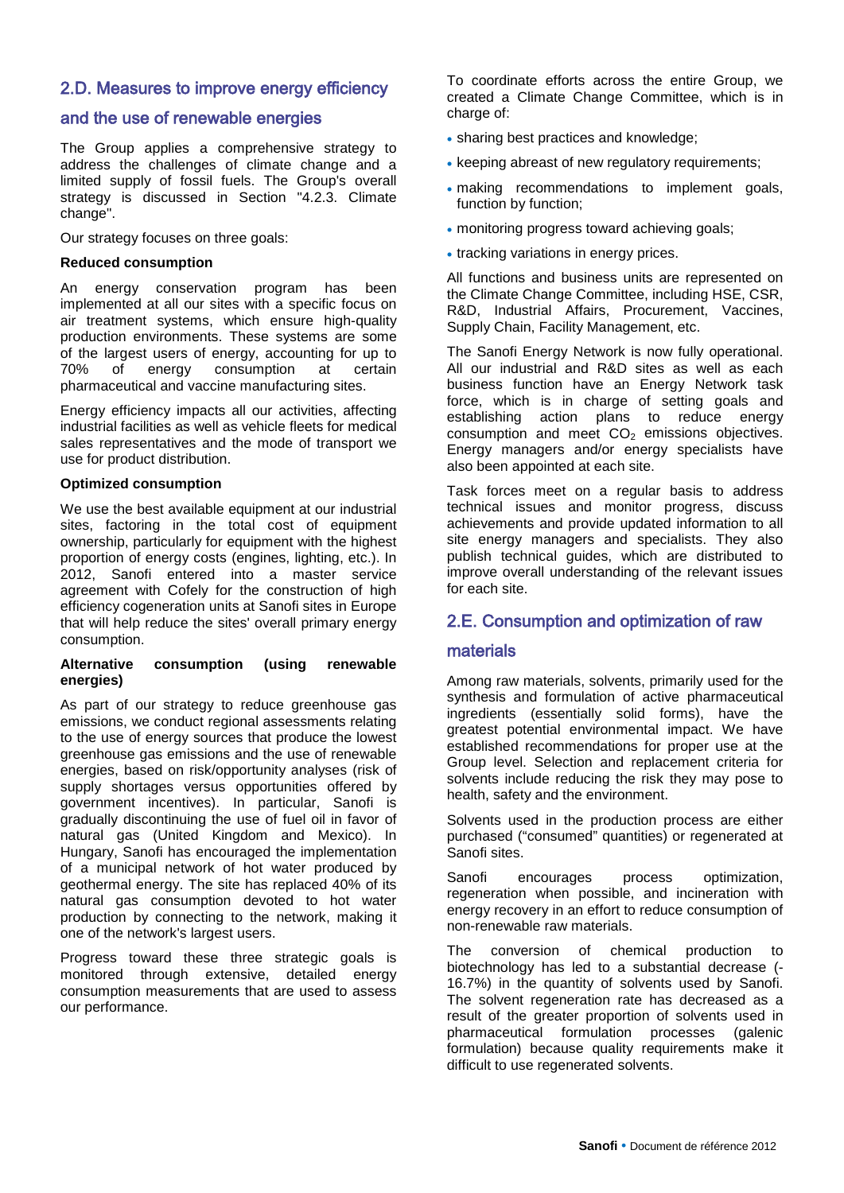## 2.D. Measures to improve energy efficiency and the use of renewable energies

The Group applies a comprehensive strategy to address the challenges of climate change and a limited supply of fossil fuels. The Group's overall strategy is discussed in Section "4.2.3. Climate change".

Our strategy focuses on three goals:

**Reduced consumption**

An energy conservation program has been implemented at all our sites with a specific focus on air treatment systems, which ensure high-quality production environments. These systems are some of the largest users of energy, accounting for up to 70% of energy consumption at certain pharmaceutical and vaccine manufacturing sites.

Energy efficiency impacts all our activities, affecting industrial facilities as well as vehicle fleets for medical sales representatives and the mode of transport we use for product distribution.

**Optimized consumption**

We use the best available equipment at our industrial sites, factoring in the total cost of equipment ownership, particularly for equipment with the highest proportion of energy costs (engines, lighting, etc.). In 2012, Sanofi entered into a master service agreement with Cofely for the construction of high efficiency cogeneration units at Sanofi sites in Europe that will help reduce the sites' overall primary energy consumption.

**Alternative consumption (using renewable energies)**

As part of our strategy to reduce greenhouse gas emissions, we conduct regional assessments relating to the use of energy sources that produce the lowest greenhouse gas emissions and the use of renewable energies, based on risk/opportunity analyses (risk of supply shortages versus opportunities offered by government incentives). In particular, Sanofi is gradually discontinuing the use of fuel oil in favor of natural gas (United Kingdom and Mexico). In Hungary, Sanofi has encouraged the implementation of a municipal network of hot water produced by geothermal energy. The site has replaced 40% of its natural gas consumption devoted to hot water production by connecting to the network, making it one of the network's largest users.

Progress toward these three strategic goals is monitored through extensive, detailed energy consumption measurements that are used to assess our performance.

To coordinate efforts across the entire Group, we created a Climate Change Committee, which is in charge of:

- sharing best practices and knowledge;
- keeping abreast of new regulatory requirements;
- making recommendations to implement goals, function by function;
- monitoring progress toward achieving goals;
- tracking variations in energy prices.

All functions and business units are represented on the Climate Change Committee, including HSE, CSR, R&D, Industrial Affairs, Procurement, Vaccines, Supply Chain, Facility Management, etc.

The Sanofi Energy Network is now fully operational. All our industrial and R&D sites as well as each business function have an Energy Network task force, which is in charge of setting goals and establishing action plans to reduce energy consumption and meet $CO_2$ emissions objectives. Energy managers and/or energy specialists have also been appointed at each site.

Task forces meet on a regular basis to address technical issues and monitor progress, discuss achievements and provide updated information to all site energy managers and specialists. They also publish technical guides, which are distributed to improve overall understanding of the relevant issues for each site.

## 2.E. Consumption and optimization of raw materials

Among raw materials, solvents, primarily used for the synthesis and formulation of active pharmaceutical ingredients (essentially solid forms), have the greatest potential environmental impact. We have established recommendations for proper use at the Group level. Selection and replacement criteria for solvents include reducing the risk they may pose to health, safety and the environment.

Solvents used in the production process are either purchased ("consumed" quantities) or regenerated at Sanofi sites.

Sanofi encourages process optimization, regeneration when possible, and incineration with energy recovery in an effort to reduce consumption of non-renewable raw materials.

The conversion of chemical production to biotechnology has led to a substantial decrease (-16.7%) in the quantity of solvents used by Sanofi. The solvent regeneration rate has decreased as a result of the greater proportion of solvents used in pharmaceutical formulation processes (galenic formulation) because quality requirements make it difficult to use regenerated solvents.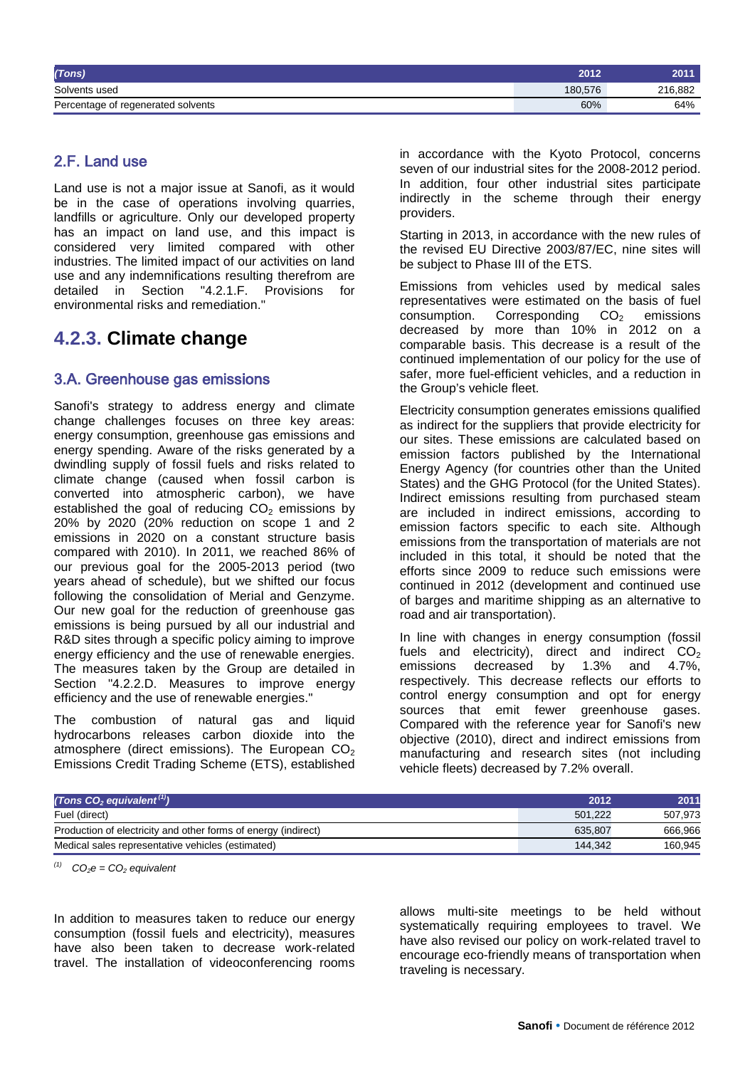| *(Tons)* | 2012 | 2011 |
|---|---|---|
| Solvents used | 180,576 | 216,882 |
| Percentage of regenerated solvents | 60% | 64% |

### 2.F. Land use

Land use is not a major issue at Sanofi, as it would be in the case of operations involving quarries, landfills or agriculture. Only our developed property has an impact on land use, and this impact is considered very limited compared with other industries. The limited impact of our activities on land use and any indemnifications resulting therefrom are detailed in Section "4.2.1.F. Provisions for environmental risks and remediation."

## 4.2.3. Climate change

### 3.A. Greenhouse gas emissions

Sanofi's strategy to address energy and climate change challenges focuses on three key areas: energy consumption, greenhouse gas emissions and energy spending. Aware of the risks generated by a dwindling supply of fossil fuels and risks related to climate change (caused when fossil carbon is converted into atmospheric carbon), we have established the goal of reducing $CO_2$ emissions by 20% by 2020 (20% reduction on scope 1 and 2 emissions in 2020 on a constant structure basis compared with 2010). In 2011, we reached 86% of our previous goal for the 2005-2013 period (two years ahead of schedule), but we shifted our focus following the consolidation of Merial and Genzyme. Our new goal for the reduction of greenhouse gas emissions is being pursued by all our industrial and R&D sites through a specific policy aiming to improve energy efficiency and the use of renewable energies. The measures taken by the Group are detailed in Section "4.2.2.D. Measures to improve energy efficiency and the use of renewable energies."

The combustion of natural gas and liquid hydrocarbons releases carbon dioxide into the atmosphere (direct emissions). The European $CO_2$ Emissions Credit Trading Scheme (ETS), established in accordance with the Kyoto Protocol, concerns seven of our industrial sites for the 2008-2012 period. In addition, four other industrial sites participate indirectly in the scheme through their energy providers.

Starting in 2013, in accordance with the new rules of the revised EU Directive 2003/87/EC, nine sites will be subject to Phase III of the ETS.

Emissions from vehicles used by medical sales representatives were estimated on the basis of fuel consumption. Corresponding $CO_2$ emissions decreased by more than 10% in 2012 on a comparable basis. This decrease is a result of the continued implementation of our policy for the use of safer, more fuel-efficient vehicles, and a reduction in the Group's vehicle fleet.

Electricity consumption generates emissions qualified as indirect for the suppliers that provide electricity for our sites. These emissions are calculated based on emission factors published by the International Energy Agency (for countries other than the United States) and the GHG Protocol (for the United States). Indirect emissions resulting from purchased steam are included in indirect emissions, according to emission factors specific to each site. Although emissions from the transportation of materials are not included in this total, it should be noted that the efforts since 2009 to reduce such emissions were continued in 2012 (development and continued use of barges and maritime shipping as an alternative to road and air transportation).

In line with changes in energy consumption (fossil fuels and electricity), direct and indirect $CO_2$ emissions decreased by 1.3% and 4.7%, respectively. This decrease reflects our efforts to control energy consumption and opt for energy sources that emit fewer greenhouse gases. Compared with the reference year for Sanofi's new objective (2010), direct and indirect emissions from manufacturing and research sites (not including vehicle fleets) decreased by 7.2% overall.

| *(Tons $CO_2$ equivalent* [1]*)* | 2012 | 2011 |
|---|---|---|
| Fuel (direct) | 501,222 | 507,973 |
| Production of electricity and other forms of energy (indirect) | 635,807 | 666,966 |
| Medical sales representative vehicles (estimated) | 144,342 | 160,945 |

[1] *$CO_2e$ = $CO_2$ equivalent*

In addition to measures taken to reduce our energy consumption (fossil fuels and electricity), measures have also been taken to decrease work-related travel. The installation of videoconferencing rooms allows multi-site meetings to be held without systematically requiring employees to travel. We have also revised our policy on work-related travel to encourage eco-friendly means of transportation when traveling is necessary.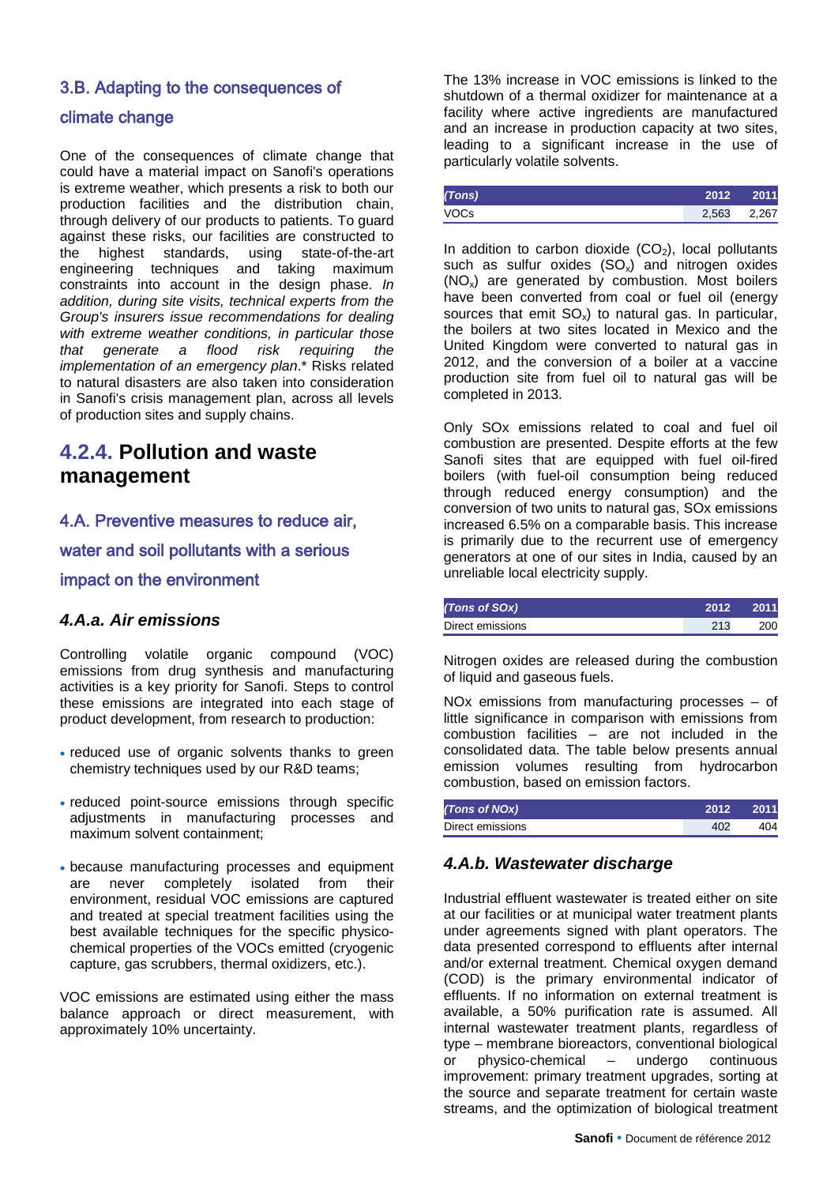### 3.B. Adapting to the consequences of climate change

One of the consequences of climate change that could have a material impact on Sanofi's operations is extreme weather, which presents a risk to both our production facilities and the distribution chain, through delivery of our products to patients. To guard against these risks, our facilities are constructed to the highest standards, using state-of-the-art engineering techniques and taking maximum constraints into account in the design phase. *In addition, during site visits, technical experts from the Group's insurers issue recommendations for dealing with extreme weather conditions, in particular those that generate a flood risk requiring the implementation of an emergency plan*.* Risks related to natural disasters are also taken into consideration in Sanofi's crisis management plan, across all levels of production sites and supply chains.

## 4.2.4. Pollution and waste management

### 4.A. Preventive measures to reduce air, water and soil pollutants with a serious impact on the environment

#### *4.A.a. Air emissions*

Controlling volatile organic compound (VOC) emissions from drug synthesis and manufacturing activities is a key priority for Sanofi. Steps to control these emissions are integrated into each stage of product development, from research to production:

- reduced use of organic solvents thanks to green chemistry techniques used by our R&D teams;
- reduced point-source emissions through specific adjustments in manufacturing processes and maximum solvent containment;
- because manufacturing processes and equipment are never completely isolated from their environment, residual VOC emissions are captured and treated at special treatment facilities using the best available techniques for the specific physico-chemical properties of the VOCs emitted (cryogenic capture, gas scrubbers, thermal oxidizers, etc.).

VOC emissions are estimated using either the mass balance approach or direct measurement, with approximately 10% uncertainty.

The 13% increase in VOC emissions is linked to the shutdown of a thermal oxidizer for maintenance at a facility where active ingredients are manufactured and an increase in production capacity at two sites, leading to a significant increase in the use of particularly volatile solvents.

| *(Tons)* | 2012 | 2011 |
|---|---|---|
| VOCs | 2,563 | 2,267 |

In addition to carbon dioxide ($CO_2$), local pollutants such as sulfur oxides ($SO_x$) and nitrogen oxides ($NO_x$) are generated by combustion. Most boilers have been converted from coal or fuel oil (energy sources that emit $SO_x$) to natural gas. In particular, the boilers at two sites located in Mexico and the United Kingdom were converted to natural gas in 2012, and the conversion of a boiler at a vaccine production site from fuel oil to natural gas will be completed in 2013.

Only SOx emissions related to coal and fuel oil combustion are presented. Despite efforts at the few Sanofi sites that are equipped with fuel oil-fired boilers (with fuel-oil consumption being reduced through reduced energy consumption) and the conversion of two units to natural gas, SOx emissions increased 6.5% on a comparable basis. This increase is primarily due to the recurrent use of emergency generators at one of our sites in India, caused by an unreliable local electricity supply.

| *(Tons of SOx)* | 2012 | 2011 |
|---|---|---|
| Direct emissions | 213 | 200 |

Nitrogen oxides are released during the combustion of liquid and gaseous fuels.

NOx emissions from manufacturing processes – of little significance in comparison with emissions from combustion facilities – are not included in the consolidated data. The table below presents annual emission volumes resulting from hydrocarbon combustion, based on emission factors.

| *(Tons of NOx)* | 2012 | 2011 |
|---|---|---|
| Direct emissions | 402 | 404 |

#### *4.A.b. Wastewater discharge*

Industrial effluent wastewater is treated either on site at our facilities or at municipal water treatment plants under agreements signed with plant operators. The data presented correspond to effluents after internal and/or external treatment. Chemical oxygen demand (COD) is the primary environmental indicator of effluents. If no information on external treatment is available, a 50% purification rate is assumed. All internal wastewater treatment plants, regardless of type – membrane bioreactors, conventional biological or physico-chemical – undergo continuous improvement: primary treatment upgrades, sorting at the source and separate treatment for certain waste streams, and the optimization of biological treatment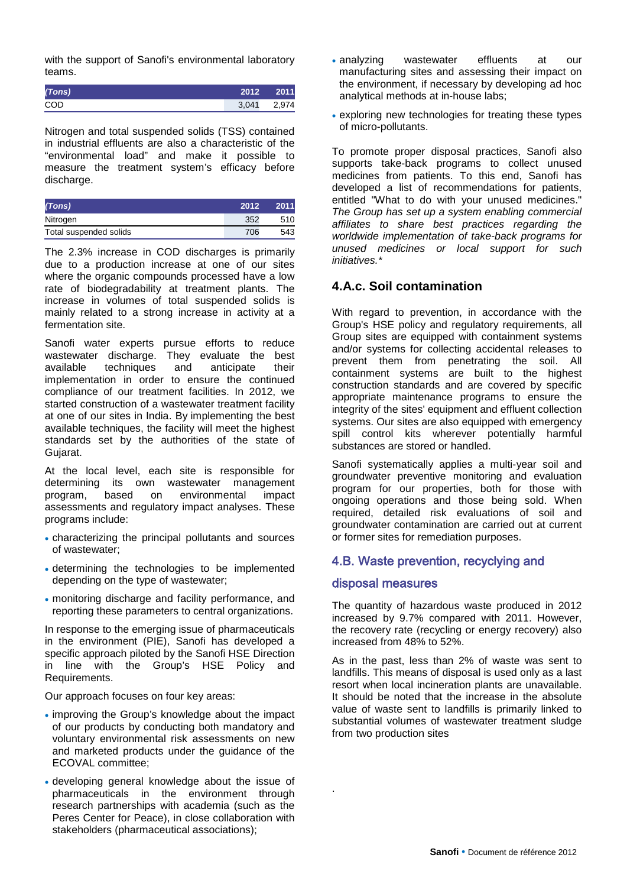with the support of Sanofi's environmental laboratory teams.

| *(Tons)* | 2012 | 2011 |
|---|---|---|
| COD | 3,041 | 2,974 |

Nitrogen and total suspended solids (TSS) contained in industrial effluents are also a characteristic of the "environmental load" and make it possible to measure the treatment system's efficacy before discharge.

| *(Tons)* | 2012 | 2011 |
|---|---|---|
| Nitrogen | 352 | 510 |
| Total suspended solids | 706 | 543 |

The 2.3% increase in COD discharges is primarily due to a production increase at one of our sites where the organic compounds processed have a low rate of biodegradability at treatment plants. The increase in volumes of total suspended solids is mainly related to a strong increase in activity at a fermentation site.

Sanofi water experts pursue efforts to reduce wastewater discharge. They evaluate the best available techniques and anticipate their implementation in order to ensure the continued compliance of our treatment facilities. In 2012, we started construction of a wastewater treatment facility at one of our sites in India. By implementing the best available techniques, the facility will meet the highest standards set by the authorities of the state of Gujarat.

At the local level, each site is responsible for determining its own wastewater management program, based on environmental impact assessments and regulatory impact analyses. These programs include:

- characterizing the principal pollutants and sources of wastewater;
- determining the technologies to be implemented depending on the type of wastewater;
- monitoring discharge and facility performance, and reporting these parameters to central organizations.

In response to the emerging issue of pharmaceuticals in the environment (PIE), Sanofi has developed a specific approach piloted by the Sanofi HSE Direction in line with the Group's HSE Policy and Requirements.

Our approach focuses on four key areas:

- improving the Group's knowledge about the impact of our products by conducting both mandatory and voluntary environmental risk assessments on new and marketed products under the guidance of the ECOVAL committee;
- developing general knowledge about the issue of pharmaceuticals in the environment through research partnerships with academia (such as the Peres Center for Peace), in close collaboration with stakeholders (pharmaceutical associations);
- analyzing wastewater effluents at our manufacturing sites and assessing their impact on the environment, if necessary by developing ad hoc analytical methods at in-house labs;
- exploring new technologies for treating these types of micro-pollutants.

To promote proper disposal practices, Sanofi also supports take-back programs to collect unused medicines from patients. To this end, Sanofi has developed a list of recommendations for patients, entitled "What to do with your unused medicines." *The Group has set up a system enabling commercial affiliates to share best practices regarding the worldwide implementation of take-back programs for unused medicines or local support for such initiatives.**

### 4.A.c. Soil contamination

With regard to prevention, in accordance with the Group's HSE policy and regulatory requirements, all Group sites are equipped with containment systems and/or systems for collecting accidental releases to prevent them from penetrating the soil. All containment systems are built to the highest construction standards and are covered by specific appropriate maintenance programs to ensure the integrity of the sites' equipment and effluent collection systems. Our sites are also equipped with emergency spill control kits wherever potentially harmful substances are stored or handled.

Sanofi systematically applies a multi-year soil and groundwater preventive monitoring and evaluation program for our properties, both for those with ongoing operations and those being sold. When required, detailed risk evaluations of soil and groundwater contamination are carried out at current or former sites for remediation purposes.

## 4.B. Waste prevention, recycling and disposal measures

The quantity of hazardous waste produced in 2012 increased by 9.7% compared with 2011. However, the recovery rate (recycling or energy recovery) also increased from 48% to 52%.

As in the past, less than 2% of waste was sent to landfills. This means of disposal is used only as a last resort when local incineration plants are unavailable. It should be noted that the increase in the absolute value of waste sent to landfills is primarily linked to substantial volumes of wastewater treatment sludge from two production sites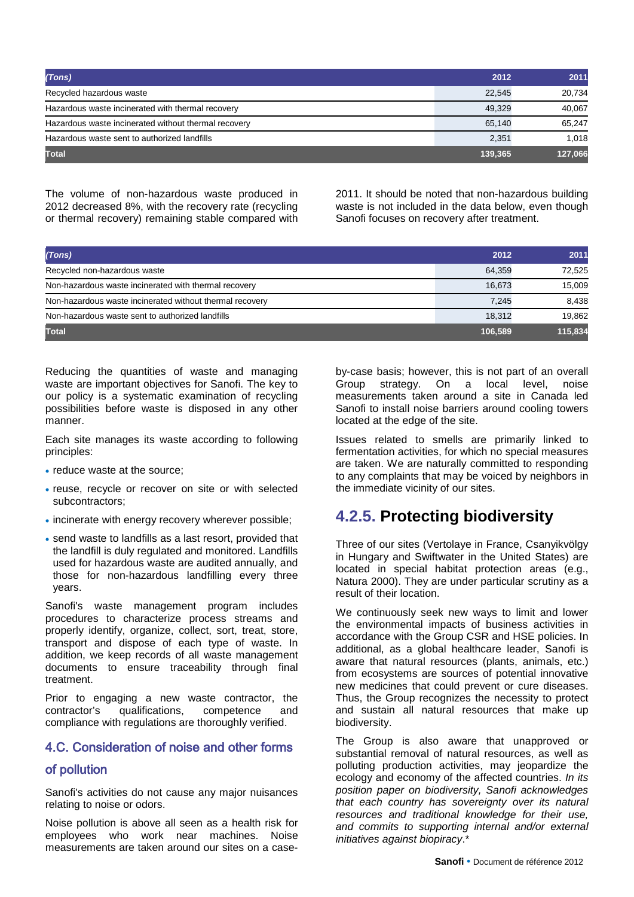| (Tons) | 2012 | 2011 |
| --- | --- | --- |
| Recycled hazardous waste | 22,545 | 20,734 |
| Hazardous waste incinerated with thermal recovery | 49,329 | 40,067 |
| Hazardous waste incinerated without thermal recovery | 65,140 | 65,247 |
| Hazardous waste sent to authorized landfills | 2,351 | 1,018 |
| **Total** | **139,365** | **127,066** |

The volume of non-hazardous waste produced in 2012 decreased 8%, with the recovery rate (recycling or thermal recovery) remaining stable compared with 2011. It should be noted that non-hazardous building waste is not included in the data below, even though Sanofi focuses on recovery after treatment.

| (Tons) | 2012 | 2011 |
| --- | --- | --- |
| Recycled non-hazardous waste | 64,359 | 72,525 |
| Non-hazardous waste incinerated with thermal recovery | 16,673 | 15,009 |
| Non-hazardous waste incinerated without thermal recovery | 7,245 | 8,438 |
| Non-hazardous waste sent to authorized landfills | 18,312 | 19,862 |
| **Total** | **106,589** | **115,834** |

Reducing the quantities of waste and managing waste are important objectives for Sanofi. The key to our policy is a systematic examination of recycling possibilities before waste is disposed in any other manner.

Each site manages its waste according to following principles:

- reduce waste at the source;
- reuse, recycle or recover on site or with selected subcontractors;
- incinerate with energy recovery wherever possible;
- send waste to landfills as a last resort, provided that the landfill is duly regulated and monitored. Landfills used for hazardous waste are audited annually, and those for non-hazardous landfilling every three years.

Sanofi's waste management program includes procedures to characterize process streams and properly identify, organize, collect, sort, treat, store, transport and dispose of each type of waste. In addition, we keep records of all waste management documents to ensure traceability through final treatment.

Prior to engaging a new waste contractor, the contractor's qualifications, competence and compliance with regulations are thoroughly verified.

### 4.C. Consideration of noise and other forms of pollution

Sanofi's activities do not cause any major nuisances relating to noise or odors.

Noise pollution is above all seen as a health risk for employees who work near machines. Noise measurements are taken around our sites on a case-by-case basis; however, this is not part of an overall Group strategy. On a local level, noise measurements taken around a site in Canada led Sanofi to install noise barriers around cooling towers located at the edge of the site.

Issues related to smells are primarily linked to fermentation activities, for which no special measures are taken. We are naturally committed to responding to any complaints that may be voiced by neighbors in the immediate vicinity of our sites.

## 4.2.5. Protecting biodiversity

Three of our sites (Vertolaye in France, Csanyikvölgy in Hungary and Swiftwater in the United States) are located in special habitat protection areas (e.g., Natura 2000). They are under particular scrutiny as a result of their location.

We continuously seek new ways to limit and lower the environmental impacts of business activities in accordance with the Group CSR and HSE policies. In additional, as a global healthcare leader, Sanofi is aware that natural resources (plants, animals, etc.) from ecosystems are sources of potential innovative new medicines that could prevent or cure diseases. Thus, the Group recognizes the necessity to protect and sustain all natural resources that make up biodiversity.

The Group is also aware that unapproved or substantial removal of natural resources, as well as polluting production activities, may jeopardize the ecology and economy of the affected countries. *In its position paper on biodiversity, Sanofi acknowledges that each country has sovereignty over its natural resources and traditional knowledge for their use, and commits to supporting internal and/or external initiatives against biopiracy*.*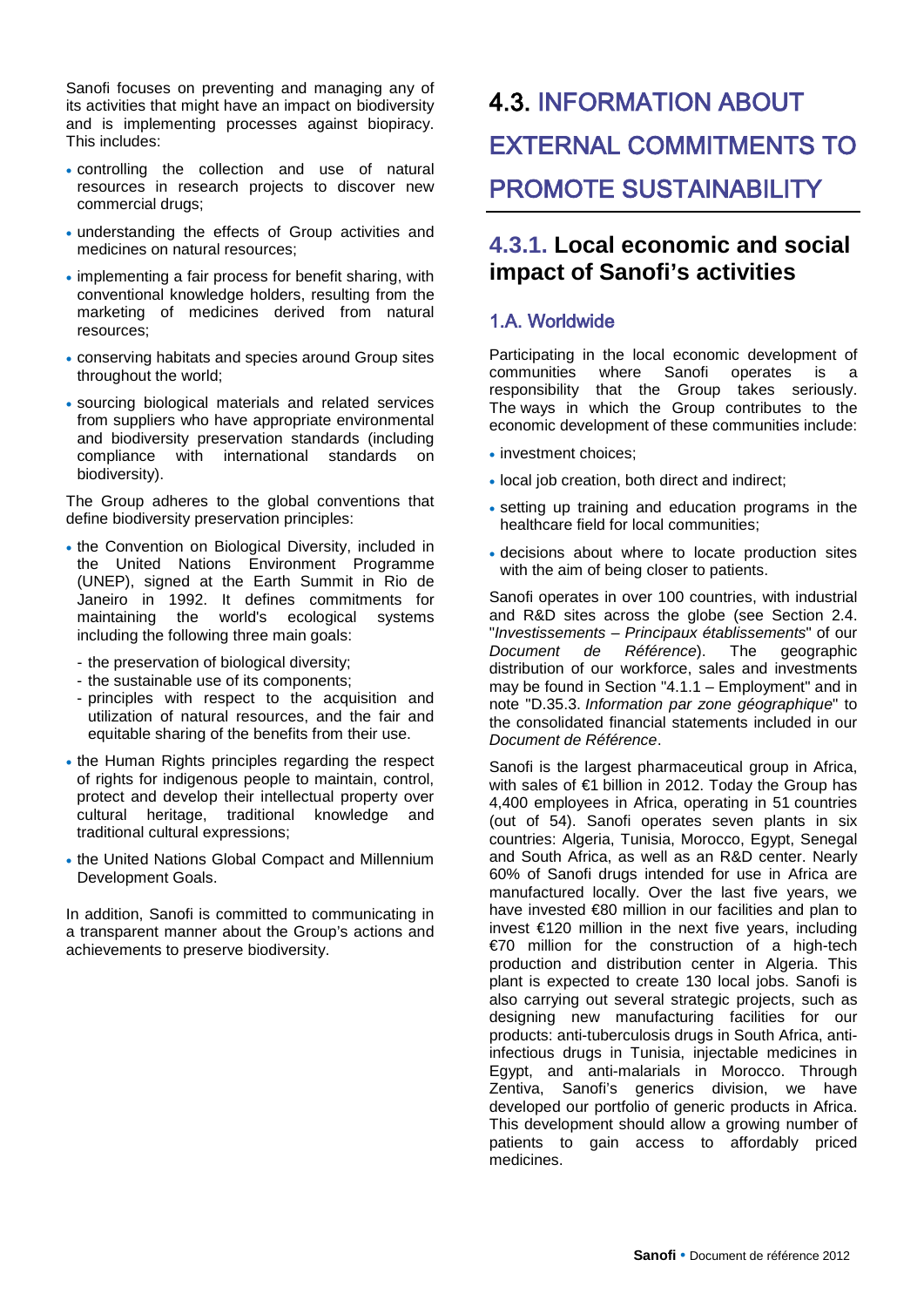Sanofi focuses on preventing and managing any of its activities that might have an impact on biodiversity and is implementing processes against biopiracy. This includes:

- controlling the collection and use of natural resources in research projects to discover new commercial drugs;
- understanding the effects of Group activities and medicines on natural resources;
- implementing a fair process for benefit sharing, with conventional knowledge holders, resulting from the marketing of medicines derived from natural resources;
- conserving habitats and species around Group sites throughout the world;
- sourcing biological materials and related services from suppliers who have appropriate environmental and biodiversity preservation standards (including compliance with international standards on biodiversity).

The Group adheres to the global conventions that define biodiversity preservation principles:

- the Convention on Biological Diversity, included in the United Nations Environment Programme (UNEP), signed at the Earth Summit in Rio de Janeiro in 1992. It defines commitments for maintaining the world's ecological systems including the following three main goals:
  - the preservation of biological diversity;
  - the sustainable use of its components;
  - principles with respect to the acquisition and utilization of natural resources, and the fair and equitable sharing of the benefits from their use.
- the Human Rights principles regarding the respect of rights for indigenous people to maintain, control, protect and develop their intellectual property over cultural heritage, traditional knowledge and traditional cultural expressions;
- the United Nations Global Compact and Millennium Development Goals.

In addition, Sanofi is committed to communicating in a transparent manner about the Group's actions and achievements to preserve biodiversity.

# 4.3. INFORMATION ABOUT EXTERNAL COMMITMENTS TO PROMOTE SUSTAINABILITY

## 4.3.1. Local economic and social impact of Sanofi's activities

### 1.A. Worldwide

Participating in the local economic development of communities where Sanofi operates is a responsibility that the Group takes seriously. The ways in which the Group contributes to the economic development of these communities include:

- investment choices;
- local job creation, both direct and indirect;
- setting up training and education programs in the healthcare field for local communities;
- decisions about where to locate production sites with the aim of being closer to patients.

Sanofi operates in over 100 countries, with industrial and R&D sites across the globe (see Section 2.4. "*Investissements – Principaux établissements*" of our *Document de Référence*). The geographic distribution of our workforce, sales and investments may be found in Section "4.1.1 – Employment" and in note "D.35.3. *Information par zone géographique*" to the consolidated financial statements included in our *Document de Référence*.

Sanofi is the largest pharmaceutical group in Africa, with sales of €1 billion in 2012. Today the Group has 4,400 employees in Africa, operating in 51 countries (out of 54). Sanofi operates seven plants in six countries: Algeria, Tunisia, Morocco, Egypt, Senegal and South Africa, as well as an R&D center. Nearly 60% of Sanofi drugs intended for use in Africa are manufactured locally. Over the last five years, we have invested €80 million in our facilities and plan to invest €120 million in the next five years, including €70 million for the construction of a high-tech production and distribution center in Algeria. This plant is expected to create 130 local jobs. Sanofi is also carrying out several strategic projects, such as designing new manufacturing facilities for our products: anti-tuberculosis drugs in South Africa, anti-infectious drugs in Tunisia, injectable medicines in Egypt, and anti-malarials in Morocco. Through Zentiva, Sanofi's generics division, we have developed our portfolio of generic products in Africa. This development should allow a growing number of patients to gain access to affordably priced medicines.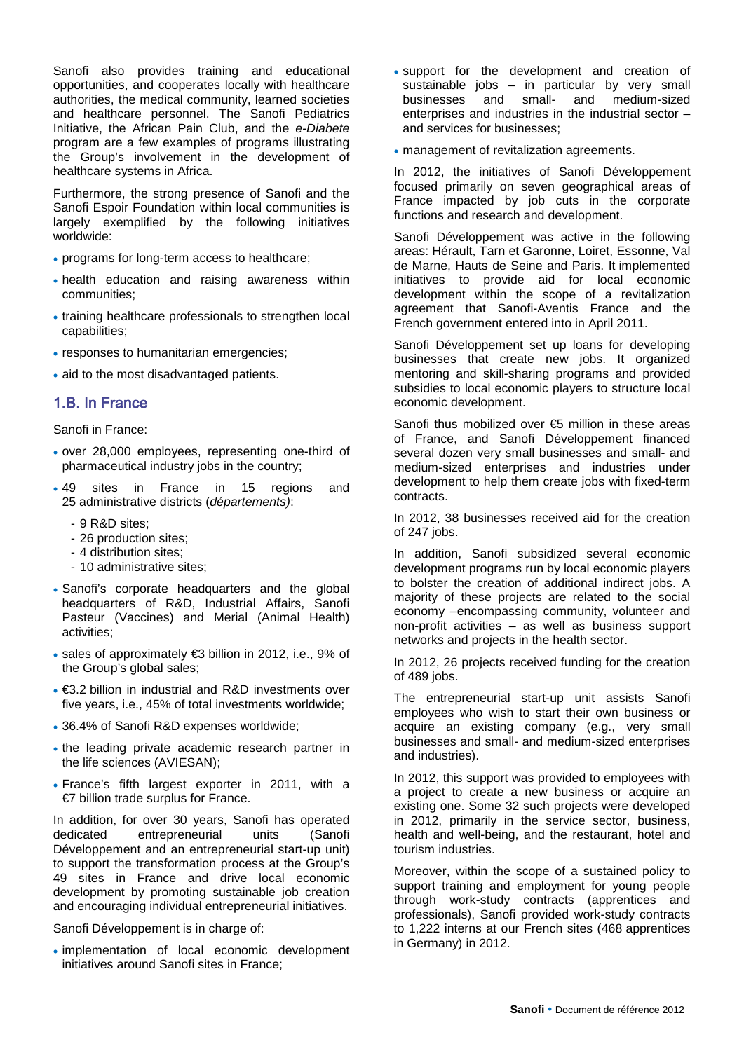Sanofi also provides training and educational opportunities, and cooperates locally with healthcare authorities, the medical community, learned societies and healthcare personnel. The Sanofi Pediatrics Initiative, the African Pain Club, and the *e-Diabete* program are a few examples of programs illustrating the Group's involvement in the development of healthcare systems in Africa.

Furthermore, the strong presence of Sanofi and the Sanofi Espoir Foundation within local communities is largely exemplified by the following initiatives worldwide:

- programs for long-term access to healthcare;
- health education and raising awareness within communities;
- training healthcare professionals to strengthen local capabilities;
- responses to humanitarian emergencies;
- aid to the most disadvantaged patients.

## 1.B. In France

Sanofi in France:

- over 28,000 employees, representing one-third of pharmaceutical industry jobs in the country;
- 49 sites in France in 15 regions and 25 administrative districts (*départements)*:
  - 9 R&D sites;
  - 26 production sites;
  - 4 distribution sites;
  - 10 administrative sites;
- Sanofi's corporate headquarters and the global headquarters of R&D, Industrial Affairs, Sanofi Pasteur (Vaccines) and Merial (Animal Health) activities;
- sales of approximately €3 billion in 2012, i.e., 9% of the Group's global sales;
- €3.2 billion in industrial and R&D investments over five years, i.e., 45% of total investments worldwide;
- 36.4% of Sanofi R&D expenses worldwide;
- the leading private academic research partner in the life sciences (AVIESAN);
- France's fifth largest exporter in 2011, with a €7 billion trade surplus for France.

In addition, for over 30 years, Sanofi has operated dedicated entrepreneurial units (Sanofi Développement and an entrepreneurial start-up unit) to support the transformation process at the Group's 49 sites in France and drive local economic development by promoting sustainable job creation and encouraging individual entrepreneurial initiatives.

Sanofi Développement is in charge of:

- implementation of local economic development initiatives around Sanofi sites in France;
- support for the development and creation of sustainable jobs – in particular by very small businesses and small- and medium-sized enterprises and industries in the industrial sector – and services for businesses;
- management of revitalization agreements.

In 2012, the initiatives of Sanofi Développement focused primarily on seven geographical areas of France impacted by job cuts in the corporate functions and research and development.

Sanofi Développement was active in the following areas: Hérault, Tarn et Garonne, Loiret, Essonne, Val de Marne, Hauts de Seine and Paris. It implemented initiatives to provide aid for local economic development within the scope of a revitalization agreement that Sanofi-Aventis France and the French government entered into in April 2011.

Sanofi Développement set up loans for developing businesses that create new jobs. It organized mentoring and skill-sharing programs and provided subsidies to local economic players to structure local economic development.

Sanofi thus mobilized over €5 million in these areas of France, and Sanofi Développement financed several dozen very small businesses and small- and medium-sized enterprises and industries under development to help them create jobs with fixed-term contracts.

In 2012, 38 businesses received aid for the creation of 247 jobs.

In addition, Sanofi subsidized several economic development programs run by local economic players to bolster the creation of additional indirect jobs. A majority of these projects are related to the social economy –encompassing community, volunteer and non-profit activities – as well as business support networks and projects in the health sector.

In 2012, 26 projects received funding for the creation of 489 jobs.

The entrepreneurial start-up unit assists Sanofi employees who wish to start their own business or acquire an existing company (e.g., very small businesses and small- and medium-sized enterprises and industries).

In 2012, this support was provided to employees with a project to create a new business or acquire an existing one. Some 32 such projects were developed in 2012, primarily in the service sector, business, health and well-being, and the restaurant, hotel and tourism industries.

Moreover, within the scope of a sustained policy to support training and employment for young people through work-study contracts (apprentices and professionals), Sanofi provided work-study contracts to 1,222 interns at our French sites (468 apprentices in Germany) in 2012.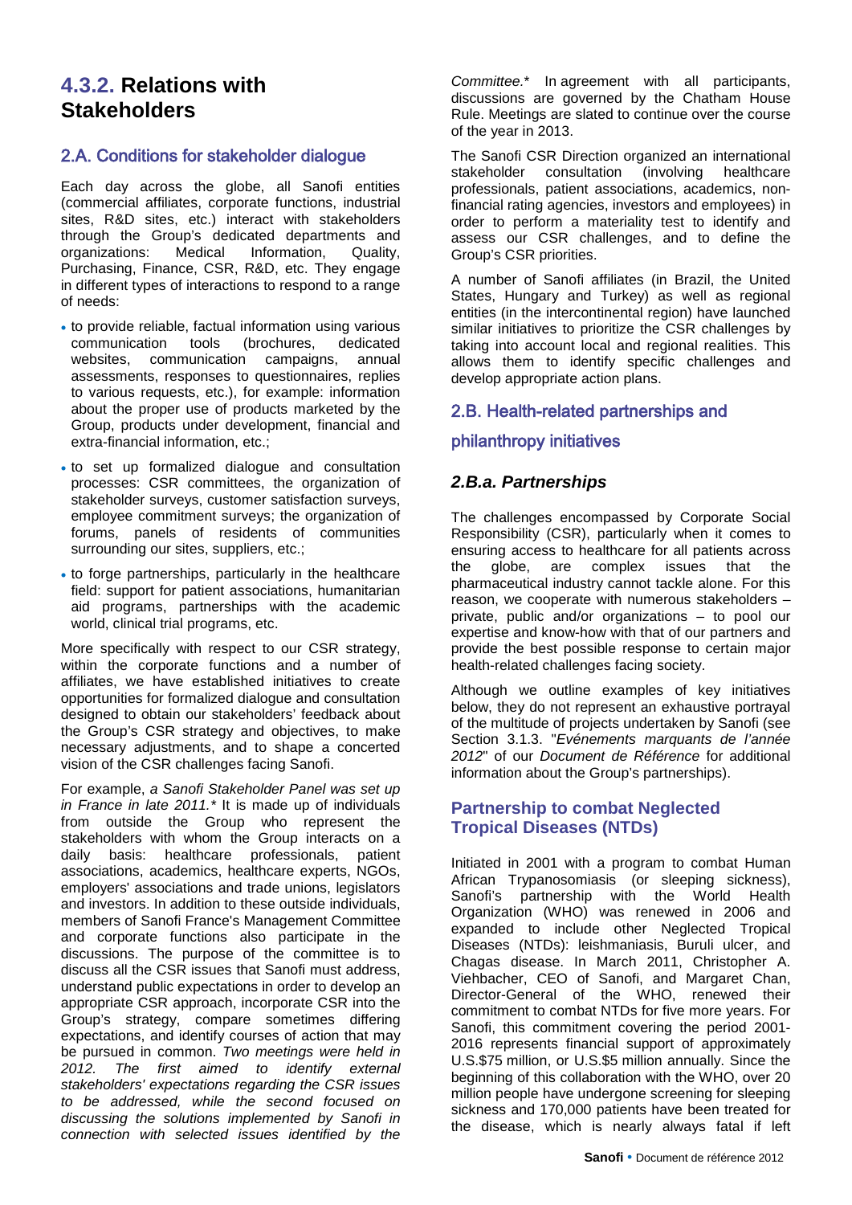## 4.3.2. Relations with Stakeholders

### 2.A. Conditions for stakeholder dialogue

Each day across the globe, all Sanofi entities (commercial affiliates, corporate functions, industrial sites, R&D sites, etc.) interact with stakeholders through the Group's dedicated departments and organizations: Medical Information, Quality, Purchasing, Finance, CSR, R&D, etc. They engage in different types of interactions to respond to a range of needs:

- to provide reliable, factual information using various communication tools (brochures, dedicated websites, communication campaigns, annual assessments, responses to questionnaires, replies to various requests, etc.), for example: information about the proper use of products marketed by the Group, products under development, financial and extra-financial information, etc.;
- to set up formalized dialogue and consultation processes: CSR committees, the organization of stakeholder surveys, customer satisfaction surveys, employee commitment surveys; the organization of forums, panels of residents of communities surrounding our sites, suppliers, etc.;
- to forge partnerships, particularly in the healthcare field: support for patient associations, humanitarian aid programs, partnerships with the academic world, clinical trial programs, etc.

More specifically with respect to our CSR strategy, within the corporate functions and a number of affiliates, we have established initiatives to create opportunities for formalized dialogue and consultation designed to obtain our stakeholders' feedback about the Group's CSR strategy and objectives, to make necessary adjustments, and to shape a concerted vision of the CSR challenges facing Sanofi.

For example, *a Sanofi Stakeholder Panel was set up in France in late 2011.** It is made up of individuals from outside the Group who represent the stakeholders with whom the Group interacts on a daily basis: healthcare professionals, patient associations, academics, healthcare experts, NGOs, employers' associations and trade unions, legislators and investors. In addition to these outside individuals, members of Sanofi France's Management Committee and corporate functions also participate in the discussions. The purpose of the committee is to discuss all the CSR issues that Sanofi must address, understand public expectations in order to develop an appropriate CSR approach, incorporate CSR into the Group's strategy, compare sometimes differing expectations, and identify courses of action that may be pursued in common. *Two meetings were held in 2012. The first aimed to identify external stakeholders' expectations regarding the CSR issues to be addressed, while the second focused on discussing the solutions implemented by Sanofi in connection with selected issues identified by the Committee.** In agreement with all participants, discussions are governed by the Chatham House Rule. Meetings are slated to continue over the course of the year in 2013.

The Sanofi CSR Direction organized an international stakeholder consultation (involving healthcare professionals, patient associations, academics, non-financial rating agencies, investors and employees) in order to perform a materiality test to identify and assess our CSR challenges, and to define the Group's CSR priorities.

A number of Sanofi affiliates (in Brazil, the United States, Hungary and Turkey) as well as regional entities (in the intercontinental region) have launched similar initiatives to prioritize the CSR challenges by taking into account local and regional realities. This allows them to identify specific challenges and develop appropriate action plans.

### 2.B. Health-related partnerships and philanthropy initiatives

#### *2.B.a. Partnerships*

The challenges encompassed by Corporate Social Responsibility (CSR), particularly when it comes to ensuring access to healthcare for all patients across the globe, are complex issues that the pharmaceutical industry cannot tackle alone. For this reason, we cooperate with numerous stakeholders – private, public and/or organizations – to pool our expertise and know-how with that of our partners and provide the best possible response to certain major health-related challenges facing society.

Although we outline examples of key initiatives below, they do not represent an exhaustive portrayal of the multitude of projects undertaken by Sanofi (see Section 3.1.3. "*Evénements marquants de l'année 2012*" of our *Document de Référence* for additional information about the Group's partnerships).

#### Partnership to combat Neglected Tropical Diseases (NTDs)

Initiated in 2001 with a program to combat Human African Trypanosomiasis (or sleeping sickness), Sanofi's partnership with the World Health Organization (WHO) was renewed in 2006 and expanded to include other Neglected Tropical Diseases (NTDs): leishmaniasis, Buruli ulcer, and Chagas disease. In March 2011, Christopher A. Viehbacher, CEO of Sanofi, and Margaret Chan, Director-General of the WHO, renewed their commitment to combat NTDs for five more years. For Sanofi, this commitment covering the period 2001-2016 represents financial support of approximately U.S.$75 million, or U.S.$5 million annually. Since the beginning of this collaboration with the WHO, over 20 million people have undergone screening for sleeping sickness and 170,000 patients have been treated for the disease, which is nearly always fatal if left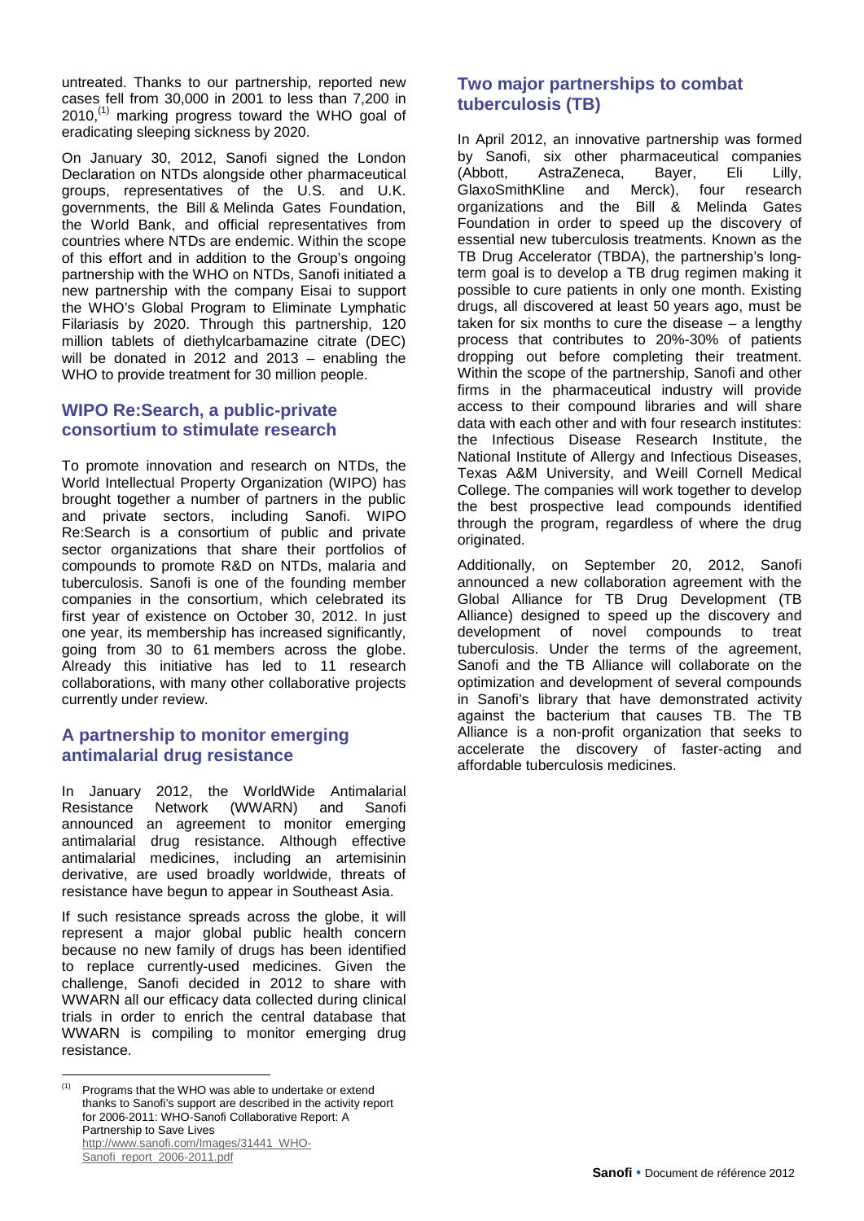untreated. Thanks to our partnership, reported new cases fell from 30,000 in 2001 to less than 7,200 in 2010,[1] marking progress toward the WHO goal of eradicating sleeping sickness by 2020.

On January 30, 2012, Sanofi signed the London Declaration on NTDs alongside other pharmaceutical groups, representatives of the U.S. and U.K. governments, the Bill & Melinda Gates Foundation, the World Bank, and official representatives from countries where NTDs are endemic. Within the scope of this effort and in addition to the Group's ongoing partnership with the WHO on NTDs, Sanofi initiated a new partnership with the company Eisai to support the WHO's Global Program to Eliminate Lymphatic Filariasis by 2020. Through this partnership, 120 million tablets of diethylcarbamazine citrate (DEC) will be donated in 2012 and 2013 – enabling the WHO to provide treatment for 30 million people.

## WIPO Re:Search, a public-private consortium to stimulate research

To promote innovation and research on NTDs, the World Intellectual Property Organization (WIPO) has brought together a number of partners in the public and private sectors, including Sanofi. WIPO Re:Search is a consortium of public and private sector organizations that share their portfolios of compounds to promote R&D on NTDs, malaria and tuberculosis. Sanofi is one of the founding member companies in the consortium, which celebrated its first year of existence on October 30, 2012. In just one year, its membership has increased significantly, going from 30 to 61 members across the globe. Already this initiative has led to 11 research collaborations, with many other collaborative projects currently under review.

## A partnership to monitor emerging antimalarial drug resistance

In January 2012, the WorldWide Antimalarial Resistance Network (WWARN) and Sanofi announced an agreement to monitor emerging antimalarial drug resistance. Although effective antimalarial medicines, including an artemisinin derivative, are used broadly worldwide, threats of resistance have begun to appear in Southeast Asia.

If such resistance spreads across the globe, it will represent a major global public health concern because no new family of drugs has been identified to replace currently-used medicines. Given the challenge, Sanofi decided in 2012 to share with WWARN all our efficacy data collected during clinical trials in order to enrich the central database that WWARN is compiling to monitor emerging drug resistance.

## Two major partnerships to combat tuberculosis (TB)

In April 2012, an innovative partnership was formed by Sanofi, six other pharmaceutical companies (Abbott, AstraZeneca, Bayer, Eli Lilly, GlaxoSmithKline and Merck), four research organizations and the Bill & Melinda Gates Foundation in order to speed up the discovery of essential new tuberculosis treatments. Known as the TB Drug Accelerator (TBDA), the partnership's long-term goal is to develop a TB drug regimen making it possible to cure patients in only one month. Existing drugs, all discovered at least 50 years ago, must be taken for six months to cure the disease – a lengthy process that contributes to 20%-30% of patients dropping out before completing their treatment. Within the scope of the partnership, Sanofi and other firms in the pharmaceutical industry will provide access to their compound libraries and will share data with each other and with four research institutes: the Infectious Disease Research Institute, the National Institute of Allergy and Infectious Diseases, Texas A&M University, and Weill Cornell Medical College. The companies will work together to develop the best prospective lead compounds identified through the program, regardless of where the drug originated.

Additionally, on September 20, 2012, Sanofi announced a new collaboration agreement with the Global Alliance for TB Drug Development (TB Alliance) designed to speed up the discovery and development of novel compounds to treat tuberculosis. Under the terms of the agreement, Sanofi and the TB Alliance will collaborate on the optimization and development of several compounds in Sanofi's library that have demonstrated activity against the bacterium that causes TB. The TB Alliance is a non-profit organization that seeks to accelerate the discovery of faster-acting and affordable tuberculosis medicines.

---

[1] Programs that the WHO was able to undertake or extend thanks to Sanofi's support are described in the activity report for 2006-2011: WHO-Sanofi Collaborative Report: A Partnership to Save Lives http://www.sanofi.com/Images/31441_WHO-Sanofi_report_2006-2011.pdf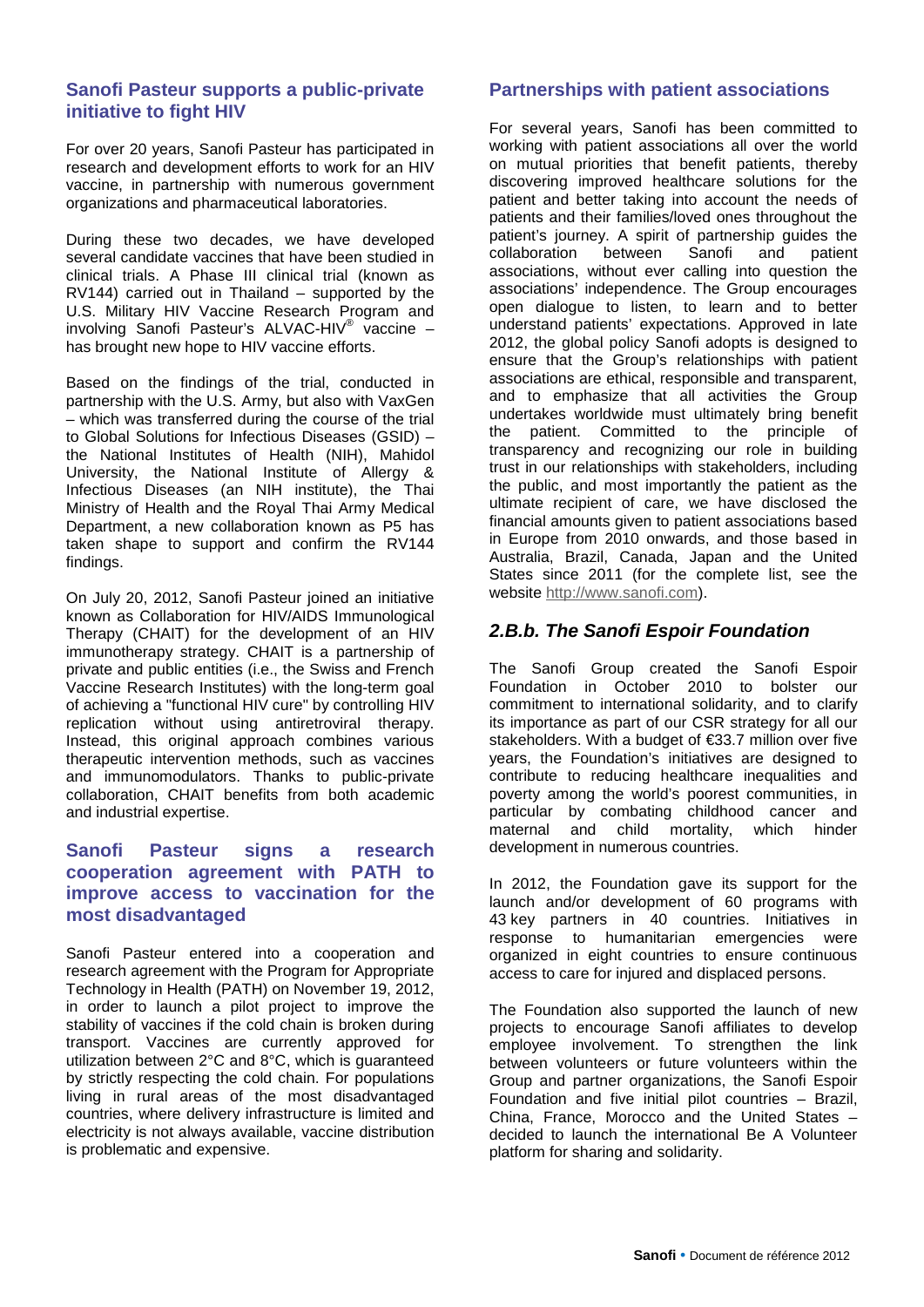### Sanofi Pasteur supports a public-private initiative to fight HIV

For over 20 years, Sanofi Pasteur has participated in research and development efforts to work for an HIV vaccine, in partnership with numerous government organizations and pharmaceutical laboratories.

During these two decades, we have developed several candidate vaccines that have been studied in clinical trials. A Phase III clinical trial (known as RV144) carried out in Thailand – supported by the U.S. Military HIV Vaccine Research Program and involving Sanofi Pasteur's ALVAC-HIV® vaccine – has brought new hope to HIV vaccine efforts.

Based on the findings of the trial, conducted in partnership with the U.S. Army, but also with VaxGen – which was transferred during the course of the trial to Global Solutions for Infectious Diseases (GSID) – the National Institutes of Health (NIH), Mahidol University, the National Institute of Allergy & Infectious Diseases (an NIH institute), the Thai Ministry of Health and the Royal Thai Army Medical Department, a new collaboration known as P5 has taken shape to support and confirm the RV144 findings.

On July 20, 2012, Sanofi Pasteur joined an initiative known as Collaboration for HIV/AIDS Immunological Therapy (CHAIT) for the development of an HIV immunotherapy strategy. CHAIT is a partnership of private and public entities (i.e., the Swiss and French Vaccine Research Institutes) with the long-term goal of achieving a "functional HIV cure" by controlling HIV replication without using antiretroviral therapy. Instead, this original approach combines various therapeutic intervention methods, such as vaccines and immunomodulators. Thanks to public-private collaboration, CHAIT benefits from both academic and industrial expertise.

### Sanofi Pasteur signs a research cooperation agreement with PATH to improve access to vaccination for the most disadvantaged

Sanofi Pasteur entered into a cooperation and research agreement with the Program for Appropriate Technology in Health (PATH) on November 19, 2012, in order to launch a pilot project to improve the stability of vaccines if the cold chain is broken during transport. Vaccines are currently approved for utilization between 2°C and 8°C, which is guaranteed by strictly respecting the cold chain. For populations living in rural areas of the most disadvantaged countries, where delivery infrastructure is limited and electricity is not always available, vaccine distribution is problematic and expensive.

### Partnerships with patient associations

For several years, Sanofi has been committed to working with patient associations all over the world on mutual priorities that benefit patients, thereby discovering improved healthcare solutions for the patient and better taking into account the needs of patients and their families/loved ones throughout the patient's journey. A spirit of partnership guides the collaboration between Sanofi and patient associations, without ever calling into question the associations' independence. The Group encourages open dialogue to listen, to learn and to better understand patients' expectations. Approved in late 2012, the global policy Sanofi adopts is designed to ensure that the Group's relationships with patient associations are ethical, responsible and transparent, and to emphasize that all activities the Group undertakes worldwide must ultimately bring benefit the patient. Committed to the principle of transparency and recognizing our role in building trust in our relationships with stakeholders, including the public, and most importantly the patient as the ultimate recipient of care, we have disclosed the financial amounts given to patient associations based in Europe from 2010 onwards, and those based in Australia, Brazil, Canada, Japan and the United States since 2011 (for the complete list, see the website http://www.sanofi.com).

## *2.B.b. The Sanofi Espoir Foundation*

The Sanofi Group created the Sanofi Espoir Foundation in October 2010 to bolster our commitment to international solidarity, and to clarify its importance as part of our CSR strategy for all our stakeholders. With a budget of €33.7 million over five years, the Foundation's initiatives are designed to contribute to reducing healthcare inequalities and poverty among the world's poorest communities, in particular by combating childhood cancer and maternal and child mortality, which hinder development in numerous countries.

In 2012, the Foundation gave its support for the launch and/or development of 60 programs with 43 key partners in 40 countries. Initiatives in response to humanitarian emergencies were organized in eight countries to ensure continuous access to care for injured and displaced persons.

The Foundation also supported the launch of new projects to encourage Sanofi affiliates to develop employee involvement. To strengthen the link between volunteers or future volunteers within the Group and partner organizations, the Sanofi Espoir Foundation and five initial pilot countries – Brazil, China, France, Morocco and the United States – decided to launch the international Be A Volunteer platform for sharing and solidarity.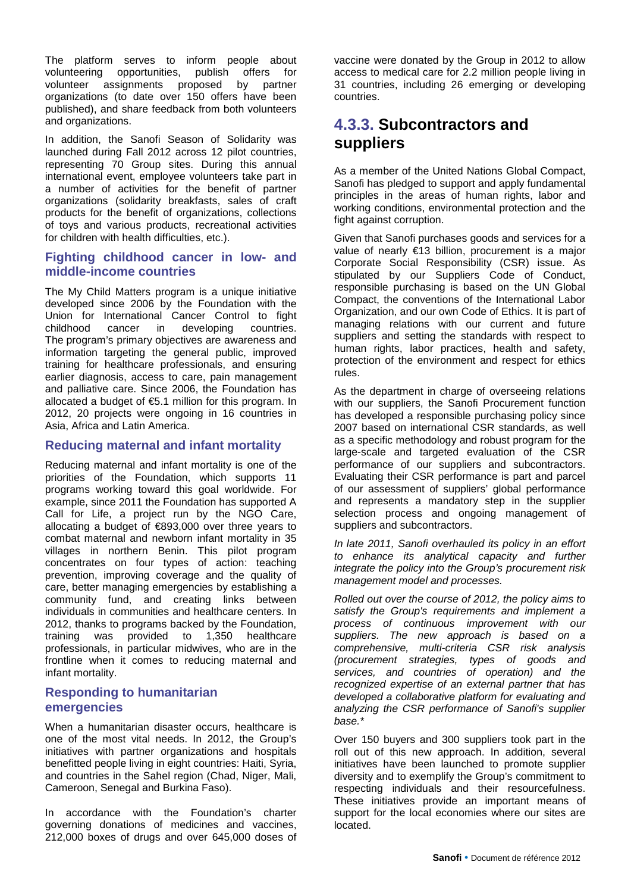The platform serves to inform people about volunteering opportunities, publish offers for volunteer assignments proposed by partner organizations (to date over 150 offers have been published), and share feedback from both volunteers and organizations.

In addition, the Sanofi Season of Solidarity was launched during Fall 2012 across 12 pilot countries, representing 70 Group sites. During this annual international event, employee volunteers take part in a number of activities for the benefit of partner organizations (solidarity breakfasts, sales of craft products for the benefit of organizations, collections of toys and various products, recreational activities for children with health difficulties, etc.).

### Fighting childhood cancer in low- and middle-income countries

The My Child Matters program is a unique initiative developed since 2006 by the Foundation with the Union for International Cancer Control to fight childhood cancer in developing countries. The program's primary objectives are awareness and information targeting the general public, improved training for healthcare professionals, and ensuring earlier diagnosis, access to care, pain management and palliative care. Since 2006, the Foundation has allocated a budget of €5.1 million for this program. In 2012, 20 projects were ongoing in 16 countries in Asia, Africa and Latin America.

### Reducing maternal and infant mortality

Reducing maternal and infant mortality is one of the priorities of the Foundation, which supports 11 programs working toward this goal worldwide. For example, since 2011 the Foundation has supported A Call for Life, a project run by the NGO Care, allocating a budget of €893,000 over three years to combat maternal and newborn infant mortality in 35 villages in northern Benin. This pilot program concentrates on four types of action: teaching prevention, improving coverage and the quality of care, better managing emergencies by establishing a community fund, and creating links between individuals in communities and healthcare centers. In 2012, thanks to programs backed by the Foundation, training was provided to 1,350 healthcare professionals, in particular midwives, who are in the frontline when it comes to reducing maternal and infant mortality.

### Responding to humanitarian emergencies

When a humanitarian disaster occurs, healthcare is one of the most vital needs. In 2012, the Group's initiatives with partner organizations and hospitals benefitted people living in eight countries: Haiti, Syria, and countries in the Sahel region (Chad, Niger, Mali, Cameroon, Senegal and Burkina Faso).

In accordance with the Foundation's charter governing donations of medicines and vaccines, 212,000 boxes of drugs and over 645,000 doses of vaccine were donated by the Group in 2012 to allow access to medical care for 2.2 million people living in 31 countries, including 26 emerging or developing countries.

## 4.3.3. Subcontractors and suppliers

As a member of the United Nations Global Compact, Sanofi has pledged to support and apply fundamental principles in the areas of human rights, labor and working conditions, environmental protection and the fight against corruption.

Given that Sanofi purchases goods and services for a value of nearly €13 billion, procurement is a major Corporate Social Responsibility (CSR) issue. As stipulated by our Suppliers Code of Conduct, responsible purchasing is based on the UN Global Compact, the conventions of the International Labor Organization, and our own Code of Ethics. It is part of managing relations with our current and future suppliers and setting the standards with respect to human rights, labor practices, health and safety, protection of the environment and respect for ethics rules.

As the department in charge of overseeing relations with our suppliers, the Sanofi Procurement function has developed a responsible purchasing policy since 2007 based on international CSR standards, as well as a specific methodology and robust program for the large-scale and targeted evaluation of the CSR performance of our suppliers and subcontractors. Evaluating their CSR performance is part and parcel of our assessment of suppliers' global performance and represents a mandatory step in the supplier selection process and ongoing management of suppliers and subcontractors.

*In late 2011, Sanofi overhauled its policy in an effort to enhance its analytical capacity and further integrate the policy into the Group's procurement risk management model and processes.*

*Rolled out over the course of 2012, the policy aims to satisfy the Group's requirements and implement a process of continuous improvement with our suppliers. The new approach is based on a comprehensive, multi-criteria CSR risk analysis (procurement strategies, types of goods and services, and countries of operation) and the recognized expertise of an external partner that has developed a collaborative platform for evaluating and analyzing the CSR performance of Sanofi's supplier base.**

Over 150 buyers and 300 suppliers took part in the roll out of this new approach. In addition, several initiatives have been launched to promote supplier diversity and to exemplify the Group's commitment to respecting individuals and their resourcefulness. These initiatives provide an important means of support for the local economies where our sites are located.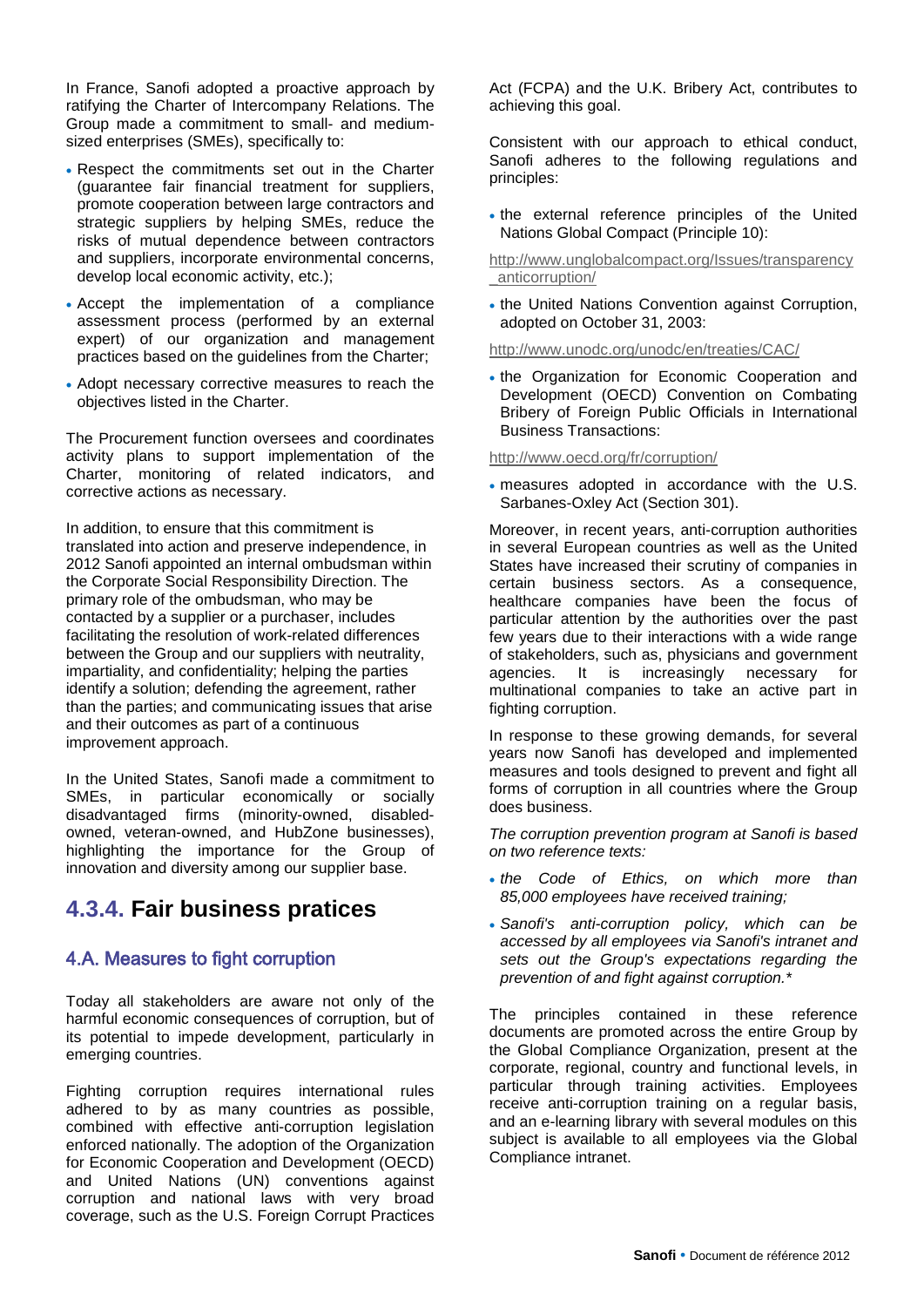In France, Sanofi adopted a proactive approach by ratifying the Charter of Intercompany Relations. The Group made a commitment to small- and medium-sized enterprises (SMEs), specifically to:

- Respect the commitments set out in the Charter (guarantee fair financial treatment for suppliers, promote cooperation between large contractors and strategic suppliers by helping SMEs, reduce the risks of mutual dependence between contractors and suppliers, incorporate environmental concerns, develop local economic activity, etc.);
- Accept the implementation of a compliance assessment process (performed by an external expert) of our organization and management practices based on the guidelines from the Charter;
- Adopt necessary corrective measures to reach the objectives listed in the Charter.

The Procurement function oversees and coordinates activity plans to support implementation of the Charter, monitoring of related indicators, and corrective actions as necessary.

In addition, to ensure that this commitment is translated into action and preserve independence, in 2012 Sanofi appointed an internal ombudsman within the Corporate Social Responsibility Direction. The primary role of the ombudsman, who may be contacted by a supplier or a purchaser, includes facilitating the resolution of work-related differences between the Group and our suppliers with neutrality, impartiality, and confidentiality; helping the parties identify a solution; defending the agreement, rather than the parties; and communicating issues that arise and their outcomes as part of a continuous improvement approach.

In the United States, Sanofi made a commitment to SMEs, in particular economically or socially disadvantaged firms (minority-owned, disabled-owned, veteran-owned, and HubZone businesses), highlighting the importance for the Group of innovation and diversity among our supplier base.

## 4.3.4. Fair business pratices

### 4.A. Measures to fight corruption

Today all stakeholders are aware not only of the harmful economic consequences of corruption, but of its potential to impede development, particularly in emerging countries.

Fighting corruption requires international rules adhered to by as many countries as possible, combined with effective anti-corruption legislation enforced nationally. The adoption of the Organization for Economic Cooperation and Development (OECD) and United Nations (UN) conventions against corruption and national laws with very broad coverage, such as the U.S. Foreign Corrupt Practices Act (FCPA) and the U.K. Bribery Act, contributes to achieving this goal.

Consistent with our approach to ethical conduct, Sanofi adheres to the following regulations and principles:

- the external reference principles of the United Nations Global Compact (Principle 10):

http://www.unglobalcompact.org/Issues/transparency_anticorruption/

- the United Nations Convention against Corruption, adopted on October 31, 2003:

http://www.unodc.org/unodc/en/treaties/CAC/

- the Organization for Economic Cooperation and Development (OECD) Convention on Combating Bribery of Foreign Public Officials in International Business Transactions:

http://www.oecd.org/fr/corruption/

- measures adopted in accordance with the U.S. Sarbanes-Oxley Act (Section 301).

Moreover, in recent years, anti-corruption authorities in several European countries as well as the United States have increased their scrutiny of companies in certain business sectors. As a consequence, healthcare companies have been the focus of particular attention by the authorities over the past few years due to their interactions with a wide range of stakeholders, such as, physicians and government agencies. It is increasingly necessary for multinational companies to take an active part in fighting corruption.

In response to these growing demands, for several years now Sanofi has developed and implemented measures and tools designed to prevent and fight all forms of corruption in all countries where the Group does business.

*The corruption prevention program at Sanofi is based on two reference texts:*

- *the Code of Ethics, on which more than 85,000 employees have received training;*
- *Sanofi's anti-corruption policy, which can be accessed by all employees via Sanofi's intranet and sets out the Group's expectations regarding the prevention of and fight against corruption.**

The principles contained in these reference documents are promoted across the entire Group by the Global Compliance Organization, present at the corporate, regional, country and functional levels, in particular through training activities. Employees receive anti-corruption training on a regular basis, and an e-learning library with several modules on this subject is available to all employees via the Global Compliance intranet.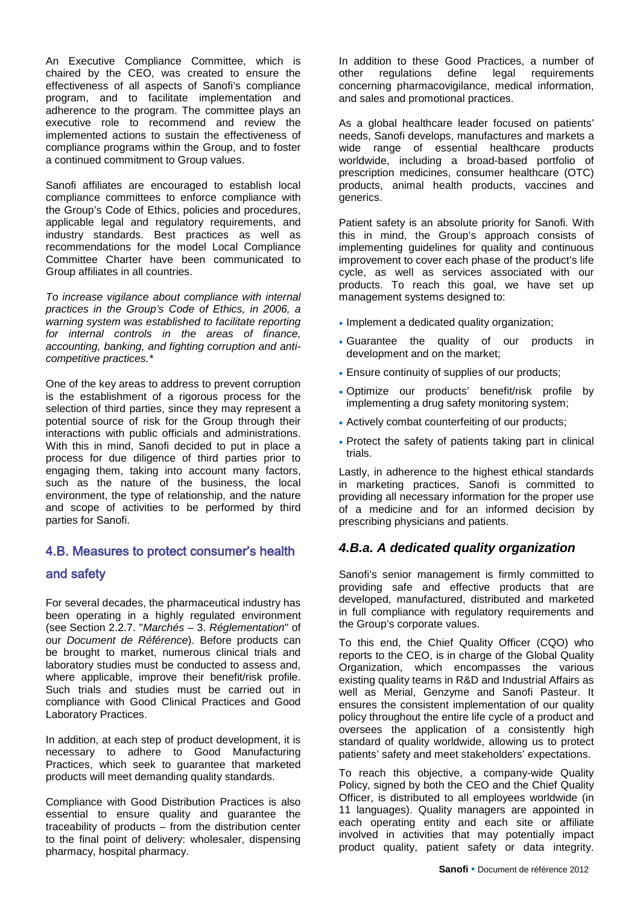An Executive Compliance Committee, which is chaired by the CEO, was created to ensure the effectiveness of all aspects of Sanofi's compliance program, and to facilitate implementation and adherence to the program. The committee plays an executive role to recommend and review the implemented actions to sustain the effectiveness of compliance programs within the Group, and to foster a continued commitment to Group values.

Sanofi affiliates are encouraged to establish local compliance committees to enforce compliance with the Group's Code of Ethics, policies and procedures, applicable legal and regulatory requirements, and industry standards. Best practices as well as recommendations for the model Local Compliance Committee Charter have been communicated to Group affiliates in all countries.

*To increase vigilance about compliance with internal practices in the Group's Code of Ethics, in 2006, a warning system was established to facilitate reporting for internal controls in the areas of finance, accounting, banking, and fighting corruption and anti-competitive practices.\**

One of the key areas to address to prevent corruption is the establishment of a rigorous process for the selection of third parties, since they may represent a potential source of risk for the Group through their interactions with public officials and administrations. With this in mind, Sanofi decided to put in place a process for due diligence of third parties prior to engaging them, taking into account many factors, such as the nature of the business, the local environment, the type of relationship, and the nature and scope of activities to be performed by third parties for Sanofi.

## 4.B. Measures to protect consumer's health and safety

For several decades, the pharmaceutical industry has been operating in a highly regulated environment (see Section 2.2.7. "*Marchés* – 3. *Réglementation*" of our *Document de Référence*). Before products can be brought to market, numerous clinical trials and laboratory studies must be conducted to assess and, where applicable, improve their benefit/risk profile. Such trials and studies must be carried out in compliance with Good Clinical Practices and Good Laboratory Practices.

In addition, at each step of product development, it is necessary to adhere to Good Manufacturing Practices, which seek to guarantee that marketed products will meet demanding quality standards.

Compliance with Good Distribution Practices is also essential to ensure quality and guarantee the traceability of products – from the distribution center to the final point of delivery: wholesaler, dispensing pharmacy, hospital pharmacy.

In addition to these Good Practices, a number of other regulations define legal requirements concerning pharmacovigilance, medical information, and sales and promotional practices.

As a global healthcare leader focused on patients' needs, Sanofi develops, manufactures and markets a wide range of essential healthcare products worldwide, including a broad-based portfolio of prescription medicines, consumer healthcare (OTC) products, animal health products, vaccines and generics.

Patient safety is an absolute priority for Sanofi. With this in mind, the Group's approach consists of implementing guidelines for quality and continuous improvement to cover each phase of the product's life cycle, as well as services associated with our products. To reach this goal, we have set up management systems designed to:

- Implement a dedicated quality organization;
- Guarantee the quality of our products in development and on the market;
- Ensure continuity of supplies of our products;
- Optimize our products' benefit/risk profile by implementing a drug safety monitoring system;
- Actively combat counterfeiting of our products;
- Protect the safety of patients taking part in clinical trials.

Lastly, in adherence to the highest ethical standards in marketing practices, Sanofi is committed to providing all necessary information for the proper use of a medicine and for an informed decision by prescribing physicians and patients.

### *4.B.a. A dedicated quality organization*

Sanofi's senior management is firmly committed to providing safe and effective products that are developed, manufactured, distributed and marketed in full compliance with regulatory requirements and the Group's corporate values.

To this end, the Chief Quality Officer (CQO) who reports to the CEO, is in charge of the Global Quality Organization, which encompasses the various existing quality teams in R&D and Industrial Affairs as well as Merial, Genzyme and Sanofi Pasteur. It ensures the consistent implementation of our quality policy throughout the entire life cycle of a product and oversees the application of a consistently high standard of quality worldwide, allowing us to protect patients' safety and meet stakeholders' expectations.

To reach this objective, a company-wide Quality Policy, signed by both the CEO and the Chief Quality Officer, is distributed to all employees worldwide (in 11 languages). Quality managers are appointed in each operating entity and each site or affiliate involved in activities that may potentially impact product quality, patient safety or data integrity.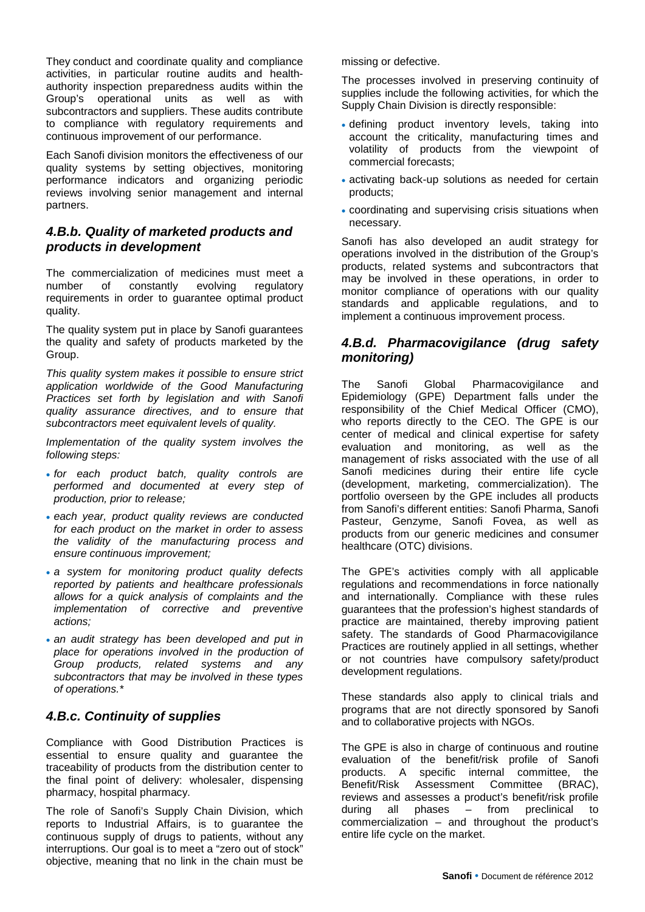They conduct and coordinate quality and compliance activities, in particular routine audits and health-authority inspection preparedness audits within the Group's operational units as well as with subcontractors and suppliers. These audits contribute to compliance with regulatory requirements and continuous improvement of our performance.

Each Sanofi division monitors the effectiveness of our quality systems by setting objectives, monitoring performance indicators and organizing periodic reviews involving senior management and internal partners.

### 4.B.b. Quality of marketed products and products in development

The commercialization of medicines must meet a number of constantly evolving regulatory requirements in order to guarantee optimal product quality.

The quality system put in place by Sanofi guarantees the quality and safety of products marketed by the Group.

*This quality system makes it possible to ensure strict application worldwide of the Good Manufacturing Practices set forth by legislation and with Sanofi quality assurance directives, and to ensure that subcontractors meet equivalent levels of quality.*

*Implementation of the quality system involves the following steps:*

- *for each product batch, quality controls are performed and documented at every step of production, prior to release;*
- *each year, product quality reviews are conducted for each product on the market in order to assess the validity of the manufacturing process and ensure continuous improvement;*
- *a system for monitoring product quality defects reported by patients and healthcare professionals allows for a quick analysis of complaints and the implementation of corrective and preventive actions;*
- *an audit strategy has been developed and put in place for operations involved in the production of Group products, related systems and any subcontractors that may be involved in these types of operations.\**

### 4.B.c. Continuity of supplies

Compliance with Good Distribution Practices is essential to ensure quality and guarantee the traceability of products from the distribution center to the final point of delivery: wholesaler, dispensing pharmacy, hospital pharmacy.

The role of Sanofi's Supply Chain Division, which reports to Industrial Affairs, is to guarantee the continuous supply of drugs to patients, without any interruptions. Our goal is to meet a "zero out of stock" objective, meaning that no link in the chain must be missing or defective.

The processes involved in preserving continuity of supplies include the following activities, for which the Supply Chain Division is directly responsible:

- defining product inventory levels, taking into account the criticality, manufacturing times and volatility of products from the viewpoint of commercial forecasts;
- activating back-up solutions as needed for certain products;
- coordinating and supervising crisis situations when necessary.

Sanofi has also developed an audit strategy for operations involved in the distribution of the Group's products, related systems and subcontractors that may be involved in these operations, in order to monitor compliance of operations with our quality standards and applicable regulations, and to implement a continuous improvement process.

### 4.B.d. Pharmacovigilance (drug safety monitoring)

The Sanofi Global Pharmacovigilance and Epidemiology (GPE) Department falls under the responsibility of the Chief Medical Officer (CMO), who reports directly to the CEO. The GPE is our center of medical and clinical expertise for safety evaluation and monitoring, as well as the management of risks associated with the use of all Sanofi medicines during their entire life cycle (development, marketing, commercialization). The portfolio overseen by the GPE includes all products from Sanofi's different entities: Sanofi Pharma, Sanofi Pasteur, Genzyme, Sanofi Fovea, as well as products from our generic medicines and consumer healthcare (OTC) divisions.

The GPE's activities comply with all applicable regulations and recommendations in force nationally and internationally. Compliance with these rules guarantees that the profession's highest standards of practice are maintained, thereby improving patient safety. The standards of Good Pharmacovigilance Practices are routinely applied in all settings, whether or not countries have compulsory safety/product development regulations.

These standards also apply to clinical trials and programs that are not directly sponsored by Sanofi and to collaborative projects with NGOs.

The GPE is also in charge of continuous and routine evaluation of the benefit/risk profile of Sanofi products. A specific internal committee, the Benefit/Risk Assessment Committee (BRAC), reviews and assesses a product's benefit/risk profile during all phases – from preclinical to commercialization – and throughout the product's entire life cycle on the market.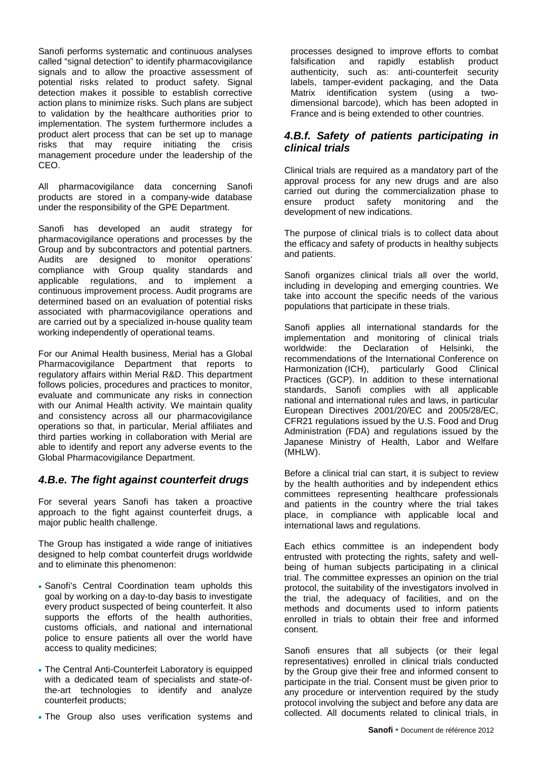Sanofi performs systematic and continuous analyses called "signal detection" to identify pharmacovigilance signals and to allow the proactive assessment of potential risks related to product safety. Signal detection makes it possible to establish corrective action plans to minimize risks. Such plans are subject to validation by the healthcare authorities prior to implementation. The system furthermore includes a product alert process that can be set up to manage risks that may require initiating the crisis management procedure under the leadership of the CEO.

All pharmacovigilance data concerning Sanofi products are stored in a company-wide database under the responsibility of the GPE Department.

Sanofi has developed an audit strategy for pharmacovigilance operations and processes by the Group and by subcontractors and potential partners. Audits are designed to monitor operations' compliance with Group quality standards and applicable regulations, and to implement a continuous improvement process. Audit programs are determined based on an evaluation of potential risks associated with pharmacovigilance operations and are carried out by a specialized in-house quality team working independently of operational teams.

For our Animal Health business, Merial has a Global Pharmacovigilance Department that reports to regulatory affairs within Merial R&D. This department follows policies, procedures and practices to monitor, evaluate and communicate any risks in connection with our Animal Health activity. We maintain quality and consistency across all our pharmacovigilance operations so that, in particular, Merial affiliates and third parties working in collaboration with Merial are able to identify and report any adverse events to the Global Pharmacovigilance Department.

### *4.B.e. The fight against counterfeit drugs*

For several years Sanofi has taken a proactive approach to the fight against counterfeit drugs, a major public health challenge.

The Group has instigated a wide range of initiatives designed to help combat counterfeit drugs worldwide and to eliminate this phenomenon:

- Sanofi's Central Coordination team upholds this goal by working on a day-to-day basis to investigate every product suspected of being counterfeit. It also supports the efforts of the health authorities, customs officials, and national and international police to ensure patients all over the world have access to quality medicines;
- The Central Anti-Counterfeit Laboratory is equipped with a dedicated team of specialists and state-of-the-art technologies to identify and analyze counterfeit products;
- The Group also uses verification systems and processes designed to improve efforts to combat falsification and rapidly establish product authenticity, such as: anti-counterfeit security labels, tamper-evident packaging, and the Data Matrix identification system (using a two-dimensional barcode), which has been adopted in France and is being extended to other countries.

### *4.B.f. Safety of patients participating in clinical trials*

Clinical trials are required as a mandatory part of the approval process for any new drugs and are also carried out during the commercialization phase to ensure product safety monitoring and the development of new indications.

The purpose of clinical trials is to collect data about the efficacy and safety of products in healthy subjects and patients.

Sanofi organizes clinical trials all over the world, including in developing and emerging countries. We take into account the specific needs of the various populations that participate in these trials.

Sanofi applies all international standards for the implementation and monitoring of clinical trials worldwide: the Declaration of Helsinki, the recommendations of the International Conference on Harmonization (ICH), particularly Good Clinical Practices (GCP). In addition to these international standards, Sanofi complies with all applicable national and international rules and laws, in particular European Directives 2001/20/EC and 2005/28/EC, CFR21 regulations issued by the U.S. Food and Drug Administration (FDA) and regulations issued by the Japanese Ministry of Health, Labor and Welfare (MHLW).

Before a clinical trial can start, it is subject to review by the health authorities and by independent ethics committees representing healthcare professionals and patients in the country where the trial takes place, in compliance with applicable local and international laws and regulations.

Each ethics committee is an independent body entrusted with protecting the rights, safety and well-being of human subjects participating in a clinical trial. The committee expresses an opinion on the trial protocol, the suitability of the investigators involved in the trial, the adequacy of facilities, and on the methods and documents used to inform patients enrolled in trials to obtain their free and informed consent.

Sanofi ensures that all subjects (or their legal representatives) enrolled in clinical trials conducted by the Group give their free and informed consent to participate in the trial. Consent must be given prior to any procedure or intervention required by the study protocol involving the subject and before any data are collected. All documents related to clinical trials, in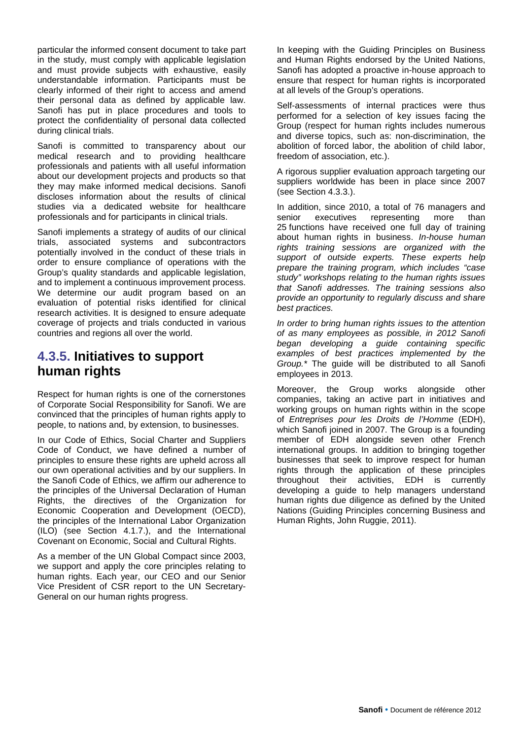particular the informed consent document to take part in the study, must comply with applicable legislation and must provide subjects with exhaustive, easily understandable information. Participants must be clearly informed of their right to access and amend their personal data as defined by applicable law. Sanofi has put in place procedures and tools to protect the confidentiality of personal data collected during clinical trials.

Sanofi is committed to transparency about our medical research and to providing healthcare professionals and patients with all useful information about our development projects and products so that they may make informed medical decisions. Sanofi discloses information about the results of clinical studies via a dedicated website for healthcare professionals and for participants in clinical trials.

Sanofi implements a strategy of audits of our clinical trials, associated systems and subcontractors potentially involved in the conduct of these trials in order to ensure compliance of operations with the Group's quality standards and applicable legislation, and to implement a continuous improvement process. We determine our audit program based on an evaluation of potential risks identified for clinical research activities. It is designed to ensure adequate coverage of projects and trials conducted in various countries and regions all over the world.

## 4.3.5. Initiatives to support human rights

Respect for human rights is one of the cornerstones of Corporate Social Responsibility for Sanofi. We are convinced that the principles of human rights apply to people, to nations and, by extension, to businesses.

In our Code of Ethics, Social Charter and Suppliers Code of Conduct, we have defined a number of principles to ensure these rights are upheld across all our own operational activities and by our suppliers. In the Sanofi Code of Ethics, we affirm our adherence to the principles of the Universal Declaration of Human Rights, the directives of the Organization for Economic Cooperation and Development (OECD), the principles of the International Labor Organization (ILO) (see Section 4.1.7.), and the International Covenant on Economic, Social and Cultural Rights.

As a member of the UN Global Compact since 2003, we support and apply the core principles relating to human rights. Each year, our CEO and our Senior Vice President of CSR report to the UN Secretary-General on our human rights progress.

In keeping with the Guiding Principles on Business and Human Rights endorsed by the United Nations, Sanofi has adopted a proactive in-house approach to ensure that respect for human rights is incorporated at all levels of the Group's operations.

Self-assessments of internal practices were thus performed for a selection of key issues facing the Group (respect for human rights includes numerous and diverse topics, such as: non-discrimination, the abolition of forced labor, the abolition of child labor, freedom of association, etc.).

A rigorous supplier evaluation approach targeting our suppliers worldwide has been in place since 2007 (see Section 4.3.3.).

In addition, since 2010, a total of 76 managers and senior executives representing more than 25 functions have received one full day of training about human rights in business. *In-house human rights training sessions are organized with the support of outside experts. These experts help prepare the training program, which includes "case study" workshops relating to the human rights issues that Sanofi addresses. The training sessions also provide an opportunity to regularly discuss and share best practices.*

*In order to bring human rights issues to the attention of as many employees as possible, in 2012 Sanofi began developing a guide containing specific examples of best practices implemented by the Group.** The guide will be distributed to all Sanofi employees in 2013.

Moreover, the Group works alongside other companies, taking an active part in initiatives and working groups on human rights within in the scope of *Entreprises pour les Droits de l'Homme* (EDH), which Sanofi joined in 2007. The Group is a founding member of EDH alongside seven other French international groups. In addition to bringing together businesses that seek to improve respect for human rights through the application of these principles throughout their activities, EDH is currently developing a guide to help managers understand human rights due diligence as defined by the United Nations (Guiding Principles concerning Business and Human Rights, John Ruggie, 2011).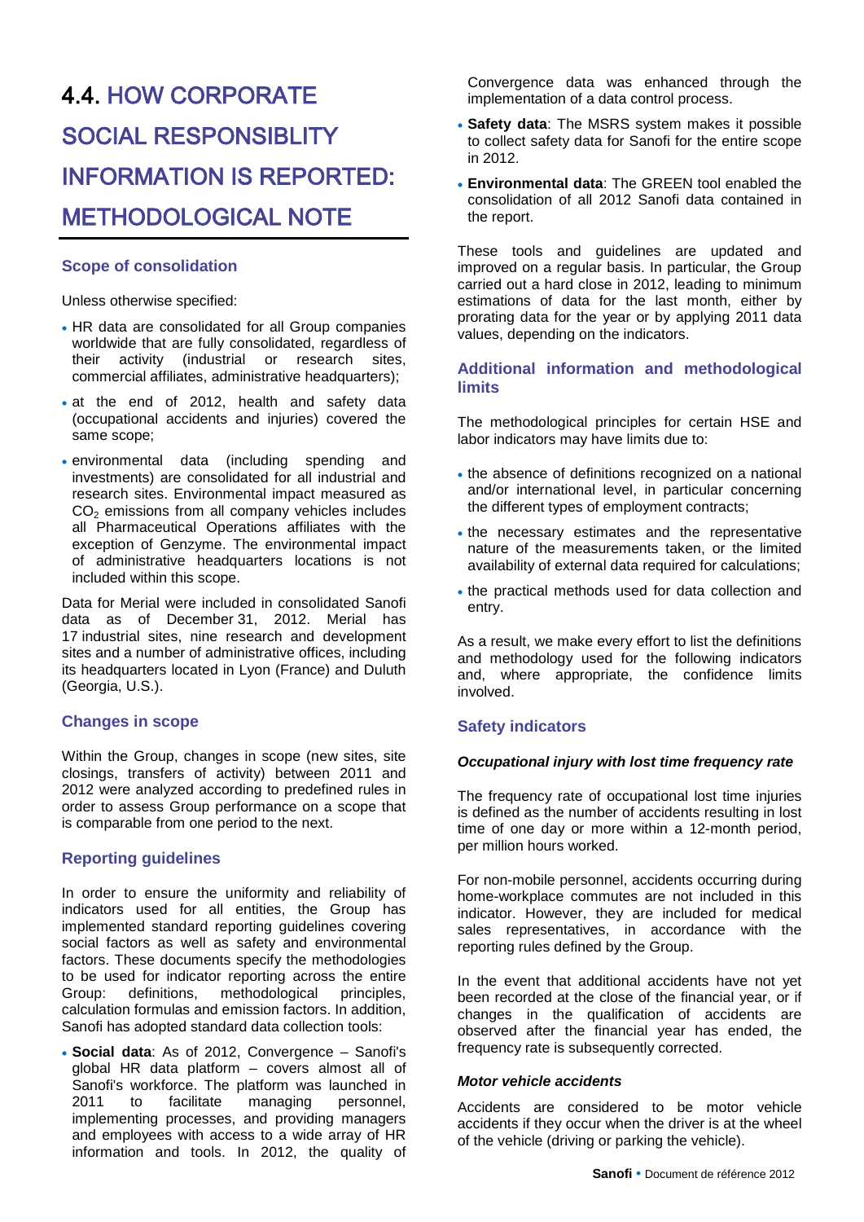# 4.4. HOW CORPORATE SOCIAL RESPONSIBLITY INFORMATION IS REPORTED: METHODOLOGICAL NOTE

## Scope of consolidation

Unless otherwise specified:

- HR data are consolidated for all Group companies worldwide that are fully consolidated, regardless of their activity (industrial or research sites, commercial affiliates, administrative headquarters);
- at the end of 2012, health and safety data (occupational accidents and injuries) covered the same scope;
- environmental data (including spending and investments) are consolidated for all industrial and research sites. Environmental impact measured as $CO_2$ emissions from all company vehicles includes all Pharmaceutical Operations affiliates with the exception of Genzyme. The environmental impact of administrative headquarters locations is not included within this scope.

Data for Merial were included in consolidated Sanofi data as of December 31, 2012. Merial has 17 industrial sites, nine research and development sites and a number of administrative offices, including its headquarters located in Lyon (France) and Duluth (Georgia, U.S.).

## Changes in scope

Within the Group, changes in scope (new sites, site closings, transfers of activity) between 2011 and 2012 were analyzed according to predefined rules in order to assess Group performance on a scope that is comparable from one period to the next.

## Reporting guidelines

In order to ensure the uniformity and reliability of indicators used for all entities, the Group has implemented standard reporting guidelines covering social factors as well as safety and environmental factors. These documents specify the methodologies to be used for indicator reporting across the entire Group: definitions, methodological principles, calculation formulas and emission factors. In addition, Sanofi has adopted standard data collection tools:

- **Social data**: As of 2012, Convergence – Sanofi's global HR data platform – covers almost all of Sanofi's workforce. The platform was launched in 2011 to facilitate managing personnel, implementing processes, and providing managers and employees with access to a wide array of HR information and tools. In 2012, the quality of Convergence data was enhanced through the implementation of a data control process.
- **Safety data**: The MSRS system makes it possible to collect safety data for Sanofi for the entire scope in 2012.
- **Environmental data**: The GREEN tool enabled the consolidation of all 2012 Sanofi data contained in the report.

These tools and guidelines are updated and improved on a regular basis. In particular, the Group carried out a hard close in 2012, leading to minimum estimations of data for the last month, either by prorating data for the year or by applying 2011 data values, depending on the indicators.

## Additional information and methodological limits

The methodological principles for certain HSE and labor indicators may have limits due to:

- the absence of definitions recognized on a national and/or international level, in particular concerning the different types of employment contracts;
- the necessary estimates and the representative nature of the measurements taken, or the limited availability of external data required for calculations;
- the practical methods used for data collection and entry.

As a result, we make every effort to list the definitions and methodology used for the following indicators and, where appropriate, the confidence limits involved.

## Safety indicators

### *Occupational injury with lost time frequency rate*

The frequency rate of occupational lost time injuries is defined as the number of accidents resulting in lost time of one day or more within a 12-month period, per million hours worked.

For non-mobile personnel, accidents occurring during home-workplace commutes are not included in this indicator. However, they are included for medical sales representatives, in accordance with the reporting rules defined by the Group.

In the event that additional accidents have not yet been recorded at the close of the financial year, or if changes in the qualification of accidents are observed after the financial year has ended, the frequency rate is subsequently corrected.

### *Motor vehicle accidents*

Accidents are considered to be motor vehicle accidents if they occur when the driver is at the wheel of the vehicle (driving or parking the vehicle).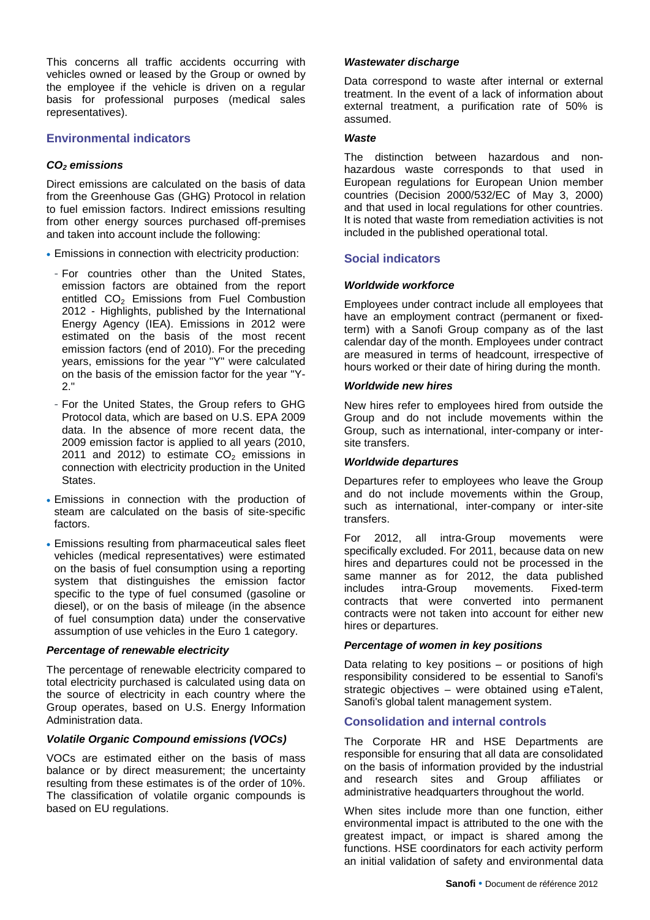This concerns all traffic accidents occurring with vehicles owned or leased by the Group or owned by the employee if the vehicle is driven on a regular basis for professional purposes (medical sales representatives).

## Environmental indicators

### $CO_2$ emissions

Direct emissions are calculated on the basis of data from the Greenhouse Gas (GHG) Protocol in relation to fuel emission factors. Indirect emissions resulting from other energy sources purchased off-premises and taken into account include the following:

- Emissions in connection with electricity production:
  - For countries other than the United States, emission factors are obtained from the report entitled $CO_2$ Emissions from Fuel Combustion 2012 - Highlights, published by the International Energy Agency (IEA). Emissions in 2012 were estimated on the basis of the most recent emission factors (end of 2010). For the preceding years, emissions for the year "Y" were calculated on the basis of the emission factor for the year "Y-2."
  - For the United States, the Group refers to GHG Protocol data, which are based on U.S. EPA 2009 data. In the absence of more recent data, the 2009 emission factor is applied to all years (2010, 2011 and 2012) to estimate $CO_2$ emissions in connection with electricity production in the United States.
- Emissions in connection with the production of steam are calculated on the basis of site-specific factors.
- Emissions resulting from pharmaceutical sales fleet vehicles (medical representatives) were estimated on the basis of fuel consumption using a reporting system that distinguishes the emission factor specific to the type of fuel consumed (gasoline or diesel), or on the basis of mileage (in the absence of fuel consumption data) under the conservative assumption of use vehicles in the Euro 1 category.

### Percentage of renewable electricity

The percentage of renewable electricity compared to total electricity purchased is calculated using data on the source of electricity in each country where the Group operates, based on U.S. Energy Information Administration data.

### Volatile Organic Compound emissions (VOCs)

VOCs are estimated either on the basis of mass balance or by direct measurement; the uncertainty resulting from these estimates is of the order of 10%. The classification of volatile organic compounds is based on EU regulations.

### Wastewater discharge

Data correspond to waste after internal or external treatment. In the event of a lack of information about external treatment, a purification rate of 50% is assumed.

### Waste

The distinction between hazardous and non-hazardous waste corresponds to that used in European regulations for European Union member countries (Decision 2000/532/EC of May 3, 2000) and that used in local regulations for other countries. It is noted that waste from remediation activities is not included in the published operational total.

## Social indicators

### Worldwide workforce

Employees under contract include all employees that have an employment contract (permanent or fixed-term) with a Sanofi Group company as of the last calendar day of the month. Employees under contract are measured in terms of headcount, irrespective of hours worked or their date of hiring during the month.

### Worldwide new hires

New hires refer to employees hired from outside the Group and do not include movements within the Group, such as international, inter-company or inter-site transfers.

### Worldwide departures

Departures refer to employees who leave the Group and do not include movements within the Group, such as international, inter-company or inter-site transfers.

For 2012, all intra-Group movements were specifically excluded. For 2011, because data on new hires and departures could not be processed in the same manner as for 2012, the data published includes intra-Group movements. Fixed-term contracts that were converted into permanent contracts were not taken into account for either new hires or departures.

### Percentage of women in key positions

Data relating to key positions – or positions of high responsibility considered to be essential to Sanofi's strategic objectives – were obtained using eTalent, Sanofi's global talent management system.

## Consolidation and internal controls

The Corporate HR and HSE Departments are responsible for ensuring that all data are consolidated on the basis of information provided by the industrial and research sites and Group affiliates or administrative headquarters throughout the world.

When sites include more than one function, either environmental impact is attributed to the one with the greatest impact, or impact is shared among the functions. HSE coordinators for each activity perform an initial validation of safety and environmental data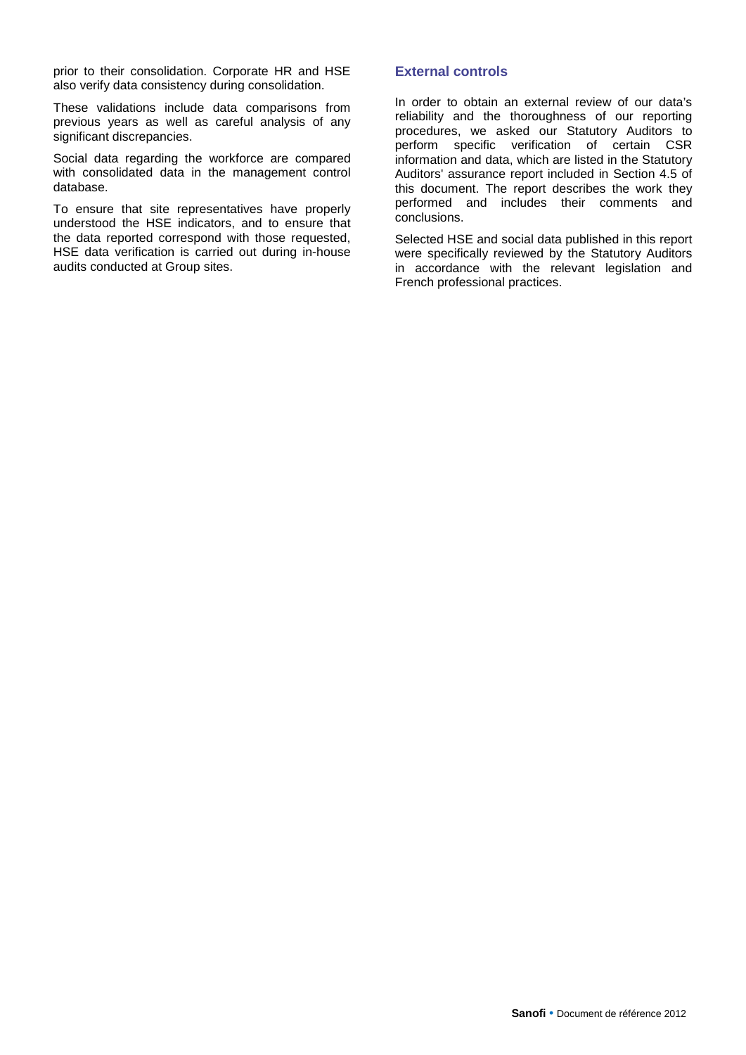prior to their consolidation. Corporate HR and HSE also verify data consistency during consolidation.

These validations include data comparisons from previous years as well as careful analysis of any significant discrepancies.

Social data regarding the workforce are compared with consolidated data in the management control database.

To ensure that site representatives have properly understood the HSE indicators, and to ensure that the data reported correspond with those requested, HSE data verification is carried out during in-house audits conducted at Group sites.

### External controls

In order to obtain an external review of our data's reliability and the thoroughness of our reporting procedures, we asked our Statutory Auditors to perform specific verification of certain CSR information and data, which are listed in the Statutory Auditors' assurance report included in Section 4.5 of this document. The report describes the work they performed and includes their comments and conclusions.

Selected HSE and social data published in this report were specifically reviewed by the Statutory Auditors in accordance with the relevant legislation and French professional practices.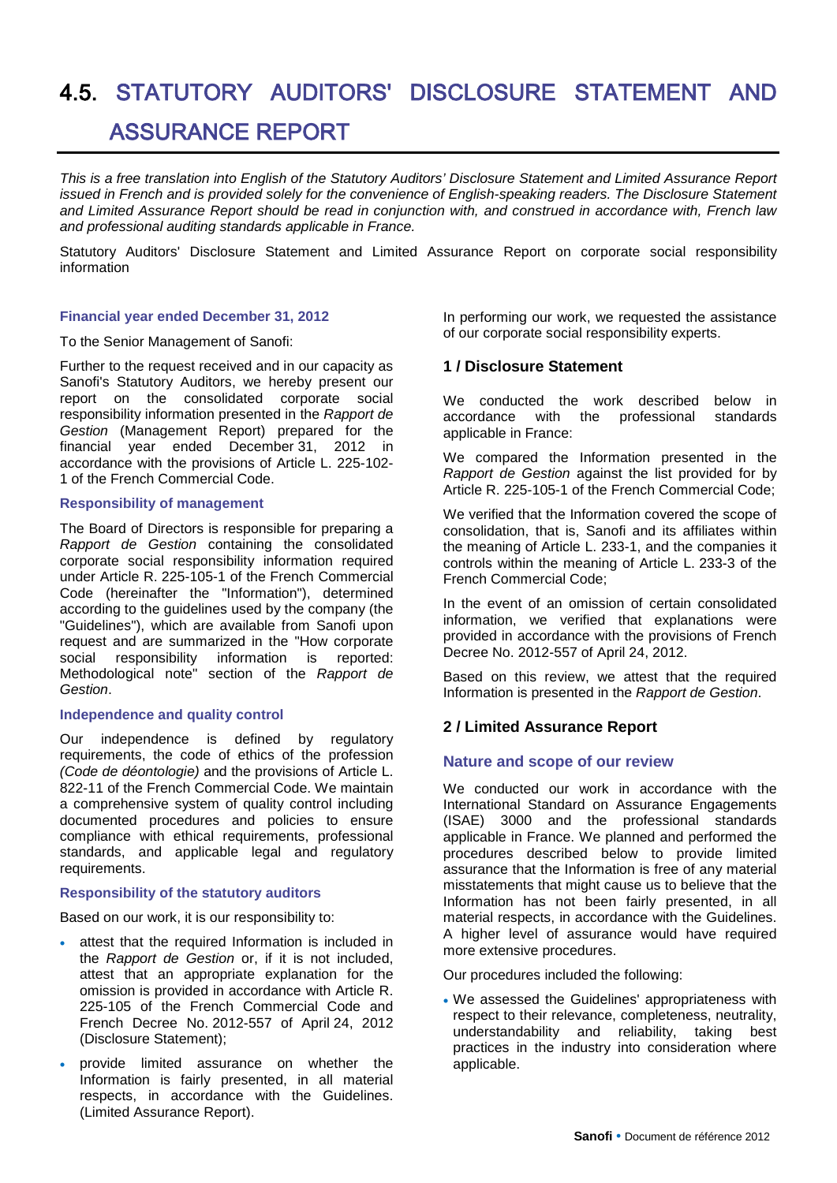# 4.5. STATUTORY AUDITORS' DISCLOSURE STATEMENT AND ASSURANCE REPORT

*This is a free translation into English of the Statutory Auditors' Disclosure Statement and Limited Assurance Report issued in French and is provided solely for the convenience of English-speaking readers. The Disclosure Statement and Limited Assurance Report should be read in conjunction with, and construed in accordance with, French law and professional auditing standards applicable in France.*

Statutory Auditors' Disclosure Statement and Limited Assurance Report on corporate social responsibility information

### Financial year ended December 31, 2012

To the Senior Management of Sanofi:

Further to the request received and in our capacity as Sanofi's Statutory Auditors, we hereby present our report on the consolidated corporate social responsibility information presented in the *Rapport de Gestion* (Management Report) prepared for the financial year ended December 31, 2012 in accordance with the provisions of Article L. 225-102-1 of the French Commercial Code.

### Responsibility of management

The Board of Directors is responsible for preparing a *Rapport de Gestion* containing the consolidated corporate social responsibility information required under Article R. 225-105-1 of the French Commercial Code (hereinafter the "Information"), determined according to the guidelines used by the company (the "Guidelines"), which are available from Sanofi upon request and are summarized in the "How corporate social responsibility information is reported: Methodological note" section of the *Rapport de Gestion*.

### Independence and quality control

Our independence is defined by regulatory requirements, the code of ethics of the profession *(Code de déontologie)* and the provisions of Article L. 822-11 of the French Commercial Code. We maintain a comprehensive system of quality control including documented procedures and policies to ensure compliance with ethical requirements, professional standards, and applicable legal and regulatory requirements.

### Responsibility of the statutory auditors

Based on our work, it is our responsibility to:

- attest that the required Information is included in the *Rapport de Gestion* or, if it is not included, attest that an appropriate explanation for the omission is provided in accordance with Article R. 225-105 of the French Commercial Code and French Decree No. 2012-557 of April 24, 2012 (Disclosure Statement);
- provide limited assurance on whether the Information is fairly presented, in all material respects, in accordance with the Guidelines. (Limited Assurance Report).

In performing our work, we requested the assistance of our corporate social responsibility experts.

## 1 / Disclosure Statement

We conducted the work described below in accordance with the professional standards applicable in France:

We compared the Information presented in the *Rapport de Gestion* against the list provided for by Article R. 225-105-1 of the French Commercial Code;

We verified that the Information covered the scope of consolidation, that is, Sanofi and its affiliates within the meaning of Article L. 233-1, and the companies it controls within the meaning of Article L. 233-3 of the French Commercial Code;

In the event of an omission of certain consolidated information, we verified that explanations were provided in accordance with the provisions of French Decree No. 2012-557 of April 24, 2012.

Based on this review, we attest that the required Information is presented in the *Rapport de Gestion*.

## 2 / Limited Assurance Report

### Nature and scope of our review

We conducted our work in accordance with the International Standard on Assurance Engagements (ISAE) 3000 and the professional standards applicable in France. We planned and performed the procedures described below to provide limited assurance that the Information is free of any material misstatements that might cause us to believe that the Information has not been fairly presented, in all material respects, in accordance with the Guidelines. A higher level of assurance would have required more extensive procedures.

Our procedures included the following:

- We assessed the Guidelines' appropriateness with respect to their relevance, completeness, neutrality, understandability and reliability, taking best practices in the industry into consideration where applicable.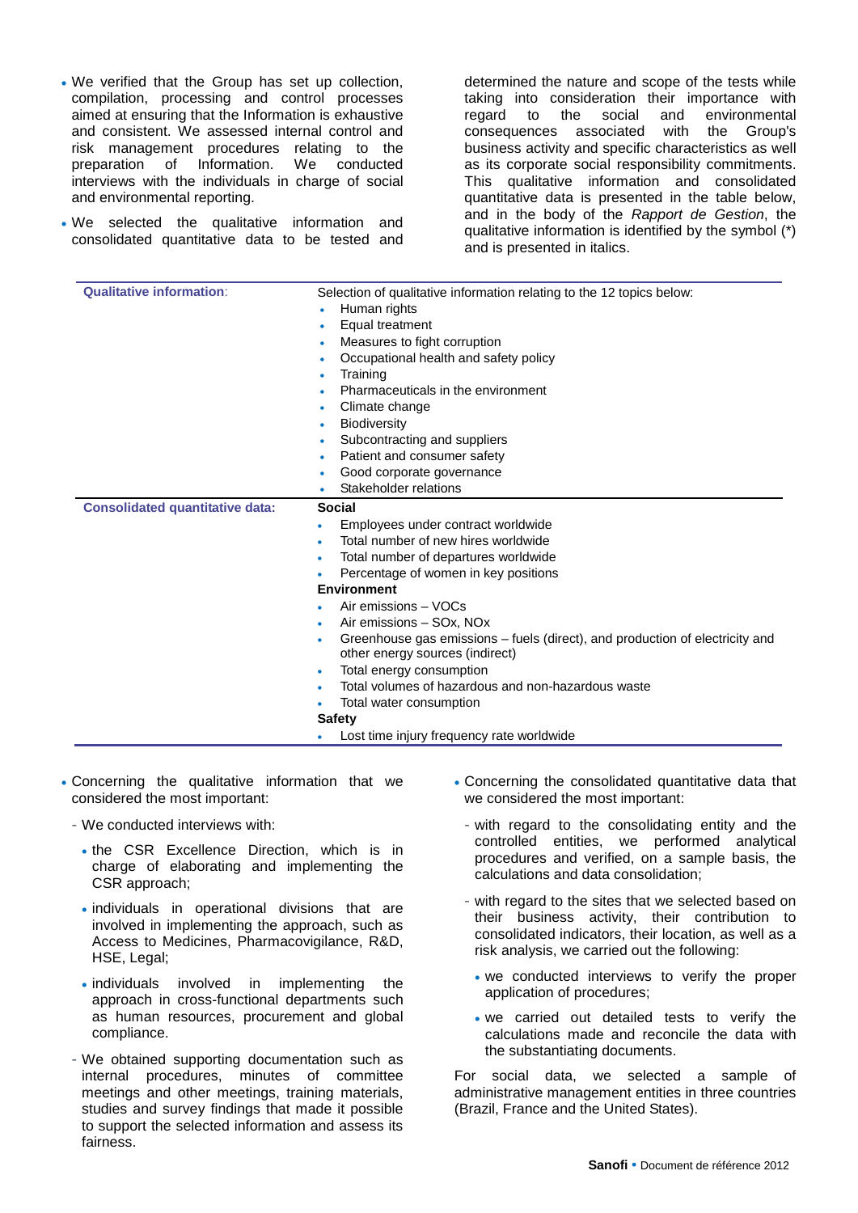- We verified that the Group has set up collection, compilation, processing and control processes aimed at ensuring that the Information is exhaustive and consistent. We assessed internal control and risk management procedures relating to the preparation of Information. We conducted interviews with the individuals in charge of social and environmental reporting.
- We selected the qualitative information and consolidated quantitative data to be tested and determined the nature and scope of the tests while taking into consideration their importance with regard to the social and environmental consequences associated with the Group's business activity and specific characteristics as well as its corporate social responsibility commitments. This qualitative information and consolidated quantitative data is presented in the table below, and in the body of the *Rapport de Gestion*, the qualitative information is identified by the symbol (*) and is presented in italics.

| | |
|---|---|
| **Qualitative information**: | Selection of qualitative information relating to the 12 topics below:<br>• Human rights<br>• Equal treatment<br>• Measures to fight corruption<br>• Occupational health and safety policy<br>• Training<br>• Pharmaceuticals in the environment<br>• Climate change<br>• Biodiversity<br>• Subcontracting and suppliers<br>• Patient and consumer safety<br>• Good corporate governance<br>• Stakeholder relations |
| **Consolidated quantitative data:** | **Social**<br>• Employees under contract worldwide<br>• Total number of new hires worldwide<br>• Total number of departures worldwide<br>• Percentage of women in key positions<br>**Environment**<br>• Air emissions – VOCs<br>• Air emissions – SOx, NOx<br>• Greenhouse gas emissions – fuels (direct), and production of electricity and other energy sources (indirect)<br>• Total energy consumption<br>• Total volumes of hazardous and non-hazardous waste<br>• Total water consumption<br>**Safety**<br>• Lost time injury frequency rate worldwide |

- Concerning the qualitative information that we considered the most important:
  - We conducted interviews with:
    - the CSR Excellence Direction, which is in charge of elaborating and implementing the CSR approach;
    - individuals in operational divisions that are involved in implementing the approach, such as Access to Medicines, Pharmacovigilance, R&D, HSE, Legal;
    - individuals involved in implementing the approach in cross-functional departments such as human resources, procurement and global compliance.
  - We obtained supporting documentation such as internal procedures, minutes of committee meetings and other meetings, training materials, studies and survey findings that made it possible to support the selected information and assess its fairness.
- Concerning the consolidated quantitative data that we considered the most important:
  - with regard to the consolidating entity and the controlled entities, we performed analytical procedures and verified, on a sample basis, the calculations and data consolidation;
  - with regard to the sites that we selected based on their business activity, their contribution to consolidated indicators, their location, as well as a risk analysis, we carried out the following:
    - we conducted interviews to verify the proper application of procedures;
    - we carried out detailed tests to verify the calculations made and reconcile the data with the substantiating documents.

For social data, we selected a sample of administrative management entities in three countries (Brazil, France and the United States).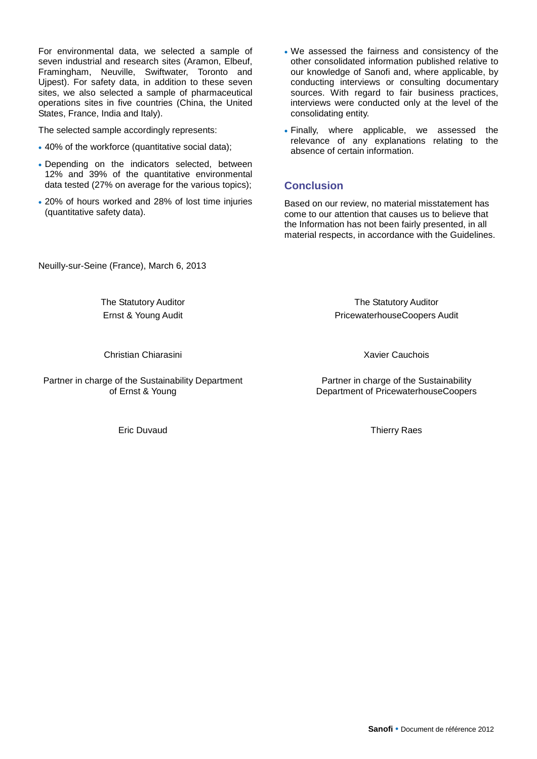For environmental data, we selected a sample of seven industrial and research sites (Aramon, Elbeuf, Framingham, Neuville, Swiftwater, Toronto and Ujpest). For safety data, in addition to these seven sites, we also selected a sample of pharmaceutical operations sites in five countries (China, the United States, France, India and Italy).

The selected sample accordingly represents:

- 40% of the workforce (quantitative social data);
- Depending on the indicators selected, between 12% and 39% of the quantitative environmental data tested (27% on average for the various topics);
- 20% of hours worked and 28% of lost time injuries (quantitative safety data).

- We assessed the fairness and consistency of the other consolidated information published relative to our knowledge of Sanofi and, where applicable, by conducting interviews or consulting documentary sources. With regard to fair business practices, interviews were conducted only at the level of the consolidating entity.
- Finally, where applicable, we assessed the relevance of any explanations relating to the absence of certain information.

## Conclusion

Based on our review, no material misstatement has come to our attention that causes us to believe that the Information has not been fairly presented, in all material respects, in accordance with the Guidelines.

Neuilly-sur-Seine (France), March 6, 2013

The Statutory Auditor
Ernst & Young Audit

Christian Chiarasini

Partner in charge of the Sustainability Department of Ernst & Young

Eric Duvaud

The Statutory Auditor
PricewaterhouseCoopers Audit

Xavier Cauchois

Partner in charge of the Sustainability Department of PricewaterhouseCoopers

Thierry Raes